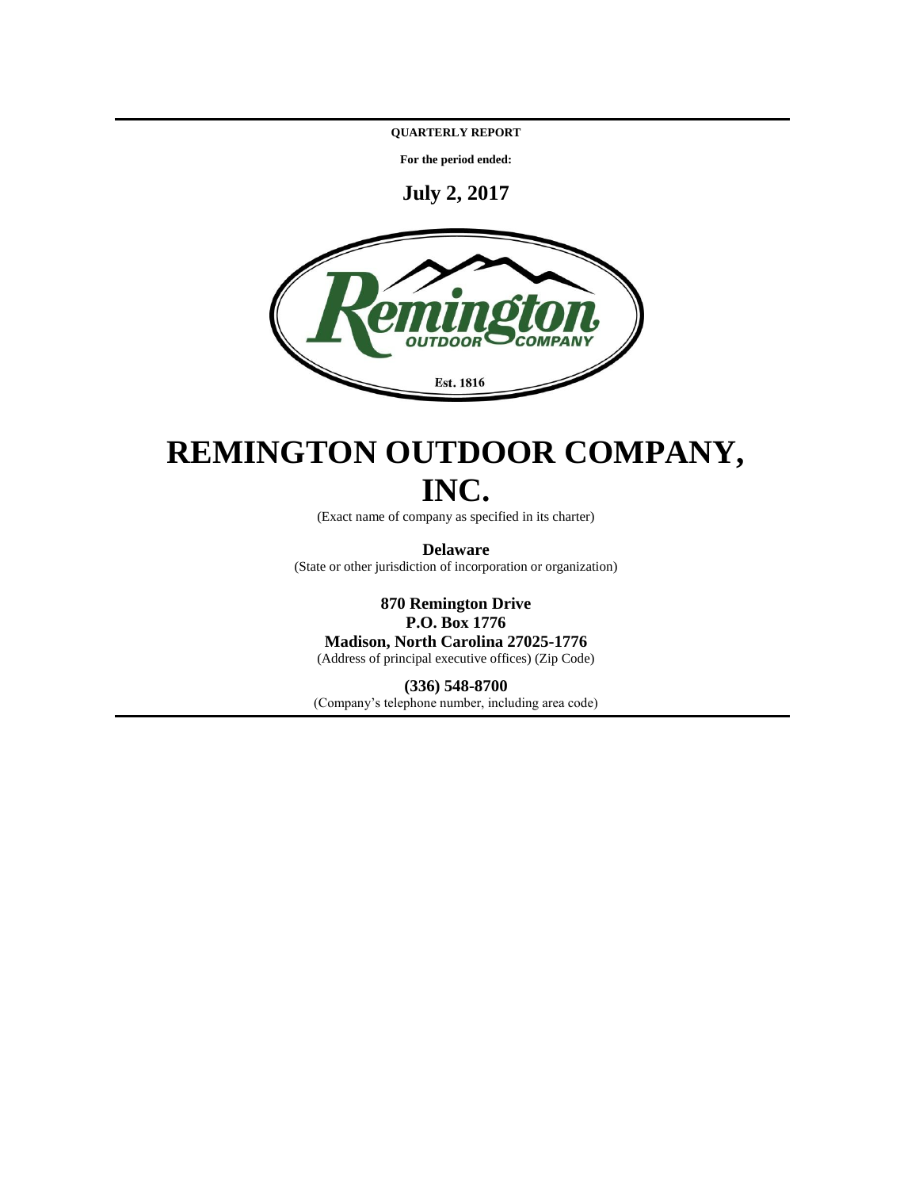**QUARTERLY REPORT**

**For the period ended:**

**July 2, 2017**

# REMINGTON OUTDOOR COMPANY, INC.

(Exact name of company as specified in its charter)

**Delaware**

(State or other jurisdiction of incorporation or organization)

**870 Remington Drive**
**P.O. Box 1776**
**Madison, North Carolina 27025-1776**

(Address of principal executive offices) (Zip Code)

**(336) 548-8700**

(Company's telephone number, including area code)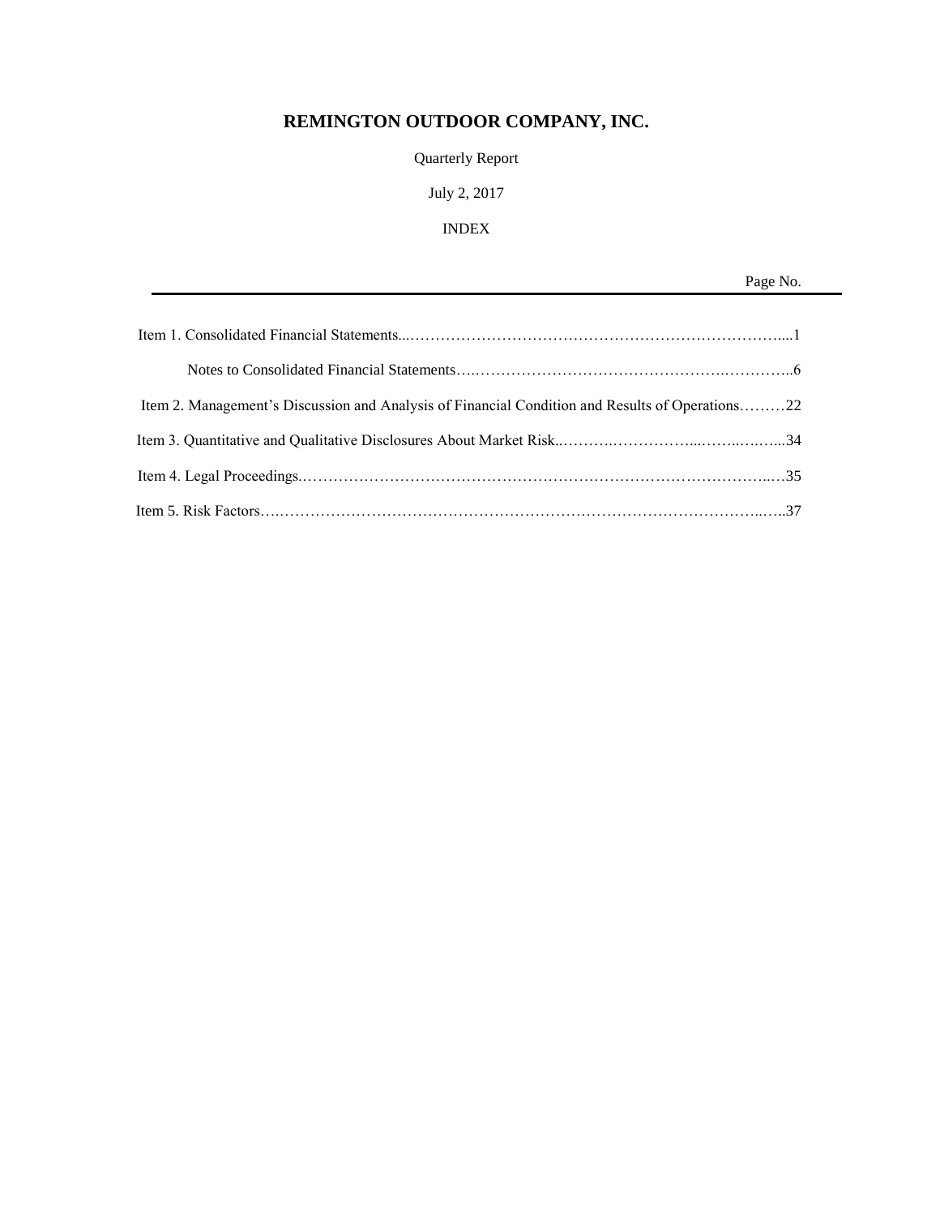# REMINGTON OUTDOOR COMPANY, INC.

Quarterly Report

July 2, 2017

INDEX

| | Page No. |
|---|---|
| Item 1. Consolidated Financial Statements | 1 |
| Notes to Consolidated Financial Statements | 6 |
| Item 2. Management's Discussion and Analysis of Financial Condition and Results of Operations | 22 |
| Item 3. Quantitative and Qualitative Disclosures About Market Risk | 34 |
| Item 4. Legal Proceedings | 35 |
| Item 5. Risk Factors | 37 |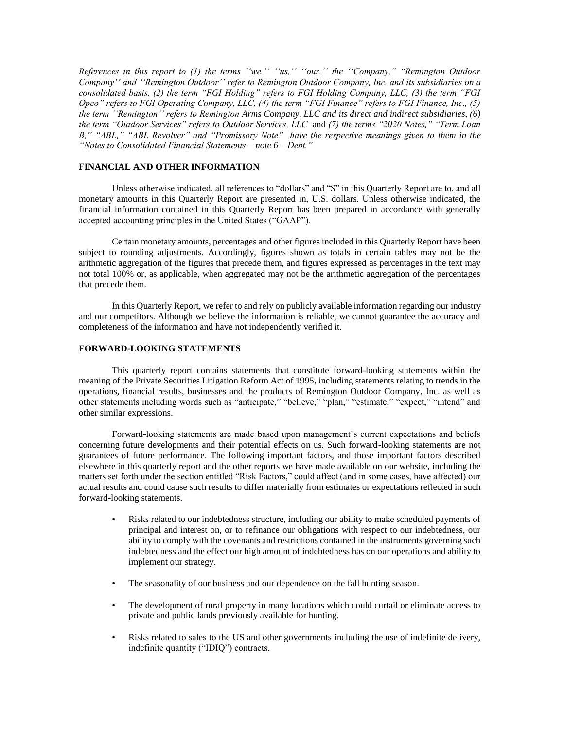*References in this report to (1) the terms ''we,'' ''us,'' ''our,'' the ''Company," "Remington Outdoor Company'' and ''Remington Outdoor'' refer to Remington Outdoor Company, Inc. and its subsidiaries on a consolidated basis, (2) the term "FGI Holding" refers to FGI Holding Company, LLC, (3) the term "FGI Opco" refers to FGI Operating Company, LLC, (4) the term "FGI Finance" refers to FGI Finance, Inc., (5) the term ''Remington'' refers to Remington Arms Company, LLC and its direct and indirect subsidiaries, (6) the term "Outdoor Services" refers to Outdoor Services, LLC* and *(7) the terms "2020 Notes," "Term Loan B," "ABL," "ABL Revolver" and "Promissory Note" have the respective meanings given to them in the "Notes to Consolidated Financial Statements – note 6 – Debt."*

## FINANCIAL AND OTHER INFORMATION

Unless otherwise indicated, all references to "dollars" and "$" in this Quarterly Report are to, and all monetary amounts in this Quarterly Report are presented in, U.S. dollars. Unless otherwise indicated, the financial information contained in this Quarterly Report has been prepared in accordance with generally accepted accounting principles in the United States ("GAAP").

Certain monetary amounts, percentages and other figures included in this Quarterly Report have been subject to rounding adjustments. Accordingly, figures shown as totals in certain tables may not be the arithmetic aggregation of the figures that precede them, and figures expressed as percentages in the text may not total 100% or, as applicable, when aggregated may not be the arithmetic aggregation of the percentages that precede them.

In this Quarterly Report, we refer to and rely on publicly available information regarding our industry and our competitors. Although we believe the information is reliable, we cannot guarantee the accuracy and completeness of the information and have not independently verified it.

## FORWARD-LOOKING STATEMENTS

This quarterly report contains statements that constitute forward-looking statements within the meaning of the Private Securities Litigation Reform Act of 1995, including statements relating to trends in the operations, financial results, businesses and the products of Remington Outdoor Company, Inc. as well as other statements including words such as "anticipate," "believe," "plan," "estimate," "expect," "intend" and other similar expressions.

Forward-looking statements are made based upon management's current expectations and beliefs concerning future developments and their potential effects on us. Such forward-looking statements are not guarantees of future performance. The following important factors, and those important factors described elsewhere in this quarterly report and the other reports we have made available on our website, including the matters set forth under the section entitled "Risk Factors," could affect (and in some cases, have affected) our actual results and could cause such results to differ materially from estimates or expectations reflected in such forward-looking statements.

- Risks related to our indebtedness structure, including our ability to make scheduled payments of principal and interest on, or to refinance our obligations with respect to our indebtedness, our ability to comply with the covenants and restrictions contained in the instruments governing such indebtedness and the effect our high amount of indebtedness has on our operations and ability to implement our strategy.
- The seasonality of our business and our dependence on the fall hunting season.
- The development of rural property in many locations which could curtail or eliminate access to private and public lands previously available for hunting.
- Risks related to sales to the US and other governments including the use of indefinite delivery, indefinite quantity ("IDIQ") contracts.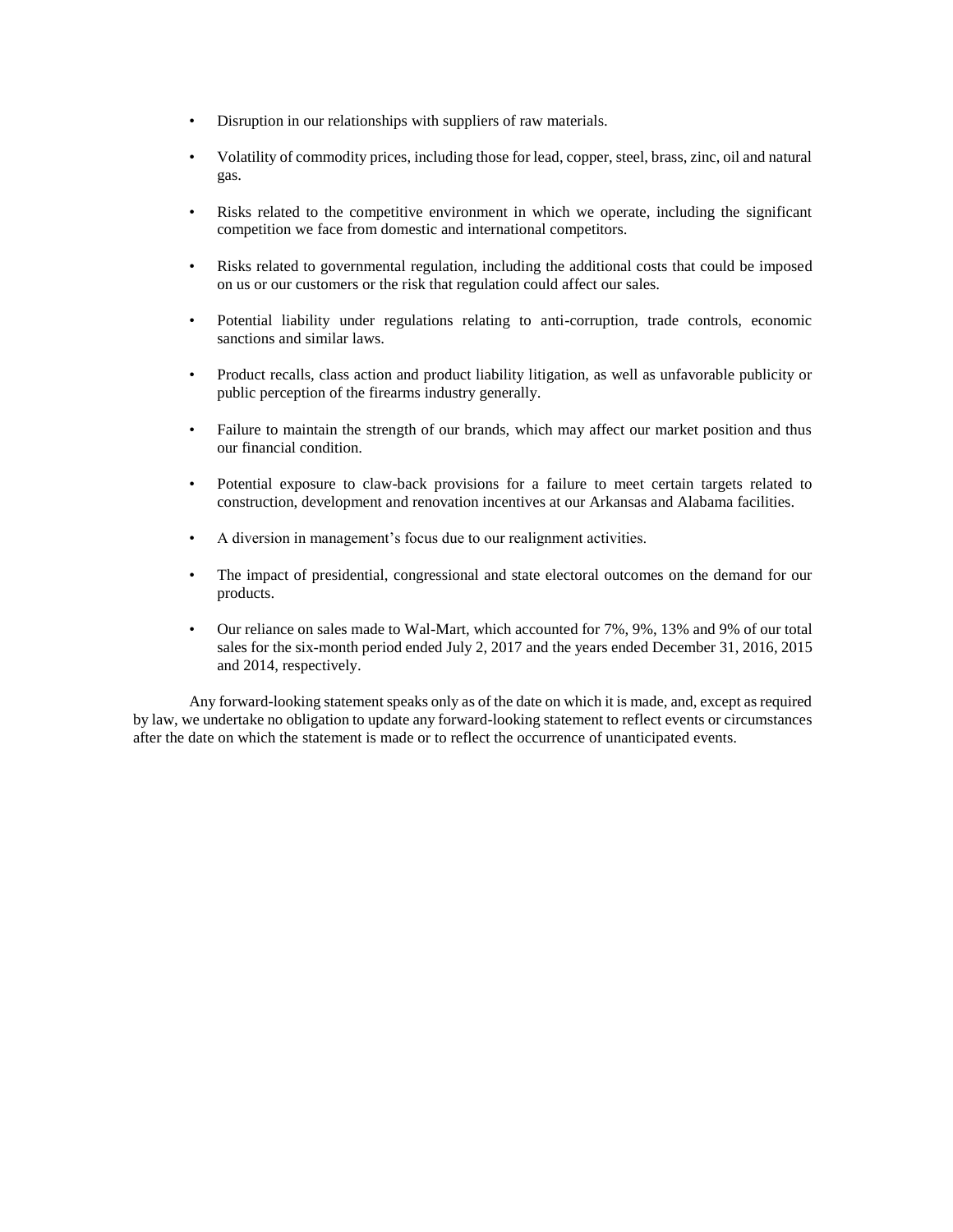- Disruption in our relationships with suppliers of raw materials.
- Volatility of commodity prices, including those for lead, copper, steel, brass, zinc, oil and natural gas.
- Risks related to the competitive environment in which we operate, including the significant competition we face from domestic and international competitors.
- Risks related to governmental regulation, including the additional costs that could be imposed on us or our customers or the risk that regulation could affect our sales.
- Potential liability under regulations relating to anti-corruption, trade controls, economic sanctions and similar laws.
- Product recalls, class action and product liability litigation, as well as unfavorable publicity or public perception of the firearms industry generally.
- Failure to maintain the strength of our brands, which may affect our market position and thus our financial condition.
- Potential exposure to claw-back provisions for a failure to meet certain targets related to construction, development and renovation incentives at our Arkansas and Alabama facilities.
- A diversion in management's focus due to our realignment activities.
- The impact of presidential, congressional and state electoral outcomes on the demand for our products.
- Our reliance on sales made to Wal-Mart, which accounted for 7%, 9%, 13% and 9% of our total sales for the six-month period ended July 2, 2017 and the years ended December 31, 2016, 2015 and 2014, respectively.

Any forward-looking statement speaks only as of the date on which it is made, and, except as required by law, we undertake no obligation to update any forward-looking statement to reflect events or circumstances after the date on which the statement is made or to reflect the occurrence of unanticipated events.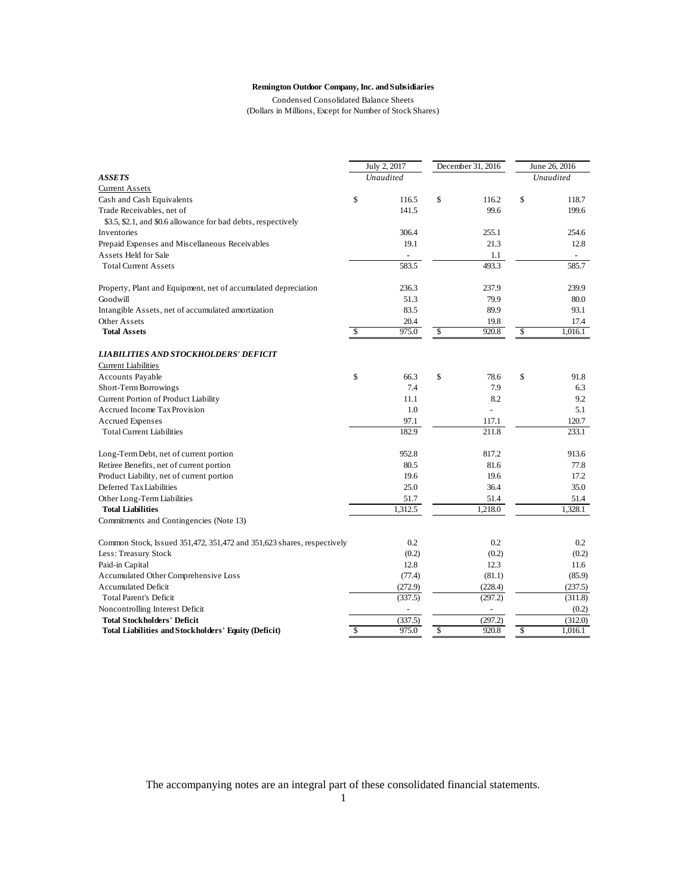**Remington Outdoor Company, Inc. and Subsidiaries**

Condensed Consolidated Balance Sheets
(Dollars in Millions, Except for Number of Stock Shares)

| | July 2, 2017 | December 31, 2016 | June 26, 2016 |
|---|---|---|---|
| ***ASSETS*** | *Unaudited* | | *Unaudited* |
| Current Assets | | | |
| Cash and Cash Equivalents | $ 116.5 | $ 116.2 | $ 118.7 |
| Trade Receivables, net of $3.5, $2.1, and $0.6 allowance for bad debts, respectively | 141.5 | 99.6 | 199.6 |
| Inventories | 306.4 | 255.1 | 254.6 |
| Prepaid Expenses and Miscellaneous Receivables | 19.1 | 21.3 | 12.8 |
| Assets Held for Sale | - | 1.1 | - |
| Total Current Assets | 583.5 | 493.3 | 585.7 |
| Property, Plant and Equipment, net of accumulated depreciation | 236.3 | 237.9 | 239.9 |
| Goodwill | 51.3 | 79.9 | 80.0 |
| Intangible Assets, net of accumulated amortization | 83.5 | 89.9 | 93.1 |
| Other Assets | 20.4 | 19.8 | 17.4 |
| **Total Assets** | $ 975.0 | $ 920.8 | $ 1,016.1 |
| ***LIABILITIES AND STOCKHOLDERS' DEFICIT*** | | | |
| Current Liabilities | | | |
| Accounts Payable | $ 66.3 | $ 78.6 | $ 91.8 |
| Short-Term Borrowings | 7.4 | 7.9 | 6.3 |
| Current Portion of Product Liability | 11.1 | 8.2 | 9.2 |
| Accrued Income Tax Provision | 1.0 | - | 5.1 |
| Accrued Expenses | 97.1 | 117.1 | 120.7 |
| Total Current Liabilities | 182.9 | 211.8 | 233.1 |
| Long-Term Debt, net of current portion | 952.8 | 817.2 | 913.6 |
| Retiree Benefits, net of current portion | 80.5 | 81.6 | 77.8 |
| Product Liability, net of current portion | 19.6 | 19.6 | 17.2 |
| Deferred Tax Liabilities | 25.0 | 36.4 | 35.0 |
| Other Long-Term Liabilities | 51.7 | 51.4 | 51.4 |
| **Total Liabilities** | 1,312.5 | 1,218.0 | 1,328.1 |
| Commitments and Contingencies (Note 13) | | | |
| Common Stock, Issued 351,472, 351,472 and 351,623 shares, respectively | 0.2 | 0.2 | 0.2 |
| Less: Treasury Stock | (0.2) | (0.2) | (0.2) |
| Paid-in Capital | 12.8 | 12.3 | 11.6 |
| Accumulated Other Comprehensive Loss | (77.4) | (81.1) | (85.9) |
| Accumulated Deficit | (272.9) | (228.4) | (237.5) |
| Total Parent's Deficit | (337.5) | (297.2) | (311.8) |
| Noncontrolling Interest Deficit | - | - | (0.2) |
| **Total Stockholders' Deficit** | (337.5) | (297.2) | (312.0) |
| **Total Liabilities and Stockholders' Equity (Deficit)** | $ 975.0 | $ 920.8 | $ 1,016.1 |

The accompanying notes are an integral part of these consolidated financial statements.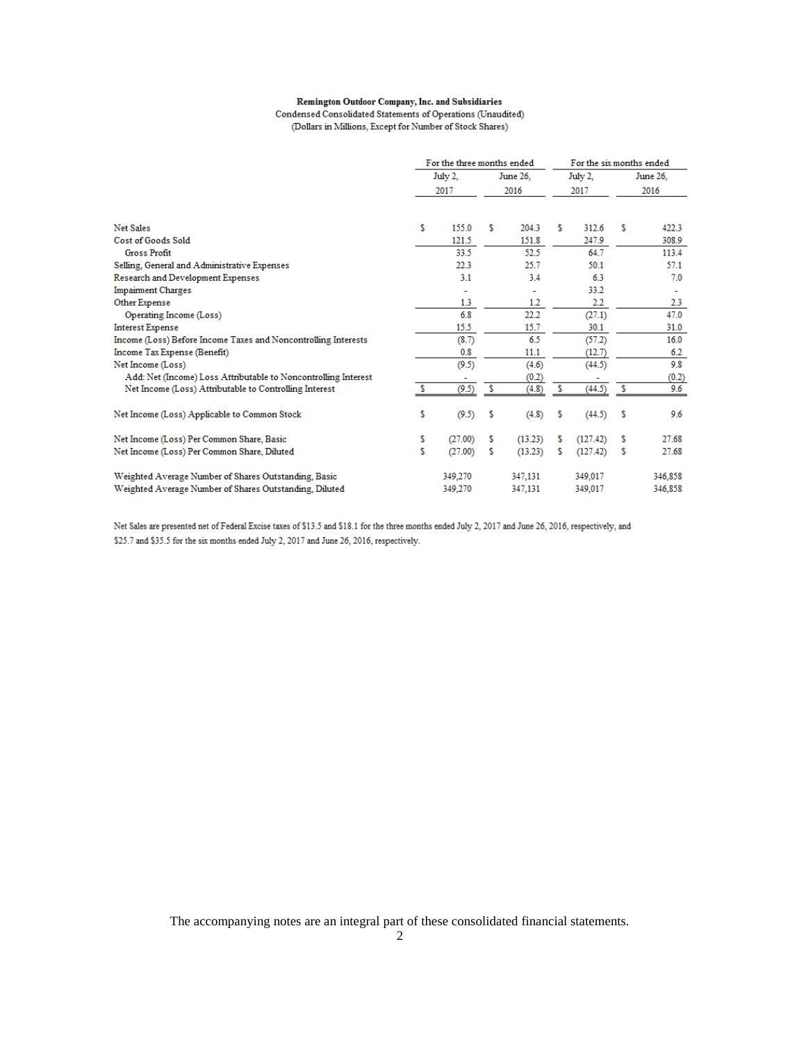**Remington Outdoor Company, Inc. and Subsidiaries**
Condensed Consolidated Statements of Operations (Unaudited)
(Dollars in Millions, Except for Number of Stock Shares)

| | For the three months ended | | For the six months ended | |
|---|---|---|---|---|
| | July 2, 2017 | June 26, 2016 | July 2, 2017 | June 26, 2016 |
| Net Sales | $ 155.0 | $ 204.3 | $ 312.6 | $ 422.3 |
| Cost of Goods Sold | 121.5 | 151.8 | 247.9 | 308.9 |
| Gross Profit | 33.5 | 52.5 | 64.7 | 113.4 |
| Selling, General and Administrative Expenses | 22.3 | 25.7 | 50.1 | 57.1 |
| Research and Development Expenses | 3.1 | 3.4 | 6.3 | 7.0 |
| Impairment Charges | - | - | 33.2 | - |
| Other Expense | 1.3 | 1.2 | 2.2 | 2.3 |
| Operating Income (Loss) | 6.8 | 22.2 | (27.1) | 47.0 |
| Interest Expense | 15.5 | 15.7 | 30.1 | 31.0 |
| Income (Loss) Before Income Taxes and Noncontrolling Interests | (8.7) | 6.5 | (57.2) | 16.0 |
| Income Tax Expense (Benefit) | 0.8 | 11.1 | (12.7) | 6.2 |
| Net Income (Loss) | (9.5) | (4.6) | (44.5) | 9.8 |
| Add: Net (Income) Loss Attributable to Noncontrolling Interest | - | (0.2) | - | (0.2) |
| Net Income (Loss) Attributable to Controlling Interest | $ (9.5) | $ (4.8) | $ (44.5) | $ 9.6 |
| Net Income (Loss) Applicable to Common Stock | $ (9.5) | $ (4.8) | $ (44.5) | $ 9.6 |
| Net Income (Loss) Per Common Share, Basic | $ (27.00) | $ (13.23) | $ (127.42) | $ 27.68 |
| Net Income (Loss) Per Common Share, Diluted | $ (27.00) | $ (13.23) | $ (127.42) | $ 27.68 |
| Weighted Average Number of Shares Outstanding, Basic | 349,270 | 347,131 | 349,017 | 346,858 |
| Weighted Average Number of Shares Outstanding, Diluted | 349,270 | 347,131 | 349,017 | 346,858 |

Net Sales are presented net of Federal Excise taxes of $13.5 and $18.1 for the three months ended July 2, 2017 and June 26, 2016, respectively, and $25.7 and $35.5 for the six months ended July 2, 2017 and June 26, 2016, respectively.

The accompanying notes are an integral part of these consolidated financial statements.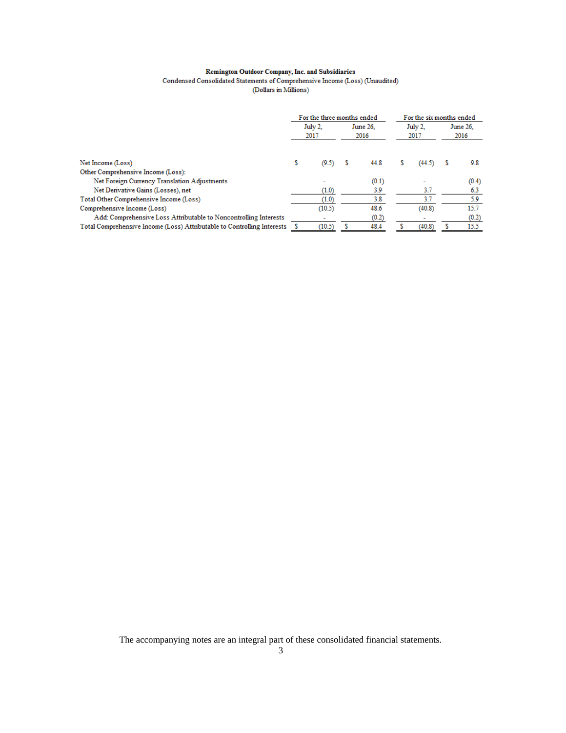**Remington Outdoor Company, Inc. and Subsidiaries**

Condensed Consolidated Statements of Comprehensive Income (Loss) (Unaudited)

(Dollars in Millions)

| | For the three months ended | | For the six months ended | |
|---|---|---|---|---|
| | July 2, 2017 | June 26, 2016 | July 2, 2017 | June 26, 2016 |
| Net Income (Loss) | $ (9.5) | $ 44.8 | $ (44.5) | $ 9.8 |
| Other Comprehensive Income (Loss): | | | | |
| Net Foreign Currency Translation Adjustments | - | (0.1) | - | (0.4) |
| Net Derivative Gains (Losses), net | (1.0) | 3.9 | 3.7 | 6.3 |
| Total Other Comprehensive Income (Loss) | (1.0) | 3.8 | 3.7 | 5.9 |
| Comprehensive Income (Loss) | (10.5) | 48.6 | (40.8) | 15.7 |
| Add: Comprehensive Loss Attributable to Noncontrolling Interests | - | (0.2) | - | (0.2) |
| Total Comprehensive Income (Loss) Attributable to Controlling Interests | $ (10.5) | $ 48.4 | $ (40.8) | $ 15.5 |

The accompanying notes are an integral part of these consolidated financial statements.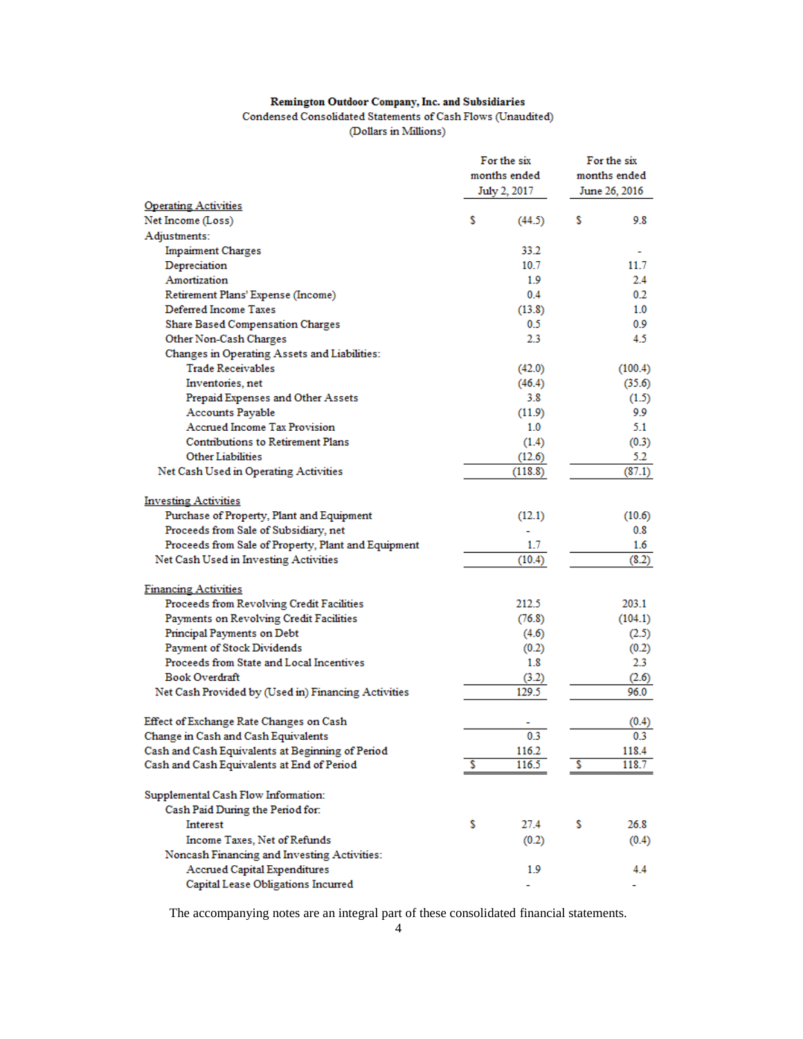**Remington Outdoor Company, Inc. and Subsidiaries**

Condensed Consolidated Statements of Cash Flows (Unaudited)

(Dollars in Millions)

| | For the six months ended July 2, 2017 | For the six months ended June 26, 2016 |
|---|---|---|
| Operating Activities | | |
| Net Income (Loss) | $ (44.5) | $ 9.8 |
| Adjustments: | | |
| Impairment Charges | 33.2 | - |
| Depreciation | 10.7 | 11.7 |
| Amortization | 1.9 | 2.4 |
| Retirement Plans' Expense (Income) | 0.4 | 0.2 |
| Deferred Income Taxes | (13.8) | 1.0 |
| Share Based Compensation Charges | 0.5 | 0.9 |
| Other Non-Cash Charges | 2.3 | 4.5 |
| Changes in Operating Assets and Liabilities: | | |
| Trade Receivables | (42.0) | (100.4) |
| Inventories, net | (46.4) | (35.6) |
| Prepaid Expenses and Other Assets | 3.8 | (1.5) |
| Accounts Payable | (11.9) | 9.9 |
| Accrued Income Tax Provision | 1.0 | 5.1 |
| Contributions to Retirement Plans | (1.4) | (0.3) |
| Other Liabilities | (12.6) | 5.2 |
| Net Cash Used in Operating Activities | (118.8) | (87.1) |
| Investing Activities | | |
| Purchase of Property, Plant and Equipment | (12.1) | (10.6) |
| Proceeds from Sale of Subsidiary, net | - | 0.8 |
| Proceeds from Sale of Property, Plant and Equipment | 1.7 | 1.6 |
| Net Cash Used in Investing Activities | (10.4) | (8.2) |
| Financing Activities | | |
| Proceeds from Revolving Credit Facilities | 212.5 | 203.1 |
| Payments on Revolving Credit Facilities | (76.8) | (104.1) |
| Principal Payments on Debt | (4.6) | (2.5) |
| Payment of Stock Dividends | (0.2) | (0.2) |
| Proceeds from State and Local Incentives | 1.8 | 2.3 |
| Book Overdraft | (3.2) | (2.6) |
| Net Cash Provided by (Used in) Financing Activities | 129.5 | 96.0 |
| Effect of Exchange Rate Changes on Cash | - | (0.4) |
| Change in Cash and Cash Equivalents | 0.3 | 0.3 |
| Cash and Cash Equivalents at Beginning of Period | 116.2 | 118.4 |
| Cash and Cash Equivalents at End of Period | $ 116.5 | $ 118.7 |
| Supplemental Cash Flow Information: | | |
| Cash Paid During the Period for: | | |
| Interest | $ 27.4 | $ 26.8 |
| Income Taxes, Net of Refunds | (0.2) | (0.4) |
| Noncash Financing and Investing Activities: | | |
| Accrued Capital Expenditures | 1.9 | 4.4 |
| Capital Lease Obligations Incurred | - | - |

The accompanying notes are an integral part of these consolidated financial statements.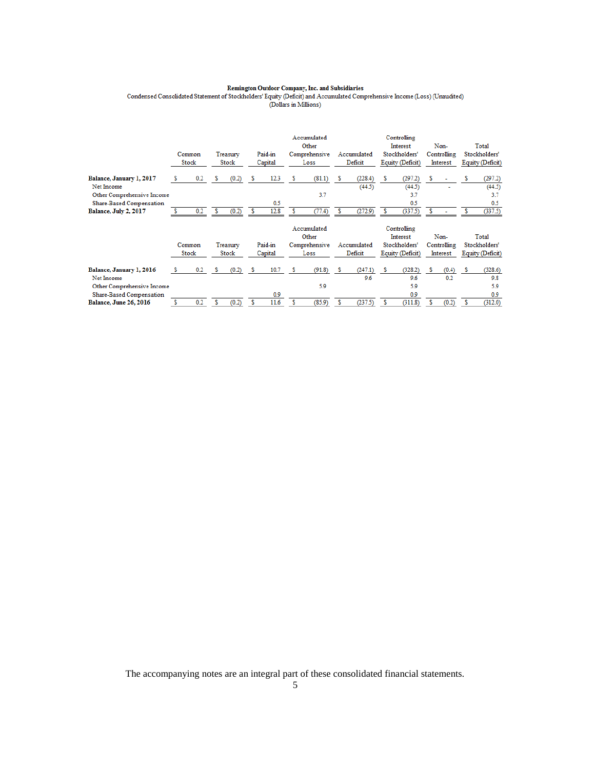**Remington Outdoor Company, Inc. and Subsidiaries**

Condensed Consolidated Statement of Stockholders' Equity (Deficit) and Accumulated Comprehensive Income (Loss) (Unaudited)

(Dollars in Millions)

| | Common Stock | Treasury Stock | Paid-in Capital | Accumulated Other Comprehensive Loss | Accumulated Deficit | Controlling Interest Stockholders' Equity (Deficit) | Non-Controlling Interest | Total Stockholders' Equity (Deficit) |
|---|---|---|---|---|---|---|---|---|
| **Balance, January 1, 2017** | $ 0.2 | $ (0.2) | $ 12.3 | $ (81.1) | $ (228.4) | $ (297.2) | $ - | $ (297.2) |
| Net Income | | | | | (44.5) | (44.5) | - | (44.5) |
| Other Comprehensive Income | | | | 3.7 | | 3.7 | | 3.7 |
| Share-Based Compensation | | | 0.5 | | | 0.5 | | 0.5 |
| **Balance, July 2, 2017** | $ 0.2 | $ (0.2) | $ 12.8 | $ (77.4) | $ (272.9) | $ (337.5) | $ - | $ (337.5) |

| | Common Stock | Treasury Stock | Paid-in Capital | Accumulated Other Comprehensive Loss | Accumulated Deficit | Controlling Interest Stockholders' Equity (Deficit) | Non-Controlling Interest | Total Stockholders' Equity (Deficit) |
|---|---|---|---|---|---|---|---|---|
| **Balance, January 1, 2016** | $ 0.2 | $ (0.2) | $ 10.7 | $ (91.8) | $ (247.1) | $ (328.2) | $ (0.4) | $ (328.6) |
| Net Income | | | | | 9.6 | 9.6 | 0.2 | 9.8 |
| Other Comprehensive Income | | | | 5.9 | | 5.9 | | 5.9 |
| Share-Based Compensation | | | 0.9 | | | 0.9 | | 0.9 |
| **Balance, June 26, 2016** | $ 0.2 | $ (0.2) | $ 11.6 | $ (85.9) | $ (237.5) | $ (311.8) | $ (0.2) | $ (312.0) |

The accompanying notes are an integral part of these consolidated financial statements.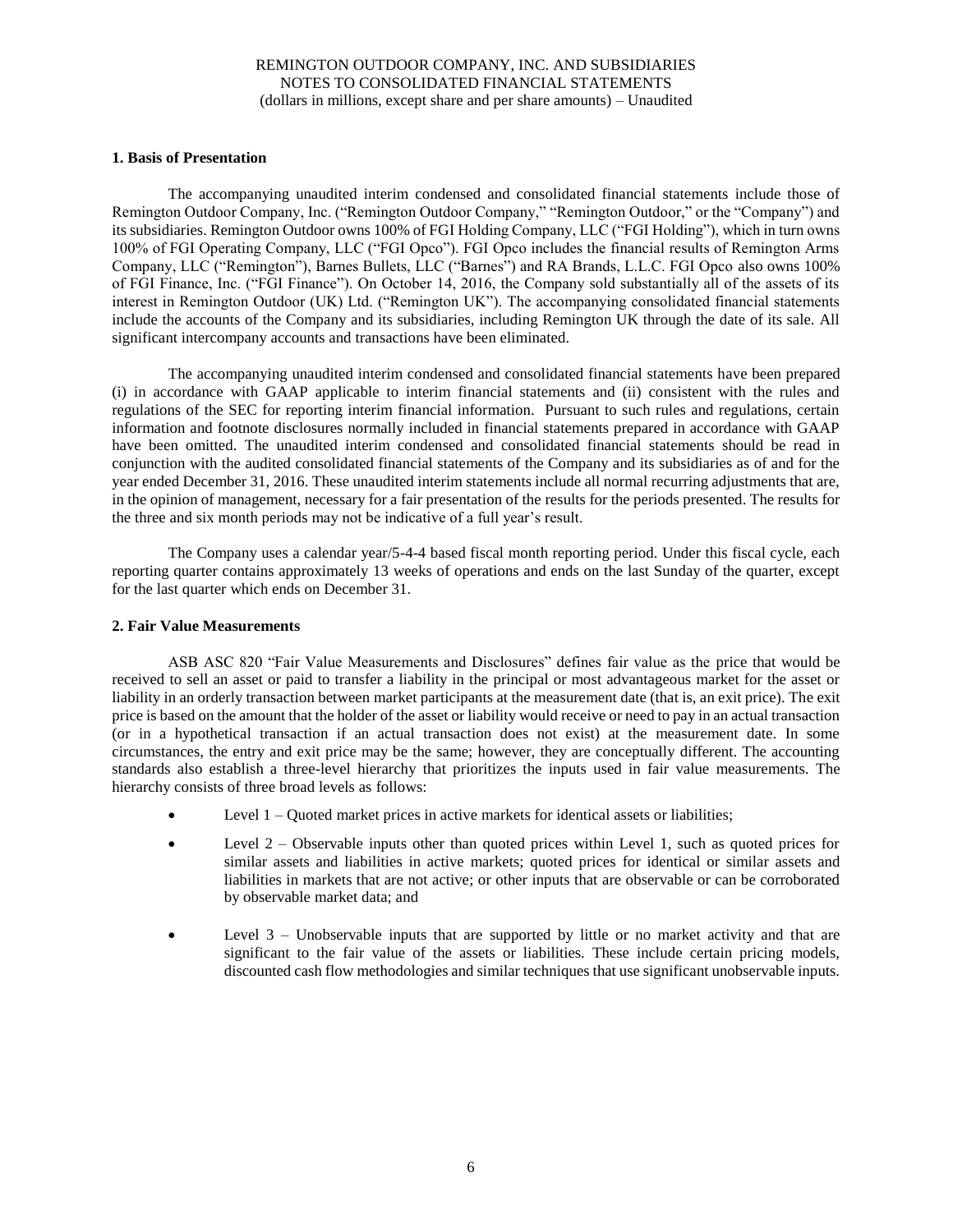## 1. Basis of Presentation

The accompanying unaudited interim condensed and consolidated financial statements include those of Remington Outdoor Company, Inc. ("Remington Outdoor Company," "Remington Outdoor," or the "Company") and its subsidiaries. Remington Outdoor owns 100% of FGI Holding Company, LLC ("FGI Holding"), which in turn owns 100% of FGI Operating Company, LLC ("FGI Opco"). FGI Opco includes the financial results of Remington Arms Company, LLC ("Remington"), Barnes Bullets, LLC ("Barnes") and RA Brands, L.L.C. FGI Opco also owns 100% of FGI Finance, Inc. ("FGI Finance"). On October 14, 2016, the Company sold substantially all of the assets of its interest in Remington Outdoor (UK) Ltd. ("Remington UK"). The accompanying consolidated financial statements include the accounts of the Company and its subsidiaries, including Remington UK through the date of its sale. All significant intercompany accounts and transactions have been eliminated.

The accompanying unaudited interim condensed and consolidated financial statements have been prepared (i) in accordance with GAAP applicable to interim financial statements and (ii) consistent with the rules and regulations of the SEC for reporting interim financial information. Pursuant to such rules and regulations, certain information and footnote disclosures normally included in financial statements prepared in accordance with GAAP have been omitted. The unaudited interim condensed and consolidated financial statements should be read in conjunction with the audited consolidated financial statements of the Company and its subsidiaries as of and for the year ended December 31, 2016. These unaudited interim statements include all normal recurring adjustments that are, in the opinion of management, necessary for a fair presentation of the results for the periods presented. The results for the three and six month periods may not be indicative of a full year's result.

The Company uses a calendar year/5-4-4 based fiscal month reporting period. Under this fiscal cycle, each reporting quarter contains approximately 13 weeks of operations and ends on the last Sunday of the quarter, except for the last quarter which ends on December 31.

## 2. Fair Value Measurements

ASB ASC 820 "Fair Value Measurements and Disclosures" defines fair value as the price that would be received to sell an asset or paid to transfer a liability in the principal or most advantageous market for the asset or liability in an orderly transaction between market participants at the measurement date (that is, an exit price). The exit price is based on the amount that the holder of the asset or liability would receive or need to pay in an actual transaction (or in a hypothetical transaction if an actual transaction does not exist) at the measurement date. In some circumstances, the entry and exit price may be the same; however, they are conceptually different. The accounting standards also establish a three-level hierarchy that prioritizes the inputs used in fair value measurements. The hierarchy consists of three broad levels as follows:

- Level 1 – Quoted market prices in active markets for identical assets or liabilities;
- Level 2 – Observable inputs other than quoted prices within Level 1, such as quoted prices for similar assets and liabilities in active markets; quoted prices for identical or similar assets and liabilities in markets that are not active; or other inputs that are observable or can be corroborated by observable market data; and
- Level 3 – Unobservable inputs that are supported by little or no market activity and that are significant to the fair value of the assets or liabilities. These include certain pricing models, discounted cash flow methodologies and similar techniques that use significant unobservable inputs.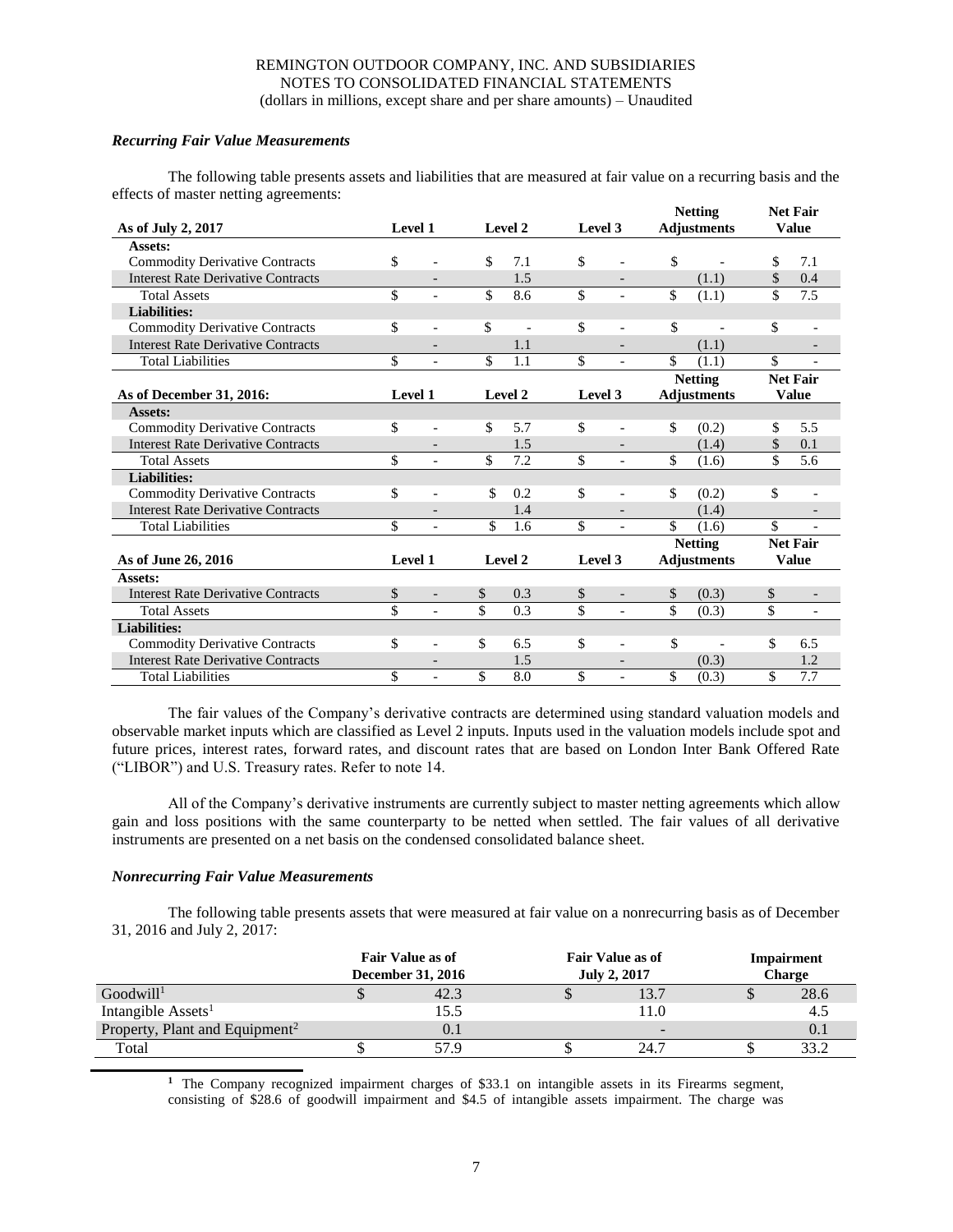*Recurring Fair Value Measurements*

The following table presents assets and liabilities that are measured at fair value on a recurring basis and the effects of master netting agreements:

| As of July 2, 2017 | Level 1 | Level 2 | Level 3 | Netting Adjustments | Net Fair Value |
|---|---|---|---|---|---|
| **Assets:** | | | | | |
| Commodity Derivative Contracts | $ - | $ 7.1 | $ - | $ - | $ 7.1 |
| Interest Rate Derivative Contracts | - | 1.5 | - | (1.1) | $ 0.4 |
| Total Assets | $ - | $ 8.6 | $ - | $ (1.1) | $ 7.5 |
| **Liabilities:** | | | | | |
| Commodity Derivative Contracts | $ - | $ - | $ - | $ - | $ - |
| Interest Rate Derivative Contracts | - | 1.1 | - | (1.1) | - |
| Total Liabilities | $ - | $ 1.1 | $ - | $ (1.1) | $ - |

| As of December 31, 2016: | Level 1 | Level 2 | Level 3 | Netting Adjustments | Net Fair Value |
|---|---|---|---|---|---|
| **Assets:** | | | | | |
| Commodity Derivative Contracts | $ - | $ 5.7 | $ - | $ (0.2) | $ 5.5 |
| Interest Rate Derivative Contracts | - | 1.5 | - | (1.4) | $ 0.1 |
| Total Assets | $ - | $ 7.2 | $ - | $ (1.6) | $ 5.6 |
| **Liabilities:** | | | | | |
| Commodity Derivative Contracts | $ - | $ 0.2 | $ - | $ (0.2) | $ - |
| Interest Rate Derivative Contracts | - | 1.4 | - | (1.4) | - |
| Total Liabilities | $ - | $ 1.6 | $ - | $ (1.6) | $ - |

| As of June 26, 2016 | Level 1 | Level 2 | Level 3 | Netting Adjustments | Net Fair Value |
|---|---|---|---|---|---|
| **Assets:** | | | | | |
| Interest Rate Derivative Contracts | $ - | $ 0.3 | $ - | $ (0.3) | $ - |
| Total Assets | $ - | $ 0.3 | $ - | $ (0.3) | $ - |
| **Liabilities:** | | | | | |
| Commodity Derivative Contracts | $ - | $ 6.5 | $ - | $ - | $ 6.5 |
| Interest Rate Derivative Contracts | - | 1.5 | - | (0.3) | 1.2 |
| Total Liabilities | $ - | $ 8.0 | $ - | $ (0.3) | $ 7.7 |

The fair values of the Company's derivative contracts are determined using standard valuation models and observable market inputs which are classified as Level 2 inputs. Inputs used in the valuation models include spot and future prices, interest rates, forward rates, and discount rates that are based on London Inter Bank Offered Rate ("LIBOR") and U.S. Treasury rates. Refer to note 14.

All of the Company's derivative instruments are currently subject to master netting agreements which allow gain and loss positions with the same counterparty to be netted when settled. The fair values of all derivative instruments are presented on a net basis on the condensed consolidated balance sheet.

*Nonrecurring Fair Value Measurements*

The following table presents assets that were measured at fair value on a nonrecurring basis as of December 31, 2016 and July 2, 2017:

| | Fair Value as of December 31, 2016 | Fair Value as of July 2, 2017 | Impairment Charge |
|---|---|---|---|
| Goodwill[1] | $ 42.3 | $ 13.7 | $ 28.6 |
| Intangible Assets[1] | 15.5 | 11.0 | 4.5 |
| Property, Plant and Equipment[2] | 0.1 | - | 0.1 |
| Total | $ 57.9 | $ 24.7 | $ 33.2 |

[1] The Company recognized impairment charges of $33.1 on intangible assets in its Firearms segment, consisting of $28.6 of goodwill impairment and $4.5 of intangible assets impairment. The charge was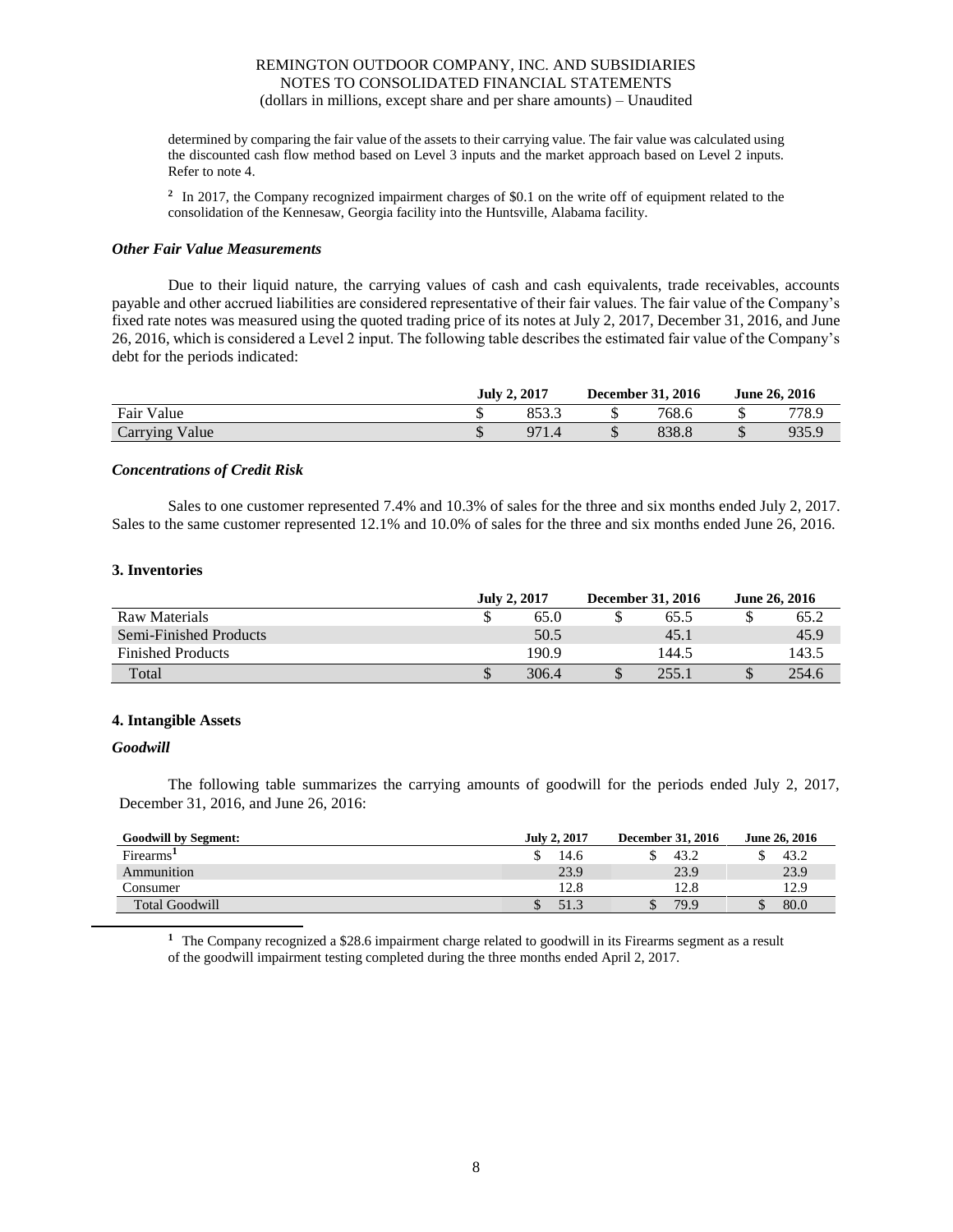determined by comparing the fair value of the assets to their carrying value. The fair value was calculated using the discounted cash flow method based on Level 3 inputs and the market approach based on Level 2 inputs. Refer to note 4.

[2] In 2017, the Company recognized impairment charges of $0.1 on the write off of equipment related to the consolidation of the Kennesaw, Georgia facility into the Huntsville, Alabama facility.

### *Other Fair Value Measurements*

Due to their liquid nature, the carrying values of cash and cash equivalents, trade receivables, accounts payable and other accrued liabilities are considered representative of their fair values. The fair value of the Company's fixed rate notes was measured using the quoted trading price of its notes at July 2, 2017, December 31, 2016, and June 26, 2016, which is considered a Level 2 input. The following table describes the estimated fair value of the Company's debt for the periods indicated:

| | July 2, 2017 | December 31, 2016 | June 26, 2016 |
|---|---|---|---|
| Fair Value | $ 853.3 | $ 768.6 | $ 778.9 |
| Carrying Value | $ 971.4 | $ 838.8 | $ 935.9 |

### *Concentrations of Credit Risk*

Sales to one customer represented 7.4% and 10.3% of sales for the three and six months ended July 2, 2017. Sales to the same customer represented 12.1% and 10.0% of sales for the three and six months ended June 26, 2016.

## 3. Inventories

| | July 2, 2017 | December 31, 2016 | June 26, 2016 |
|---|---|---|---|
| Raw Materials | $ 65.0 | $ 65.5 | $ 65.2 |
| Semi-Finished Products | 50.5 | 45.1 | 45.9 |
| Finished Products | 190.9 | 144.5 | 143.5 |
| Total | $ 306.4 | $ 255.1 | $ 254.6 |

## 4. Intangible Assets

### *Goodwill*

The following table summarizes the carrying amounts of goodwill for the periods ended July 2, 2017, December 31, 2016, and June 26, 2016:

| Goodwill by Segment: | July 2, 2017 | December 31, 2016 | June 26, 2016 |
|---|---|---|---|
| Firearms[1] | $ 14.6 | $ 43.2 | $ 43.2 |
| Ammunition | 23.9 | 23.9 | 23.9 |
| Consumer | 12.8 | 12.8 | 12.9 |
| Total Goodwill | $ 51.3 | $ 79.9 | $ 80.0 |

[1] The Company recognized a $28.6 impairment charge related to goodwill in its Firearms segment as a result of the goodwill impairment testing completed during the three months ended April 2, 2017.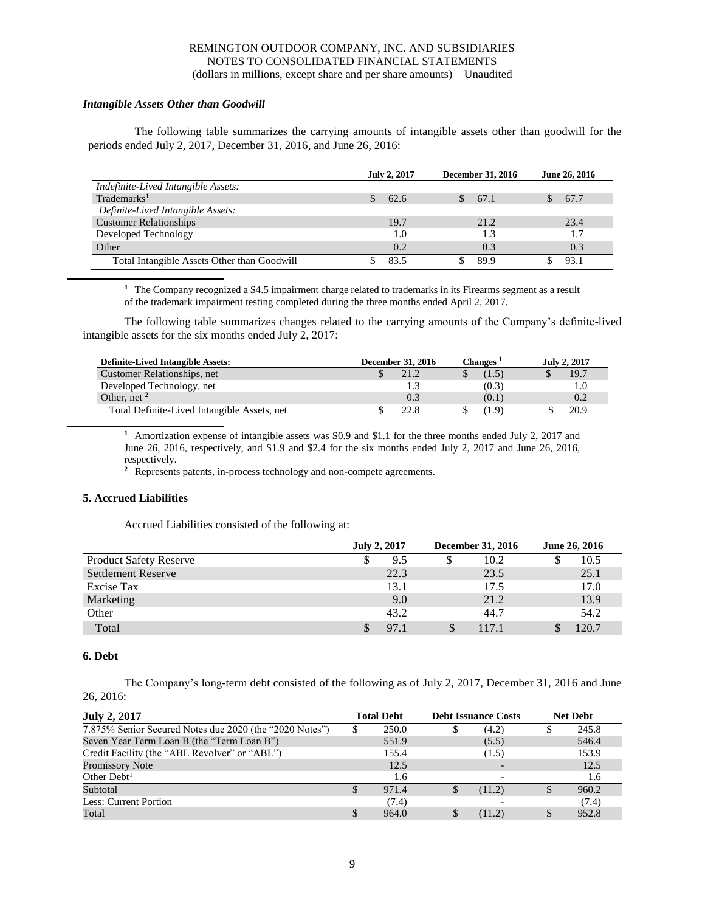### *Intangible Assets Other than Goodwill*

The following table summarizes the carrying amounts of intangible assets other than goodwill for the periods ended July 2, 2017, December 31, 2016, and June 26, 2016:

| | July 2, 2017 | December 31, 2016 | June 26, 2016 |
|---|---|---|---|
| *Indefinite-Lived Intangible Assets:* | | | |
| Trademarks[1] | $ 62.6 | $ 67.1 | $ 67.7 |
| *Definite-Lived Intangible Assets:* | | | |
| Customer Relationships | 19.7 | 21.2 | 23.4 |
| Developed Technology | 1.0 | 1.3 | 1.7 |
| Other | 0.2 | 0.3 | 0.3 |
| Total Intangible Assets Other than Goodwill | $ 83.5 | $ 89.9 | $ 93.1 |

[1] The Company recognized a $4.5 impairment charge related to trademarks in its Firearms segment as a result of the trademark impairment testing completed during the three months ended April 2, 2017.

The following table summarizes changes related to the carrying amounts of the Company's definite-lived intangible assets for the six months ended July 2, 2017:

| Definite-Lived Intangible Assets: | December 31, 2016 | Changes [1] | July 2, 2017 |
|---|---|---|---|
| Customer Relationships, net | $ 21.2 | $ (1.5) | $ 19.7 |
| Developed Technology, net | 1.3 | (0.3) | 1.0 |
| Other, net [2] | 0.3 | (0.1) | 0.2 |
| Total Definite-Lived Intangible Assets, net | $ 22.8 | $ (1.9) | $ 20.9 |

[1] Amortization expense of intangible assets was $0.9 and $1.1 for the three months ended July 2, 2017 and June 26, 2016, respectively, and $1.9 and $2.4 for the six months ended July 2, 2017 and June 26, 2016, respectively.

[2] Represents patents, in-process technology and non-compete agreements.

### 5. Accrued Liabilities

Accrued Liabilities consisted of the following at:

| | July 2, 2017 | December 31, 2016 | June 26, 2016 |
|---|---|---|---|
| Product Safety Reserve | $ 9.5 | $ 10.2 | $ 10.5 |
| Settlement Reserve | 22.3 | 23.5 | 25.1 |
| Excise Tax | 13.1 | 17.5 | 17.0 |
| Marketing | 9.0 | 21.2 | 13.9 |
| Other | 43.2 | 44.7 | 54.2 |
| Total | $ 97.1 | $ 117.1 | $ 120.7 |

### 6. Debt

The Company's long-term debt consisted of the following as of July 2, 2017, December 31, 2016 and June 26, 2016:

| July 2, 2017 | Total Debt | Debt Issuance Costs | Net Debt |
|---|---|---|---|
| 7.875% Senior Secured Notes due 2020 (the "2020 Notes") | $ 250.0 | $ (4.2) | $ 245.8 |
| Seven Year Term Loan B (the "Term Loan B") | 551.9 | (5.5) | 546.4 |
| Credit Facility (the "ABL Revolver" or "ABL") | 155.4 | (1.5) | 153.9 |
| Promissory Note | 12.5 | - | 12.5 |
| Other Debt[1] | 1.6 | - | 1.6 |
| Subtotal | $ 971.4 | $ (11.2) | $ 960.2 |
| Less: Current Portion | (7.4) | - | (7.4) |
| Total | $ 964.0 | $ (11.2) | $ 952.8 |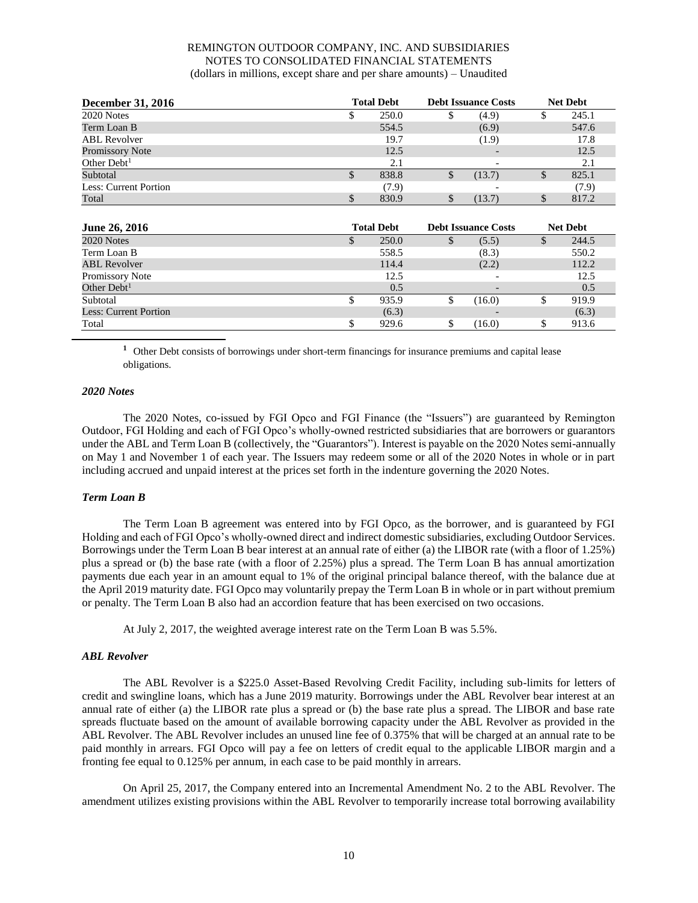| December 31, 2016 | Total Debt | Debt Issuance Costs | Net Debt |
|---|---|---|---|
| 2020 Notes | $ 250.0 | $ (4.9) | $ 245.1 |
| Term Loan B | 554.5 | (6.9) | 547.6 |
| ABL Revolver | 19.7 | (1.9) | 17.8 |
| Promissory Note | 12.5 | - | 12.5 |
| Other Debt[1] | 2.1 | - | 2.1 |
| Subtotal | $ 838.8 | $ (13.7) | $ 825.1 |
| Less: Current Portion | (7.9) | - | (7.9) |
| Total | $ 830.9 | $ (13.7) | $ 817.2 |

| June 26, 2016 | Total Debt | Debt Issuance Costs | Net Debt |
|---|---|---|---|
| 2020 Notes | $ 250.0 | $ (5.5) | $ 244.5 |
| Term Loan B | 558.5 | (8.3) | 550.2 |
| ABL Revolver | 114.4 | (2.2) | 112.2 |
| Promissory Note | 12.5 | - | 12.5 |
| Other Debt[1] | 0.5 | - | 0.5 |
| Subtotal | $ 935.9 | $ (16.0) | $ 919.9 |
| Less: Current Portion | (6.3) | - | (6.3) |
| Total | $ 929.6 | $ (16.0) | $ 913.6 |

[1] Other Debt consists of borrowings under short-term financings for insurance premiums and capital lease obligations.

### *2020 Notes*

The 2020 Notes, co-issued by FGI Opco and FGI Finance (the "Issuers") are guaranteed by Remington Outdoor, FGI Holding and each of FGI Opco's wholly-owned restricted subsidiaries that are borrowers or guarantors under the ABL and Term Loan B (collectively, the "Guarantors"). Interest is payable on the 2020 Notes semi-annually on May 1 and November 1 of each year. The Issuers may redeem some or all of the 2020 Notes in whole or in part including accrued and unpaid interest at the prices set forth in the indenture governing the 2020 Notes.

### *Term Loan B*

The Term Loan B agreement was entered into by FGI Opco, as the borrower, and is guaranteed by FGI Holding and each of FGI Opco's wholly-owned direct and indirect domestic subsidiaries, excluding Outdoor Services. Borrowings under the Term Loan B bear interest at an annual rate of either (a) the LIBOR rate (with a floor of 1.25%) plus a spread or (b) the base rate (with a floor of 2.25%) plus a spread. The Term Loan B has annual amortization payments due each year in an amount equal to 1% of the original principal balance thereof, with the balance due at the April 2019 maturity date. FGI Opco may voluntarily prepay the Term Loan B in whole or in part without premium or penalty. The Term Loan B also had an accordion feature that has been exercised on two occasions.

At July 2, 2017, the weighted average interest rate on the Term Loan B was 5.5%.

### *ABL Revolver*

The ABL Revolver is a $225.0 Asset-Based Revolving Credit Facility, including sub-limits for letters of credit and swingline loans, which has a June 2019 maturity. Borrowings under the ABL Revolver bear interest at an annual rate of either (a) the LIBOR rate plus a spread or (b) the base rate plus a spread. The LIBOR and base rate spreads fluctuate based on the amount of available borrowing capacity under the ABL Revolver as provided in the ABL Revolver. The ABL Revolver includes an unused line fee of 0.375% that will be charged at an annual rate to be paid monthly in arrears. FGI Opco will pay a fee on letters of credit equal to the applicable LIBOR margin and a fronting fee equal to 0.125% per annum, in each case to be paid monthly in arrears.

On April 25, 2017, the Company entered into an Incremental Amendment No. 2 to the ABL Revolver. The amendment utilizes existing provisions within the ABL Revolver to temporarily increase total borrowing availability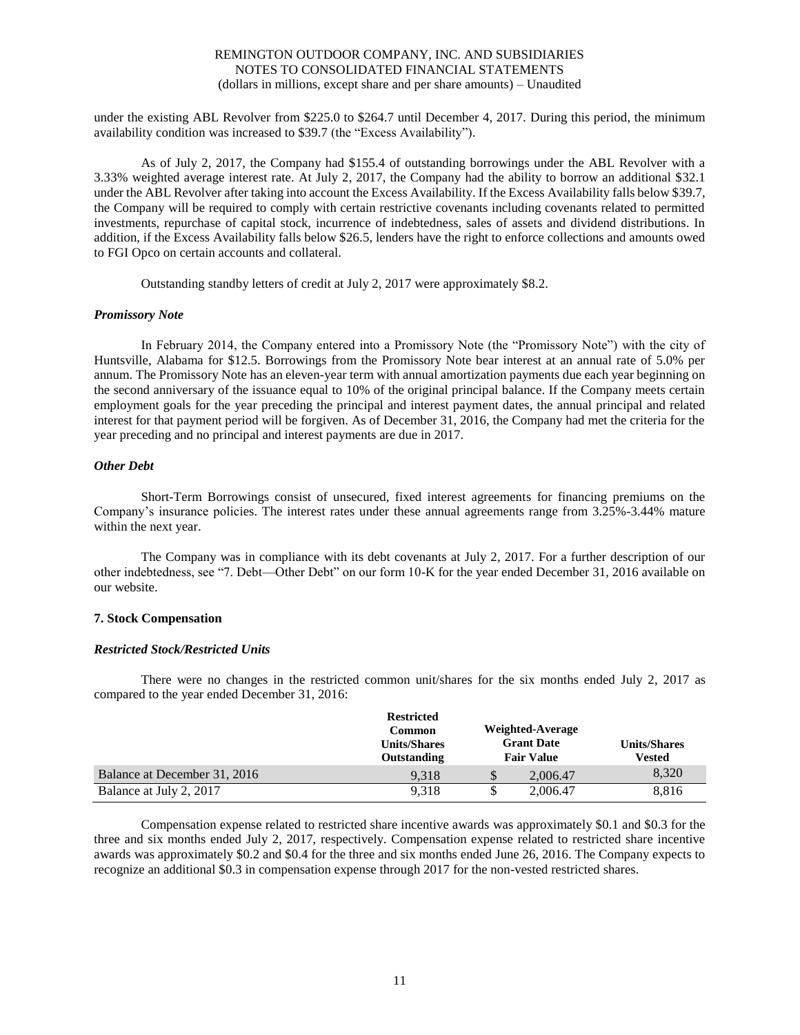under the existing ABL Revolver from $225.0 to $264.7 until December 4, 2017. During this period, the minimum availability condition was increased to $39.7 (the "Excess Availability").

As of July 2, 2017, the Company had $155.4 of outstanding borrowings under the ABL Revolver with a 3.33% weighted average interest rate. At July 2, 2017, the Company had the ability to borrow an additional $32.1 under the ABL Revolver after taking into account the Excess Availability. If the Excess Availability falls below $39.7, the Company will be required to comply with certain restrictive covenants including covenants related to permitted investments, repurchase of capital stock, incurrence of indebtedness, sales of assets and dividend distributions. In addition, if the Excess Availability falls below $26.5, lenders have the right to enforce collections and amounts owed to FGI Opco on certain accounts and collateral.

Outstanding standby letters of credit at July 2, 2017 were approximately $8.2.

### *Promissory Note*

In February 2014, the Company entered into a Promissory Note (the "Promissory Note") with the city of Huntsville, Alabama for $12.5. Borrowings from the Promissory Note bear interest at an annual rate of 5.0% per annum. The Promissory Note has an eleven-year term with annual amortization payments due each year beginning on the second anniversary of the issuance equal to 10% of the original principal balance. If the Company meets certain employment goals for the year preceding the principal and interest payment dates, the annual principal and related interest for that payment period will be forgiven. As of December 31, 2016, the Company had met the criteria for the year preceding and no principal and interest payments are due in 2017.

### *Other Debt*

Short-Term Borrowings consist of unsecured, fixed interest agreements for financing premiums on the Company's insurance policies. The interest rates under these annual agreements range from 3.25%-3.44% mature within the next year.

The Company was in compliance with its debt covenants at July 2, 2017. For a further description of our other indebtedness, see "7. Debt—Other Debt" on our form 10-K for the year ended December 31, 2016 available on our website.

## 7. Stock Compensation

### *Restricted Stock/Restricted Units*

There were no changes in the restricted common unit/shares for the six months ended July 2, 2017 as compared to the year ended December 31, 2016:

| | Restricted Common Units/Shares Outstanding | Weighted-Average Grant Date Fair Value | Units/Shares Vested |
|---|---|---|---|
| Balance at December 31, 2016 | 9,318 | $ 2,006.47 | 8,320 |
| Balance at July 2, 2017 | 9,318 | $ 2,006.47 | 8,816 |

Compensation expense related to restricted share incentive awards was approximately $0.1 and $0.3 for the three and six months ended July 2, 2017, respectively. Compensation expense related to restricted share incentive awards was approximately $0.2 and $0.4 for the three and six months ended June 26, 2016. The Company expects to recognize an additional $0.3 in compensation expense through 2017 for the non-vested restricted shares.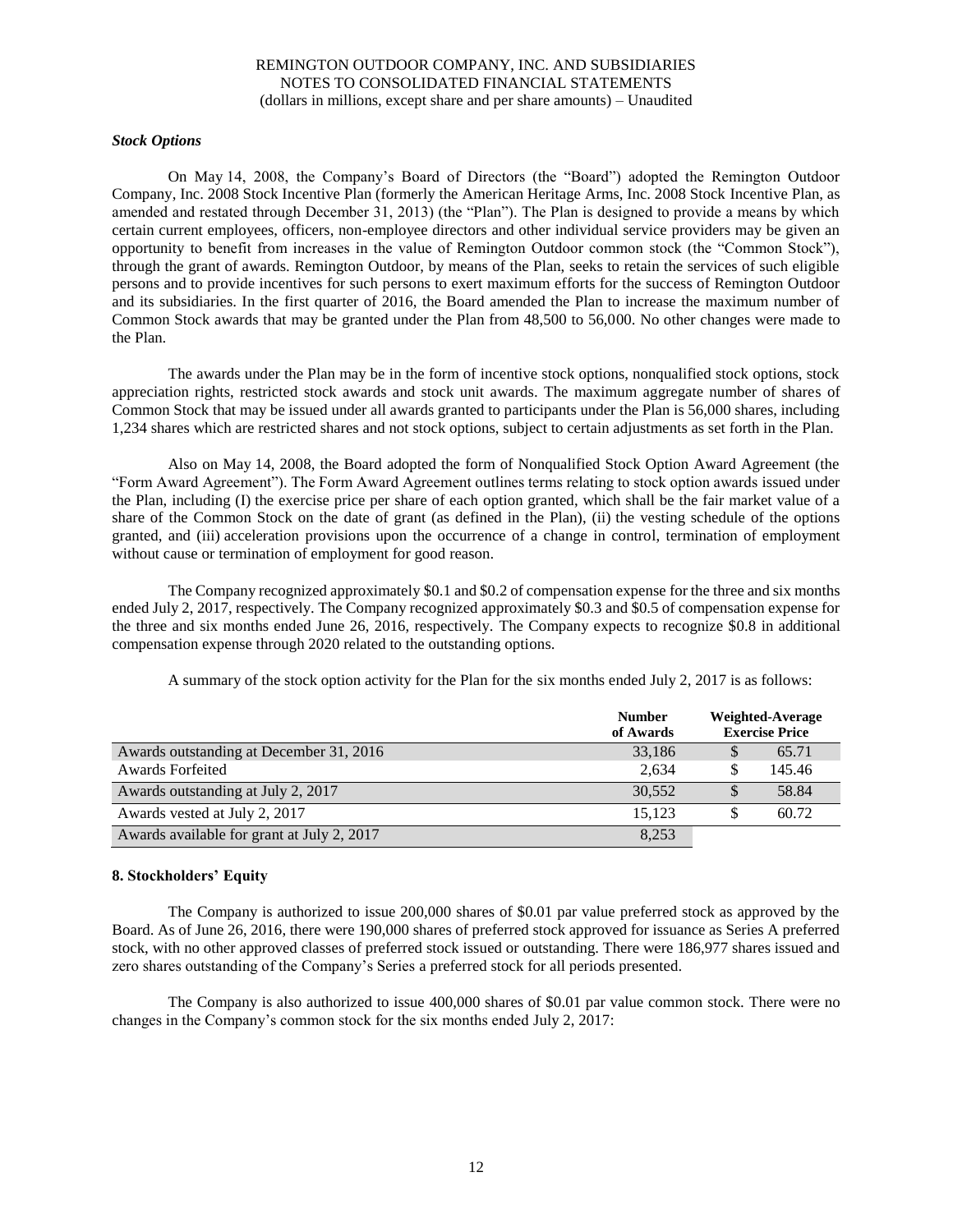### *Stock Options*

On May 14, 2008, the Company's Board of Directors (the "Board") adopted the Remington Outdoor Company, Inc. 2008 Stock Incentive Plan (formerly the American Heritage Arms, Inc. 2008 Stock Incentive Plan, as amended and restated through December 31, 2013) (the "Plan"). The Plan is designed to provide a means by which certain current employees, officers, non-employee directors and other individual service providers may be given an opportunity to benefit from increases in the value of Remington Outdoor common stock (the "Common Stock"), through the grant of awards. Remington Outdoor, by means of the Plan, seeks to retain the services of such eligible persons and to provide incentives for such persons to exert maximum efforts for the success of Remington Outdoor and its subsidiaries. In the first quarter of 2016, the Board amended the Plan to increase the maximum number of Common Stock awards that may be granted under the Plan from 48,500 to 56,000. No other changes were made to the Plan.

The awards under the Plan may be in the form of incentive stock options, nonqualified stock options, stock appreciation rights, restricted stock awards and stock unit awards. The maximum aggregate number of shares of Common Stock that may be issued under all awards granted to participants under the Plan is 56,000 shares, including 1,234 shares which are restricted shares and not stock options, subject to certain adjustments as set forth in the Plan.

Also on May 14, 2008, the Board adopted the form of Nonqualified Stock Option Award Agreement (the "Form Award Agreement"). The Form Award Agreement outlines terms relating to stock option awards issued under the Plan, including (I) the exercise price per share of each option granted, which shall be the fair market value of a share of the Common Stock on the date of grant (as defined in the Plan), (ii) the vesting schedule of the options granted, and (iii) acceleration provisions upon the occurrence of a change in control, termination of employment without cause or termination of employment for good reason.

The Company recognized approximately $0.1 and $0.2 of compensation expense for the three and six months ended July 2, 2017, respectively. The Company recognized approximately $0.3 and $0.5 of compensation expense for the three and six months ended June 26, 2016, respectively. The Company expects to recognize $0.8 in additional compensation expense through 2020 related to the outstanding options.

A summary of the stock option activity for the Plan for the six months ended July 2, 2017 is as follows:

| | Number of Awards | Weighted-Average Exercise Price |
|---|---|---|
| Awards outstanding at December 31, 2016 | 33,186 | $ 65.71 |
| Awards Forfeited | 2,634 | $ 145.46 |
| Awards outstanding at July 2, 2017 | 30,552 | $ 58.84 |
| Awards vested at July 2, 2017 | 15,123 | $ 60.72 |
| Awards available for grant at July 2, 2017 | 8,253 | |

## 8. Stockholders' Equity

The Company is authorized to issue 200,000 shares of $0.01 par value preferred stock as approved by the Board. As of June 26, 2016, there were 190,000 shares of preferred stock approved for issuance as Series A preferred stock, with no other approved classes of preferred stock issued or outstanding. There were 186,977 shares issued and zero shares outstanding of the Company's Series a preferred stock for all periods presented.

The Company is also authorized to issue 400,000 shares of $0.01 par value common stock. There were no changes in the Company's common stock for the six months ended July 2, 2017: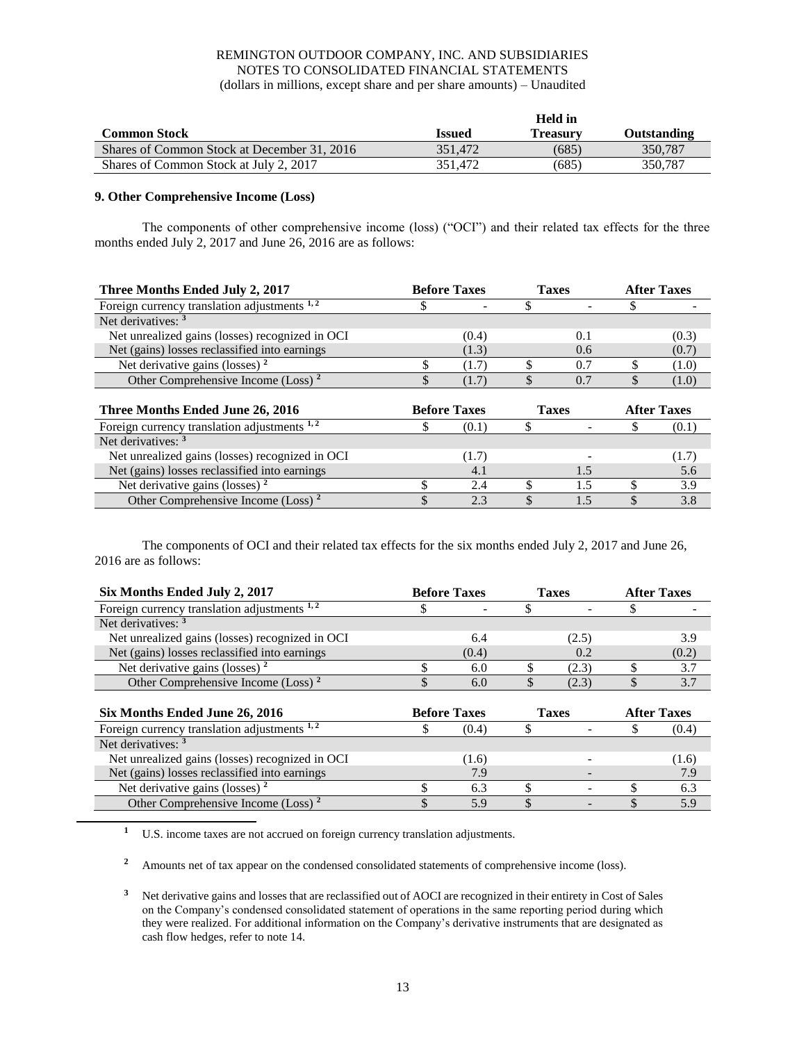| Common Stock | Issued | Held in Treasury | Outstanding |
|---|---|---|---|
| Shares of Common Stock at December 31, 2016 | 351,472 | (685) | 350,787 |
| Shares of Common Stock at July 2, 2017 | 351,472 | (685) | 350,787 |

**9. Other Comprehensive Income (Loss)**

The components of other comprehensive income (loss) ("OCI") and their related tax effects for the three months ended July 2, 2017 and June 26, 2016 are as follows:

| Three Months Ended July 2, 2017 | Before Taxes | Taxes | After Taxes |
|---|---|---|---|
| Foreign currency translation adjustments [1, 2] | $ - | $ - | $ - |
| Net derivatives: [3] | | | |
| Net unrealized gains (losses) recognized in OCI | (0.4) | 0.1 | (0.3) |
| Net (gains) losses reclassified into earnings | (1.3) | 0.6 | (0.7) |
| Net derivative gains (losses) [2] | $ (1.7) | $ 0.7 | $ (1.0) |
| Other Comprehensive Income (Loss) [2] | $ (1.7) | $ 0.7 | $ (1.0) |

| Three Months Ended June 26, 2016 | Before Taxes | Taxes | After Taxes |
|---|---|---|---|
| Foreign currency translation adjustments [1, 2] | $ (0.1) | $ - | $ (0.1) |
| Net derivatives: [3] | | | |
| Net unrealized gains (losses) recognized in OCI | (1.7) | - | (1.7) |
| Net (gains) losses reclassified into earnings | 4.1 | 1.5 | 5.6 |
| Net derivative gains (losses) [2] | $ 2.4 | $ 1.5 | $ 3.9 |
| Other Comprehensive Income (Loss) [2] | $ 2.3 | $ 1.5 | $ 3.8 |

The components of OCI and their related tax effects for the six months ended July 2, 2017 and June 26, 2016 are as follows:

| Six Months Ended July 2, 2017 | Before Taxes | Taxes | After Taxes |
|---|---|---|---|
| Foreign currency translation adjustments [1, 2] | $ - | $ - | $ - |
| Net derivatives: [3] | | | |
| Net unrealized gains (losses) recognized in OCI | 6.4 | (2.5) | 3.9 |
| Net (gains) losses reclassified into earnings | (0.4) | 0.2 | (0.2) |
| Net derivative gains (losses) [2] | $ 6.0 | $ (2.3) | $ 3.7 |
| Other Comprehensive Income (Loss) [2] | $ 6.0 | $ (2.3) | $ 3.7 |

| Six Months Ended June 26, 2016 | Before Taxes | Taxes | After Taxes |
|---|---|---|---|
| Foreign currency translation adjustments [1, 2] | $ (0.4) | $ - | $ (0.4) |
| Net derivatives: [3] | | | |
| Net unrealized gains (losses) recognized in OCI | (1.6) | - | (1.6) |
| Net (gains) losses reclassified into earnings | 7.9 | - | 7.9 |
| Net derivative gains (losses) [2] | $ 6.3 | $ - | $ 6.3 |
| Other Comprehensive Income (Loss) [2] | $ 5.9 | $ - | $ 5.9 |

[1] U.S. income taxes are not accrued on foreign currency translation adjustments.

[2] Amounts net of tax appear on the condensed consolidated statements of comprehensive income (loss).

[3] Net derivative gains and losses that are reclassified out of AOCI are recognized in their entirety in Cost of Sales on the Company's condensed consolidated statement of operations in the same reporting period during which they were realized. For additional information on the Company's derivative instruments that are designated as cash flow hedges, refer to note 14.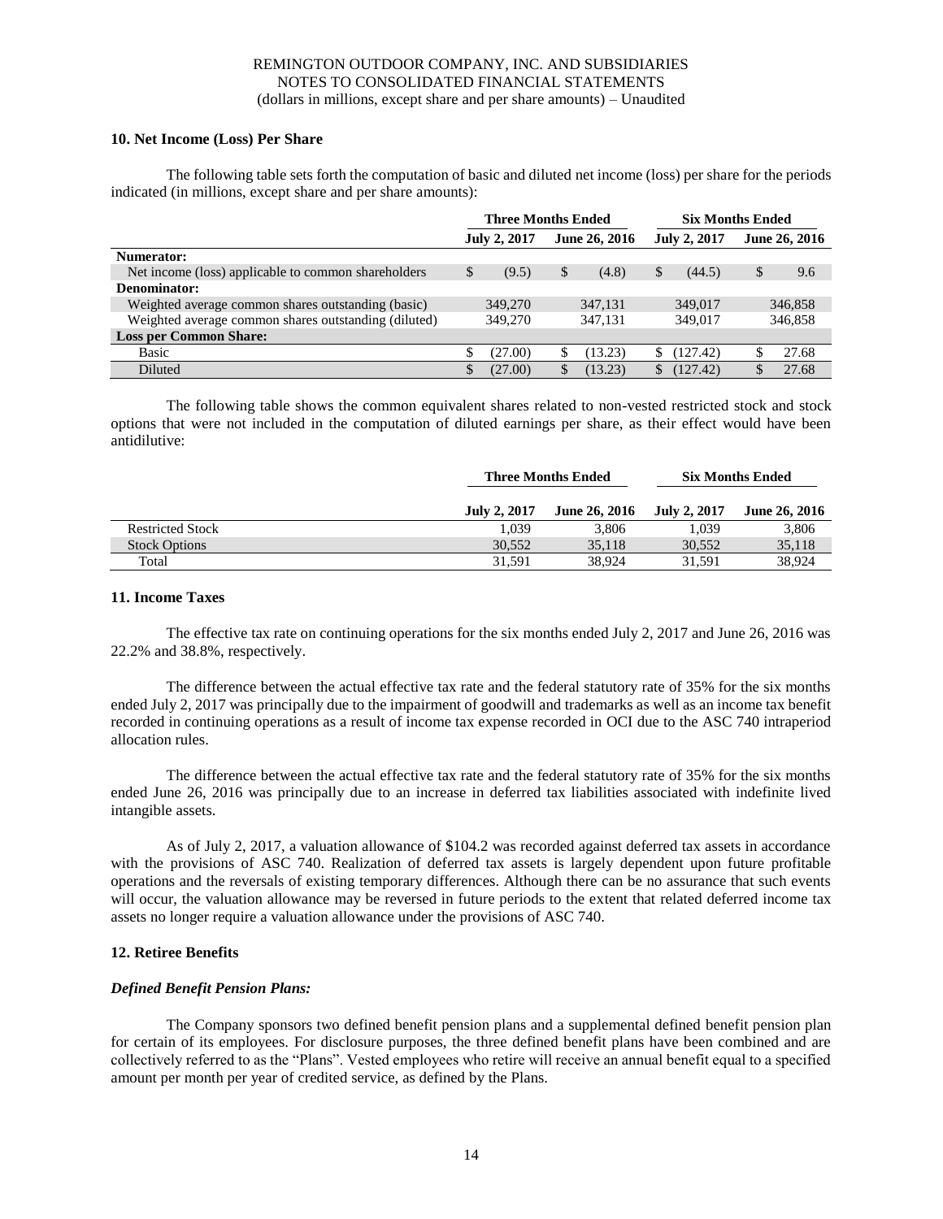REMINGTON OUTDOOR COMPANY, INC. AND SUBSIDIARIES
NOTES TO CONSOLIDATED FINANCIAL STATEMENTS
(dollars in millions, except share and per share amounts) – Unaudited

### 10. Net Income (Loss) Per Share

The following table sets forth the computation of basic and diluted net income (loss) per share for the periods indicated (in millions, except share and per share amounts):

| | Three Months Ended | | Six Months Ended | |
|---|---|---|---|---|
| | July 2, 2017 | June 26, 2016 | July 2, 2017 | June 26, 2016 |
| **Numerator:** | | | | |
| Net income (loss) applicable to common shareholders | $ (9.5) | $ (4.8) | $ (44.5) | $ 9.6 |
| **Denominator:** | | | | |
| Weighted average common shares outstanding (basic) | 349,270 | 347,131 | 349,017 | 346,858 |
| Weighted average common shares outstanding (diluted) | 349,270 | 347,131 | 349,017 | 346,858 |
| **Loss per Common Share:** | | | | |
| Basic | $ (27.00) | $ (13.23) | $ (127.42) | $ 27.68 |
| Diluted | $ (27.00) | $ (13.23) | $ (127.42) | $ 27.68 |

The following table shows the common equivalent shares related to non-vested restricted stock and stock options that were not included in the computation of diluted earnings per share, as their effect would have been antidilutive:

| | Three Months Ended | | Six Months Ended | |
|---|---|---|---|---|
| | July 2, 2017 | June 26, 2016 | July 2, 2017 | June 26, 2016 |
| Restricted Stock | 1,039 | 3,806 | 1,039 | 3,806 |
| Stock Options | 30,552 | 35,118 | 30,552 | 35,118 |
| Total | 31,591 | 38,924 | 31,591 | 38,924 |

### 11. Income Taxes

The effective tax rate on continuing operations for the six months ended July 2, 2017 and June 26, 2016 was 22.2% and 38.8%, respectively.

The difference between the actual effective tax rate and the federal statutory rate of 35% for the six months ended July 2, 2017 was principally due to the impairment of goodwill and trademarks as well as an income tax benefit recorded in continuing operations as a result of income tax expense recorded in OCI due to the ASC 740 intraperiod allocation rules.

The difference between the actual effective tax rate and the federal statutory rate of 35% for the six months ended June 26, 2016 was principally due to an increase in deferred tax liabilities associated with indefinite lived intangible assets.

As of July 2, 2017, a valuation allowance of $104.2 was recorded against deferred tax assets in accordance with the provisions of ASC 740. Realization of deferred tax assets is largely dependent upon future profitable operations and the reversals of existing temporary differences. Although there can be no assurance that such events will occur, the valuation allowance may be reversed in future periods to the extent that related deferred income tax assets no longer require a valuation allowance under the provisions of ASC 740.

### 12. Retiree Benefits

***Defined Benefit Pension Plans:***

The Company sponsors two defined benefit pension plans and a supplemental defined benefit pension plan for certain of its employees. For disclosure purposes, the three defined benefit plans have been combined and are collectively referred to as the "Plans". Vested employees who retire will receive an annual benefit equal to a specified amount per month per year of credited service, as defined by the Plans.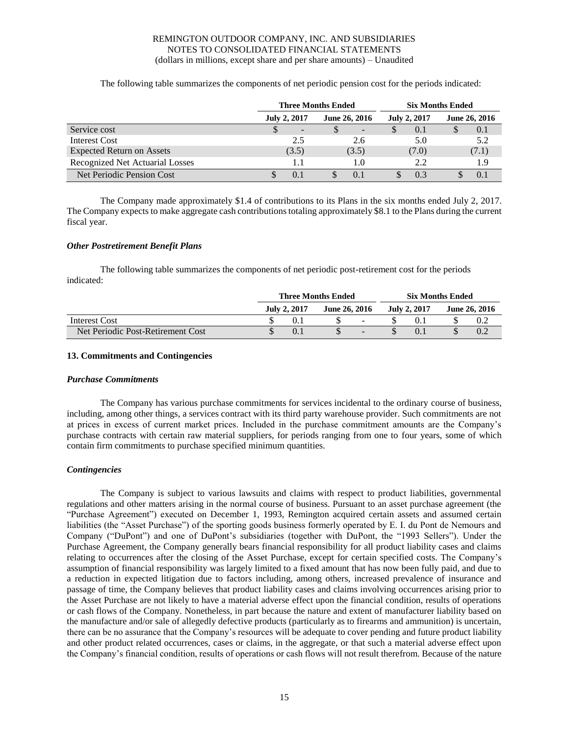The following table summarizes the components of net periodic pension cost for the periods indicated:

| | Three Months Ended | | Six Months Ended | |
|---|---|---|---|---|
| | July 2, 2017 | June 26, 2016 | July 2, 2017 | June 26, 2016 |
| Service cost | $ - | $ - | $ 0.1 | $ 0.1 |
| Interest Cost | 2.5 | 2.6 | 5.0 | 5.2 |
| Expected Return on Assets | (3.5) | (3.5) | (7.0) | (7.1) |
| Recognized Net Actuarial Losses | 1.1 | 1.0 | 2.2 | 1.9 |
| Net Periodic Pension Cost | $ 0.1 | $ 0.1 | $ 0.3 | $ 0.1 |

The Company made approximately $1.4 of contributions to its Plans in the six months ended July 2, 2017. The Company expects to make aggregate cash contributions totaling approximately $8.1 to the Plans during the current fiscal year.

### *Other Postretirement Benefit Plans*

The following table summarizes the components of net periodic post-retirement cost for the periods indicated:

| | Three Months Ended | | Six Months Ended | |
|---|---|---|---|---|
| | July 2, 2017 | June 26, 2016 | July 2, 2017 | June 26, 2016 |
| Interest Cost | $ 0.1 | $ - | $ 0.1 | $ 0.2 |
| Net Periodic Post-Retirement Cost | $ 0.1 | $ - | $ 0.1 | $ 0.2 |

## 13. Commitments and Contingencies

### *Purchase Commitments*

The Company has various purchase commitments for services incidental to the ordinary course of business, including, among other things, a services contract with its third party warehouse provider. Such commitments are not at prices in excess of current market prices. Included in the purchase commitment amounts are the Company's purchase contracts with certain raw material suppliers, for periods ranging from one to four years, some of which contain firm commitments to purchase specified minimum quantities.

### *Contingencies*

The Company is subject to various lawsuits and claims with respect to product liabilities, governmental regulations and other matters arising in the normal course of business. Pursuant to an asset purchase agreement (the "Purchase Agreement") executed on December 1, 1993, Remington acquired certain assets and assumed certain liabilities (the "Asset Purchase") of the sporting goods business formerly operated by E. I. du Pont de Nemours and Company ("DuPont") and one of DuPont's subsidiaries (together with DuPont, the "1993 Sellers"). Under the Purchase Agreement, the Company generally bears financial responsibility for all product liability cases and claims relating to occurrences after the closing of the Asset Purchase, except for certain specified costs. The Company's assumption of financial responsibility was largely limited to a fixed amount that has now been fully paid, and due to a reduction in expected litigation due to factors including, among others, increased prevalence of insurance and passage of time, the Company believes that product liability cases and claims involving occurrences arising prior to the Asset Purchase are not likely to have a material adverse effect upon the financial condition, results of operations or cash flows of the Company. Nonetheless, in part because the nature and extent of manufacturer liability based on the manufacture and/or sale of allegedly defective products (particularly as to firearms and ammunition) is uncertain, there can be no assurance that the Company's resources will be adequate to cover pending and future product liability and other product related occurrences, cases or claims, in the aggregate, or that such a material adverse effect upon the Company's financial condition, results of operations or cash flows will not result therefrom. Because of the nature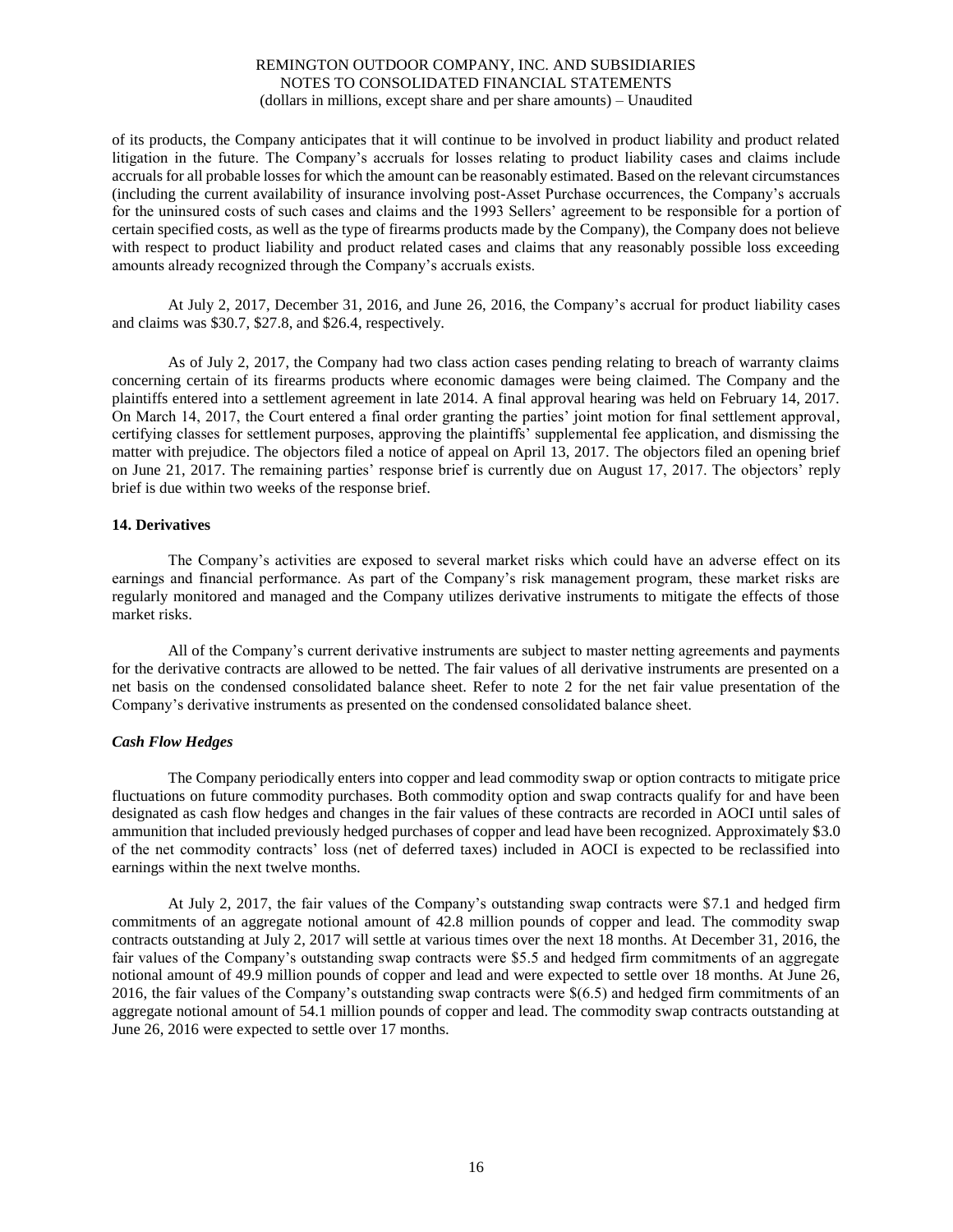of its products, the Company anticipates that it will continue to be involved in product liability and product related litigation in the future. The Company's accruals for losses relating to product liability cases and claims include accruals for all probable losses for which the amount can be reasonably estimated. Based on the relevant circumstances (including the current availability of insurance involving post-Asset Purchase occurrences, the Company's accruals for the uninsured costs of such cases and claims and the 1993 Sellers' agreement to be responsible for a portion of certain specified costs, as well as the type of firearms products made by the Company), the Company does not believe with respect to product liability and product related cases and claims that any reasonably possible loss exceeding amounts already recognized through the Company's accruals exists.

At July 2, 2017, December 31, 2016, and June 26, 2016, the Company's accrual for product liability cases and claims was $30.7, $27.8, and $26.4, respectively.

As of July 2, 2017, the Company had two class action cases pending relating to breach of warranty claims concerning certain of its firearms products where economic damages were being claimed. The Company and the plaintiffs entered into a settlement agreement in late 2014. A final approval hearing was held on February 14, 2017. On March 14, 2017, the Court entered a final order granting the parties' joint motion for final settlement approval, certifying classes for settlement purposes, approving the plaintiffs' supplemental fee application, and dismissing the matter with prejudice. The objectors filed a notice of appeal on April 13, 2017. The objectors filed an opening brief on June 21, 2017. The remaining parties' response brief is currently due on August 17, 2017. The objectors' reply brief is due within two weeks of the response brief.

**14. Derivatives**

The Company's activities are exposed to several market risks which could have an adverse effect on its earnings and financial performance. As part of the Company's risk management program, these market risks are regularly monitored and managed and the Company utilizes derivative instruments to mitigate the effects of those market risks.

All of the Company's current derivative instruments are subject to master netting agreements and payments for the derivative contracts are allowed to be netted. The fair values of all derivative instruments are presented on a net basis on the condensed consolidated balance sheet. Refer to note 2 for the net fair value presentation of the Company's derivative instruments as presented on the condensed consolidated balance sheet.

***Cash Flow Hedges***

The Company periodically enters into copper and lead commodity swap or option contracts to mitigate price fluctuations on future commodity purchases. Both commodity option and swap contracts qualify for and have been designated as cash flow hedges and changes in the fair values of these contracts are recorded in AOCI until sales of ammunition that included previously hedged purchases of copper and lead have been recognized. Approximately $3.0 of the net commodity contracts' loss (net of deferred taxes) included in AOCI is expected to be reclassified into earnings within the next twelve months.

At July 2, 2017, the fair values of the Company's outstanding swap contracts were $7.1 and hedged firm commitments of an aggregate notional amount of 42.8 million pounds of copper and lead. The commodity swap contracts outstanding at July 2, 2017 will settle at various times over the next 18 months. At December 31, 2016, the fair values of the Company's outstanding swap contracts were $5.5 and hedged firm commitments of an aggregate notional amount of 49.9 million pounds of copper and lead and were expected to settle over 18 months. At June 26, 2016, the fair values of the Company's outstanding swap contracts were $(6.5) and hedged firm commitments of an aggregate notional amount of 54.1 million pounds of copper and lead. The commodity swap contracts outstanding at June 26, 2016 were expected to settle over 17 months.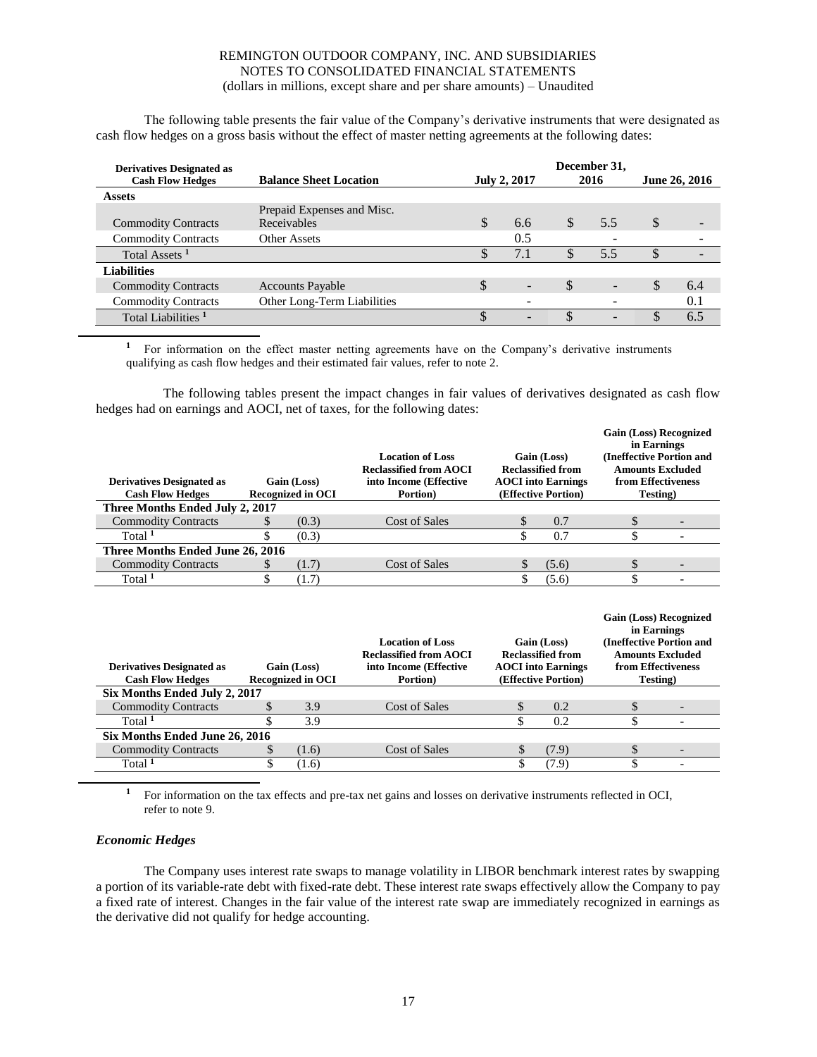The following table presents the fair value of the Company's derivative instruments that were designated as cash flow hedges on a gross basis without the effect of master netting agreements at the following dates:

| Derivatives Designated as Cash Flow Hedges | Balance Sheet Location | July 2, 2017 | December 31, 2016 | June 26, 2016 |
|---|---|---|---|---|
| **Assets** | | | | |
| Commodity Contracts | Prepaid Expenses and Misc. Receivables | $ 6.6 | $ 5.5 | $ - |
| Commodity Contracts | Other Assets | 0.5 | - | - |
| Total Assets [1] | | $ 7.1 | $ 5.5 | $ - |
| **Liabilities** | | | | |
| Commodity Contracts | Accounts Payable | $ - | $ - | $ 6.4 |
| Commodity Contracts | Other Long-Term Liabilities | - | - | 0.1 |
| Total Liabilities [1] | | $ - | $ - | $ 6.5 |

[1] For information on the effect master netting agreements have on the Company's derivative instruments qualifying as cash flow hedges and their estimated fair values, refer to note 2.

The following tables present the impact changes in fair values of derivatives designated as cash flow hedges had on earnings and AOCI, net of taxes, for the following dates:

| Derivatives Designated as Cash Flow Hedges | Gain (Loss) Recognized in OCI | Location of Loss Reclassified from AOCI into Income (Effective Portion) | Gain (Loss) Reclassified from AOCI into Earnings (Effective Portion) | Gain (Loss) Recognized in Earnings (Ineffective Portion and Amounts Excluded from Effectiveness Testing) |
|---|---|---|---|---|
| **Three Months Ended July 2, 2017** | | | | |
| Commodity Contracts | $ (0.3) | Cost of Sales | $ 0.7 | $ - |
| Total [1] | $ (0.3) | | $ 0.7 | $ - |
| **Three Months Ended June 26, 2016** | | | | |
| Commodity Contracts | $ (1.7) | Cost of Sales | $ (5.6) | $ - |
| Total [1] | $ (1.7) | | $ (5.6) | $ - |

| Derivatives Designated as Cash Flow Hedges | Gain (Loss) Recognized in OCI | Location of Loss Reclassified from AOCI into Income (Effective Portion) | Gain (Loss) Reclassified from AOCI into Earnings (Effective Portion) | Gain (Loss) Recognized in Earnings (Ineffective Portion and Amounts Excluded from Effectiveness Testing) |
|---|---|---|---|---|
| **Six Months Ended July 2, 2017** | | | | |
| Commodity Contracts | $ 3.9 | Cost of Sales | $ 0.2 | $ - |
| Total [1] | $ 3.9 | | $ 0.2 | $ - |
| **Six Months Ended June 26, 2016** | | | | |
| Commodity Contracts | $ (1.6) | Cost of Sales | $ (7.9) | $ - |
| Total [1] | $ (1.6) | | $ (7.9) | $ - |

[1] For information on the tax effects and pre-tax net gains and losses on derivative instruments reflected in OCI, refer to note 9.

### *Economic Hedges*

The Company uses interest rate swaps to manage volatility in LIBOR benchmark interest rates by swapping a portion of its variable-rate debt with fixed-rate debt. These interest rate swaps effectively allow the Company to pay a fixed rate of interest. Changes in the fair value of the interest rate swap are immediately recognized in earnings as the derivative did not qualify for hedge accounting.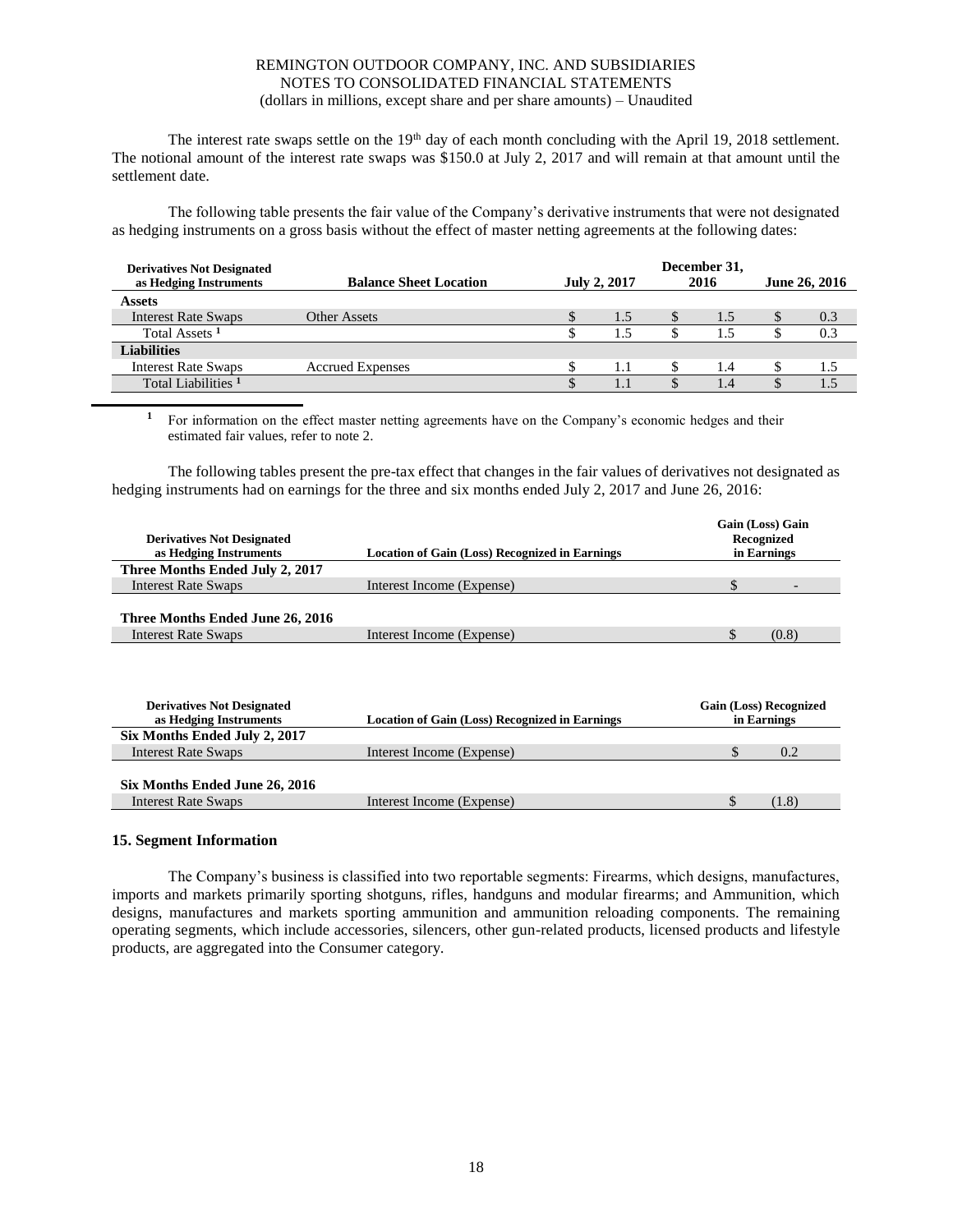The interest rate swaps settle on the 19th day of each month concluding with the April 19, 2018 settlement. The notional amount of the interest rate swaps was $150.0 at July 2, 2017 and will remain at that amount until the settlement date.

The following table presents the fair value of the Company's derivative instruments that were not designated as hedging instruments on a gross basis without the effect of master netting agreements at the following dates:

| Derivatives Not Designated as Hedging Instruments | Balance Sheet Location | July 2, 2017 | December 31, 2016 | June 26, 2016 |
|---|---|---|---|---|
| **Assets** | | | | |
| Interest Rate Swaps | Other Assets | $ 1.5 | $ 1.5 | $ 0.3 |
| Total Assets [1] | | $ 1.5 | $ 1.5 | $ 0.3 |
| **Liabilities** | | | | |
| Interest Rate Swaps | Accrued Expenses | $ 1.1 | $ 1.4 | $ 1.5 |
| Total Liabilities [1] | | $ 1.1 | $ 1.4 | $ 1.5 |

[1] For information on the effect master netting agreements have on the Company's economic hedges and their estimated fair values, refer to note 2.

The following tables present the pre-tax effect that changes in the fair values of derivatives not designated as hedging instruments had on earnings for the three and six months ended July 2, 2017 and June 26, 2016:

| Derivatives Not Designated as Hedging Instruments | Location of Gain (Loss) Recognized in Earnings | Gain (Loss) Gain Recognized in Earnings |
|---|---|---|
| **Three Months Ended July 2, 2017** | | |
| Interest Rate Swaps | Interest Income (Expense) | $ - |
| **Three Months Ended June 26, 2016** | | |
| Interest Rate Swaps | Interest Income (Expense) | $ (0.8) |

| Derivatives Not Designated as Hedging Instruments | Location of Gain (Loss) Recognized in Earnings | Gain (Loss) Recognized in Earnings |
|---|---|---|
| **Six Months Ended July 2, 2017** | | |
| Interest Rate Swaps | Interest Income (Expense) | $ 0.2 |
| **Six Months Ended June 26, 2016** | | |
| Interest Rate Swaps | Interest Income (Expense) | $ (1.8) |

## 15. Segment Information

The Company's business is classified into two reportable segments: Firearms, which designs, manufactures, imports and markets primarily sporting shotguns, rifles, handguns and modular firearms; and Ammunition, which designs, manufactures and markets sporting ammunition and ammunition reloading components. The remaining operating segments, which include accessories, silencers, other gun-related products, licensed products and lifestyle products, are aggregated into the Consumer category.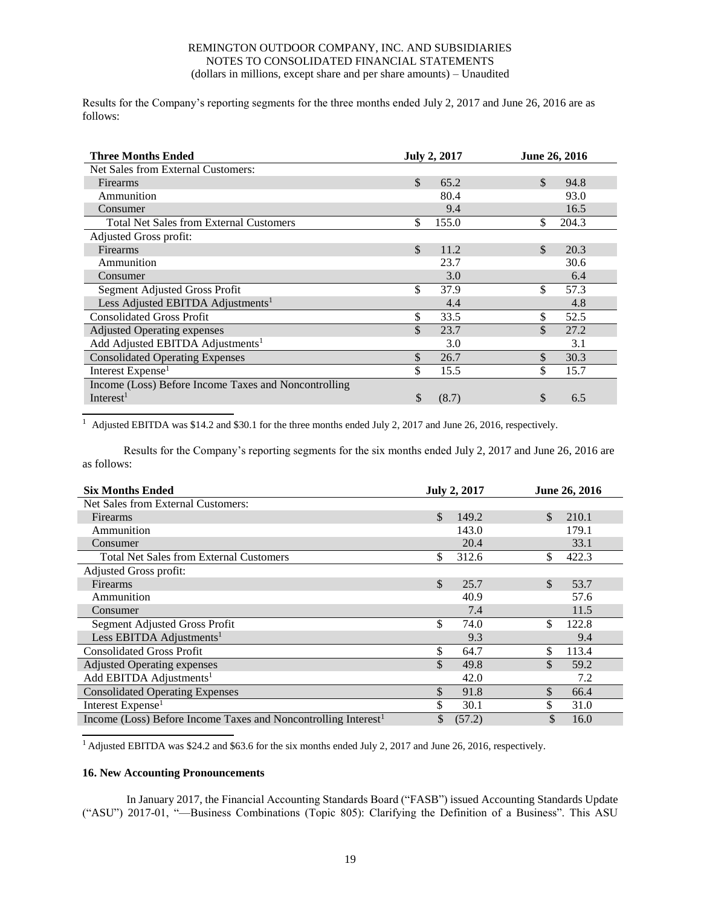Results for the Company's reporting segments for the three months ended July 2, 2017 and June 26, 2016 are as follows:

| Three Months Ended | July 2, 2017 | June 26, 2016 |
|---|---|---|
| Net Sales from External Customers: | | |
| Firearms | $ 65.2 | $ 94.8 |
| Ammunition | 80.4 | 93.0 |
| Consumer | 9.4 | 16.5 |
| Total Net Sales from External Customers | $ 155.0 | $ 204.3 |
| Adjusted Gross profit: | | |
| Firearms | $ 11.2 | $ 20.3 |
| Ammunition | 23.7 | 30.6 |
| Consumer | 3.0 | 6.4 |
| Segment Adjusted Gross Profit | $ 37.9 | $ 57.3 |
| Less Adjusted EBITDA Adjustments[1] | 4.4 | 4.8 |
| Consolidated Gross Profit | $ 33.5 | $ 52.5 |
| Adjusted Operating expenses | $ 23.7 | $ 27.2 |
| Add Adjusted EBITDA Adjustments[1] | 3.0 | 3.1 |
| Consolidated Operating Expenses | $ 26.7 | $ 30.3 |
| Interest Expense[1] | $ 15.5 | $ 15.7 |
| Income (Loss) Before Income Taxes and Noncontrolling Interest[1] | $ (8.7) | $ 6.5 |

[1] Adjusted EBITDA was $14.2 and $30.1 for the three months ended July 2, 2017 and June 26, 2016, respectively.

Results for the Company's reporting segments for the six months ended July 2, 2017 and June 26, 2016 are as follows:

| Six Months Ended | July 2, 2017 | June 26, 2016 |
|---|---|---|
| Net Sales from External Customers: | | |
| Firearms | $ 149.2 | $ 210.1 |
| Ammunition | 143.0 | 179.1 |
| Consumer | 20.4 | 33.1 |
| Total Net Sales from External Customers | $ 312.6 | $ 422.3 |
| Adjusted Gross profit: | | |
| Firearms | $ 25.7 | $ 53.7 |
| Ammunition | 40.9 | 57.6 |
| Consumer | 7.4 | 11.5 |
| Segment Adjusted Gross Profit | $ 74.0 | $ 122.8 |
| Less EBITDA Adjustments[1] | 9.3 | 9.4 |
| Consolidated Gross Profit | $ 64.7 | $ 113.4 |
| Adjusted Operating expenses | $ 49.8 | $ 59.2 |
| Add EBITDA Adjustments[1] | 42.0 | 7.2 |
| Consolidated Operating Expenses | $ 91.8 | $ 66.4 |
| Interest Expense[1] | $ 30.1 | $ 31.0 |
| Income (Loss) Before Income Taxes and Noncontrolling Interest[1] | $ (57.2) | $ 16.0 |

[1] Adjusted EBITDA was $24.2 and $63.6 for the six months ended July 2, 2017 and June 26, 2016, respectively.

### 16. New Accounting Pronouncements

In January 2017, the Financial Accounting Standards Board ("FASB") issued Accounting Standards Update ("ASU") 2017-01, "—Business Combinations (Topic 805): Clarifying the Definition of a Business". This ASU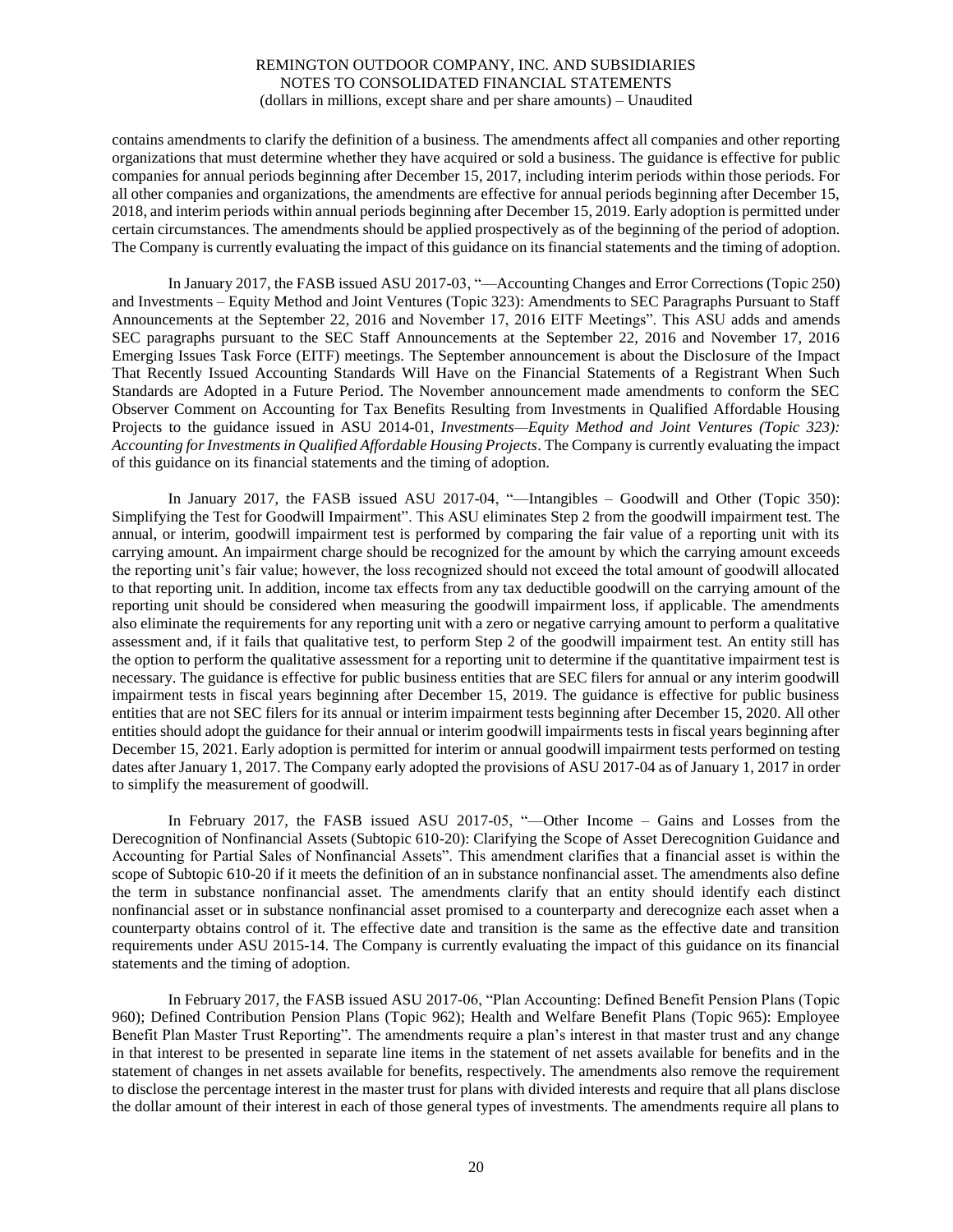contains amendments to clarify the definition of a business. The amendments affect all companies and other reporting organizations that must determine whether they have acquired or sold a business. The guidance is effective for public companies for annual periods beginning after December 15, 2017, including interim periods within those periods. For all other companies and organizations, the amendments are effective for annual periods beginning after December 15, 2018, and interim periods within annual periods beginning after December 15, 2019. Early adoption is permitted under certain circumstances. The amendments should be applied prospectively as of the beginning of the period of adoption. The Company is currently evaluating the impact of this guidance on its financial statements and the timing of adoption.

In January 2017, the FASB issued ASU 2017-03, "—Accounting Changes and Error Corrections (Topic 250) and Investments – Equity Method and Joint Ventures (Topic 323): Amendments to SEC Paragraphs Pursuant to Staff Announcements at the September 22, 2016 and November 17, 2016 EITF Meetings". This ASU adds and amends SEC paragraphs pursuant to the SEC Staff Announcements at the September 22, 2016 and November 17, 2016 Emerging Issues Task Force (EITF) meetings. The September announcement is about the Disclosure of the Impact That Recently Issued Accounting Standards Will Have on the Financial Statements of a Registrant When Such Standards are Adopted in a Future Period. The November announcement made amendments to conform the SEC Observer Comment on Accounting for Tax Benefits Resulting from Investments in Qualified Affordable Housing Projects to the guidance issued in ASU 2014-01, *Investments—Equity Method and Joint Ventures (Topic 323): Accounting for Investments in Qualified Affordable Housing Projects*. The Company is currently evaluating the impact of this guidance on its financial statements and the timing of adoption.

In January 2017, the FASB issued ASU 2017-04, "—Intangibles – Goodwill and Other (Topic 350): Simplifying the Test for Goodwill Impairment". This ASU eliminates Step 2 from the goodwill impairment test. The annual, or interim, goodwill impairment test is performed by comparing the fair value of a reporting unit with its carrying amount. An impairment charge should be recognized for the amount by which the carrying amount exceeds the reporting unit's fair value; however, the loss recognized should not exceed the total amount of goodwill allocated to that reporting unit. In addition, income tax effects from any tax deductible goodwill on the carrying amount of the reporting unit should be considered when measuring the goodwill impairment loss, if applicable. The amendments also eliminate the requirements for any reporting unit with a zero or negative carrying amount to perform a qualitative assessment and, if it fails that qualitative test, to perform Step 2 of the goodwill impairment test. An entity still has the option to perform the qualitative assessment for a reporting unit to determine if the quantitative impairment test is necessary. The guidance is effective for public business entities that are SEC filers for annual or any interim goodwill impairment tests in fiscal years beginning after December 15, 2019. The guidance is effective for public business entities that are not SEC filers for its annual or interim impairment tests beginning after December 15, 2020. All other entities should adopt the guidance for their annual or interim goodwill impairments tests in fiscal years beginning after December 15, 2021. Early adoption is permitted for interim or annual goodwill impairment tests performed on testing dates after January 1, 2017. The Company early adopted the provisions of ASU 2017-04 as of January 1, 2017 in order to simplify the measurement of goodwill.

In February 2017, the FASB issued ASU 2017-05, "—Other Income – Gains and Losses from the Derecognition of Nonfinancial Assets (Subtopic 610-20): Clarifying the Scope of Asset Derecognition Guidance and Accounting for Partial Sales of Nonfinancial Assets". This amendment clarifies that a financial asset is within the scope of Subtopic 610-20 if it meets the definition of an in substance nonfinancial asset. The amendments also define the term in substance nonfinancial asset. The amendments clarify that an entity should identify each distinct nonfinancial asset or in substance nonfinancial asset promised to a counterparty and derecognize each asset when a counterparty obtains control of it. The effective date and transition is the same as the effective date and transition requirements under ASU 2015-14. The Company is currently evaluating the impact of this guidance on its financial statements and the timing of adoption.

In February 2017, the FASB issued ASU 2017-06, "Plan Accounting: Defined Benefit Pension Plans (Topic 960); Defined Contribution Pension Plans (Topic 962); Health and Welfare Benefit Plans (Topic 965): Employee Benefit Plan Master Trust Reporting". The amendments require a plan's interest in that master trust and any change in that interest to be presented in separate line items in the statement of net assets available for benefits and in the statement of changes in net assets available for benefits, respectively. The amendments also remove the requirement to disclose the percentage interest in the master trust for plans with divided interests and require that all plans disclose the dollar amount of their interest in each of those general types of investments. The amendments require all plans to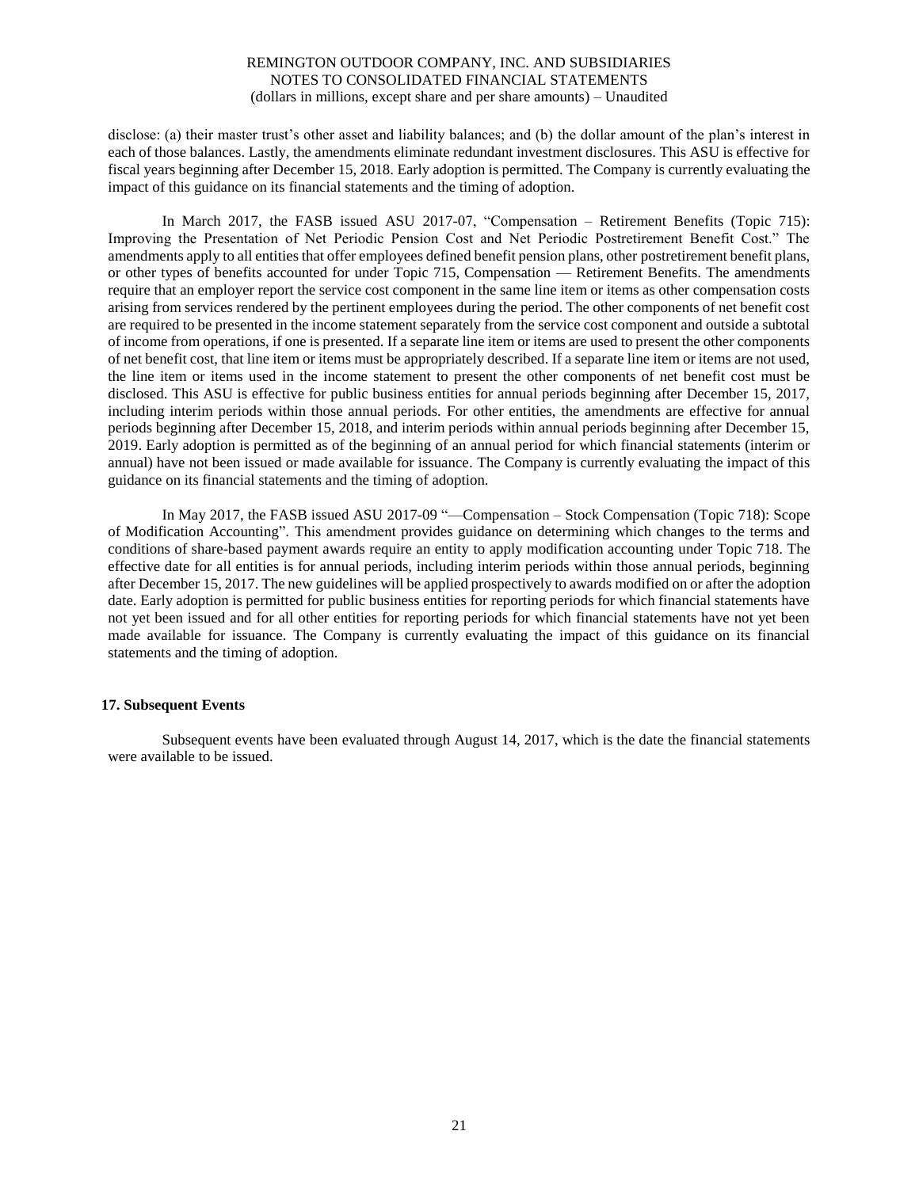disclose: (a) their master trust's other asset and liability balances; and (b) the dollar amount of the plan's interest in each of those balances. Lastly, the amendments eliminate redundant investment disclosures. This ASU is effective for fiscal years beginning after December 15, 2018. Early adoption is permitted. The Company is currently evaluating the impact of this guidance on its financial statements and the timing of adoption.

In March 2017, the FASB issued ASU 2017-07, "Compensation – Retirement Benefits (Topic 715): Improving the Presentation of Net Periodic Pension Cost and Net Periodic Postretirement Benefit Cost." The amendments apply to all entities that offer employees defined benefit pension plans, other postretirement benefit plans, or other types of benefits accounted for under Topic 715, Compensation — Retirement Benefits. The amendments require that an employer report the service cost component in the same line item or items as other compensation costs arising from services rendered by the pertinent employees during the period. The other components of net benefit cost are required to be presented in the income statement separately from the service cost component and outside a subtotal of income from operations, if one is presented. If a separate line item or items are used to present the other components of net benefit cost, that line item or items must be appropriately described. If a separate line item or items are not used, the line item or items used in the income statement to present the other components of net benefit cost must be disclosed. This ASU is effective for public business entities for annual periods beginning after December 15, 2017, including interim periods within those annual periods. For other entities, the amendments are effective for annual periods beginning after December 15, 2018, and interim periods within annual periods beginning after December 15, 2019. Early adoption is permitted as of the beginning of an annual period for which financial statements (interim or annual) have not been issued or made available for issuance. The Company is currently evaluating the impact of this guidance on its financial statements and the timing of adoption.

In May 2017, the FASB issued ASU 2017-09 "—Compensation – Stock Compensation (Topic 718): Scope of Modification Accounting". This amendment provides guidance on determining which changes to the terms and conditions of share-based payment awards require an entity to apply modification accounting under Topic 718. The effective date for all entities is for annual periods, including interim periods within those annual periods, beginning after December 15, 2017. The new guidelines will be applied prospectively to awards modified on or after the adoption date. Early adoption is permitted for public business entities for reporting periods for which financial statements have not yet been issued and for all other entities for reporting periods for which financial statements have not yet been made available for issuance. The Company is currently evaluating the impact of this guidance on its financial statements and the timing of adoption.

## 17. Subsequent Events

Subsequent events have been evaluated through August 14, 2017, which is the date the financial statements were available to be issued.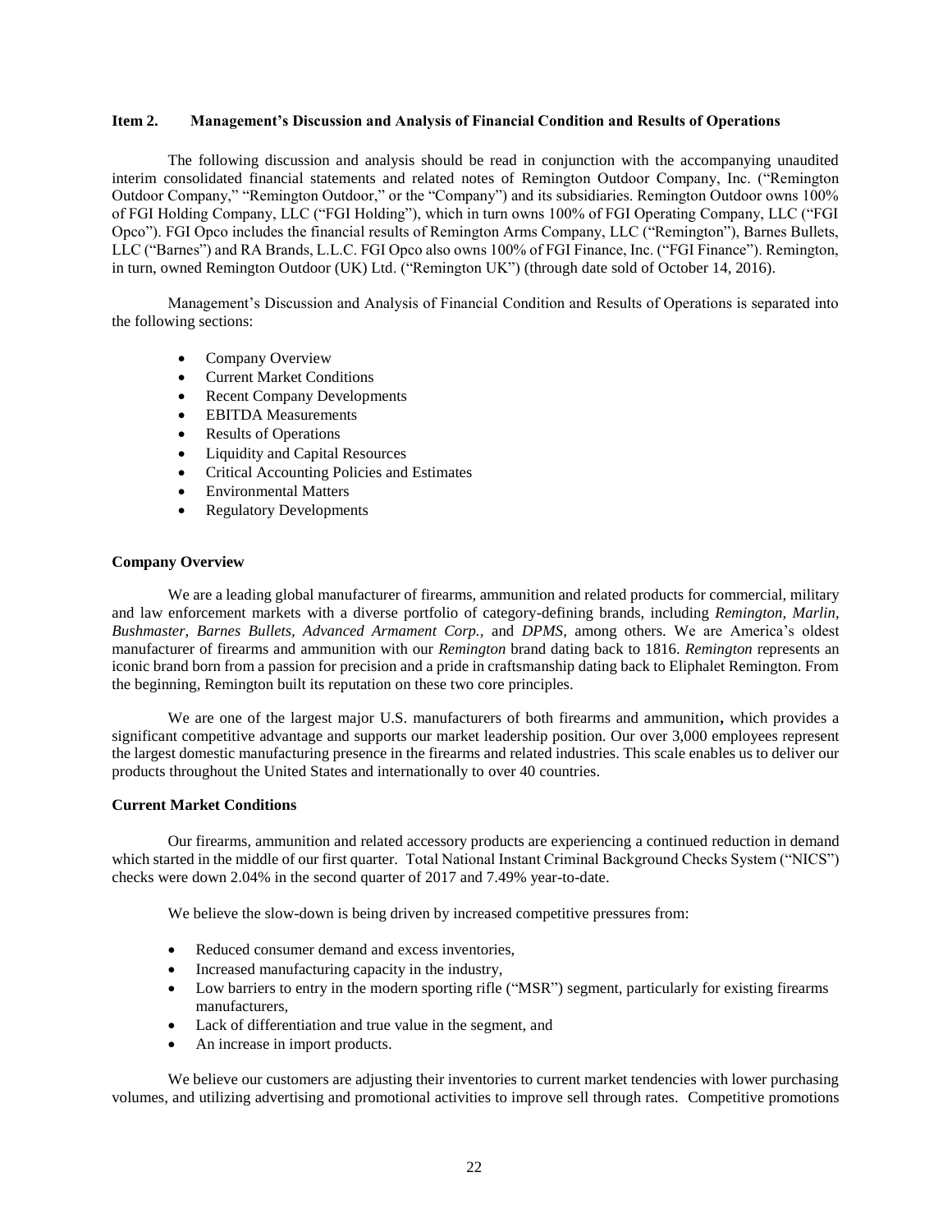## Item 2. Management's Discussion and Analysis of Financial Condition and Results of Operations

The following discussion and analysis should be read in conjunction with the accompanying unaudited interim consolidated financial statements and related notes of Remington Outdoor Company, Inc. ("Remington Outdoor Company," "Remington Outdoor," or the "Company") and its subsidiaries. Remington Outdoor owns 100% of FGI Holding Company, LLC ("FGI Holding"), which in turn owns 100% of FGI Operating Company, LLC ("FGI Opco"). FGI Opco includes the financial results of Remington Arms Company, LLC ("Remington"), Barnes Bullets, LLC ("Barnes") and RA Brands, L.L.C. FGI Opco also owns 100% of FGI Finance, Inc. ("FGI Finance"). Remington, in turn, owned Remington Outdoor (UK) Ltd. ("Remington UK") (through date sold of October 14, 2016).

Management's Discussion and Analysis of Financial Condition and Results of Operations is separated into the following sections:

- Company Overview
- Current Market Conditions
- Recent Company Developments
- EBITDA Measurements
- Results of Operations
- Liquidity and Capital Resources
- Critical Accounting Policies and Estimates
- Environmental Matters
- Regulatory Developments

### Company Overview

We are a leading global manufacturer of firearms, ammunition and related products for commercial, military and law enforcement markets with a diverse portfolio of category-defining brands, including *Remington, Marlin, Bushmaster, Barnes Bullets, Advanced Armament Corp.,* and *DPMS*, among others. We are America's oldest manufacturer of firearms and ammunition with our *Remington* brand dating back to 1816. *Remington* represents an iconic brand born from a passion for precision and a pride in craftsmanship dating back to Eliphalet Remington. From the beginning, Remington built its reputation on these two core principles.

We are one of the largest major U.S. manufacturers of both firearms and ammunition**,** which provides a significant competitive advantage and supports our market leadership position. Our over 3,000 employees represent the largest domestic manufacturing presence in the firearms and related industries. This scale enables us to deliver our products throughout the United States and internationally to over 40 countries.

### Current Market Conditions

Our firearms, ammunition and related accessory products are experiencing a continued reduction in demand which started in the middle of our first quarter. Total National Instant Criminal Background Checks System ("NICS") checks were down 2.04% in the second quarter of 2017 and 7.49% year-to-date.

We believe the slow-down is being driven by increased competitive pressures from:

- Reduced consumer demand and excess inventories,
- Increased manufacturing capacity in the industry,
- Low barriers to entry in the modern sporting rifle ("MSR") segment, particularly for existing firearms manufacturers,
- Lack of differentiation and true value in the segment, and
- An increase in import products.

We believe our customers are adjusting their inventories to current market tendencies with lower purchasing volumes, and utilizing advertising and promotional activities to improve sell through rates. Competitive promotions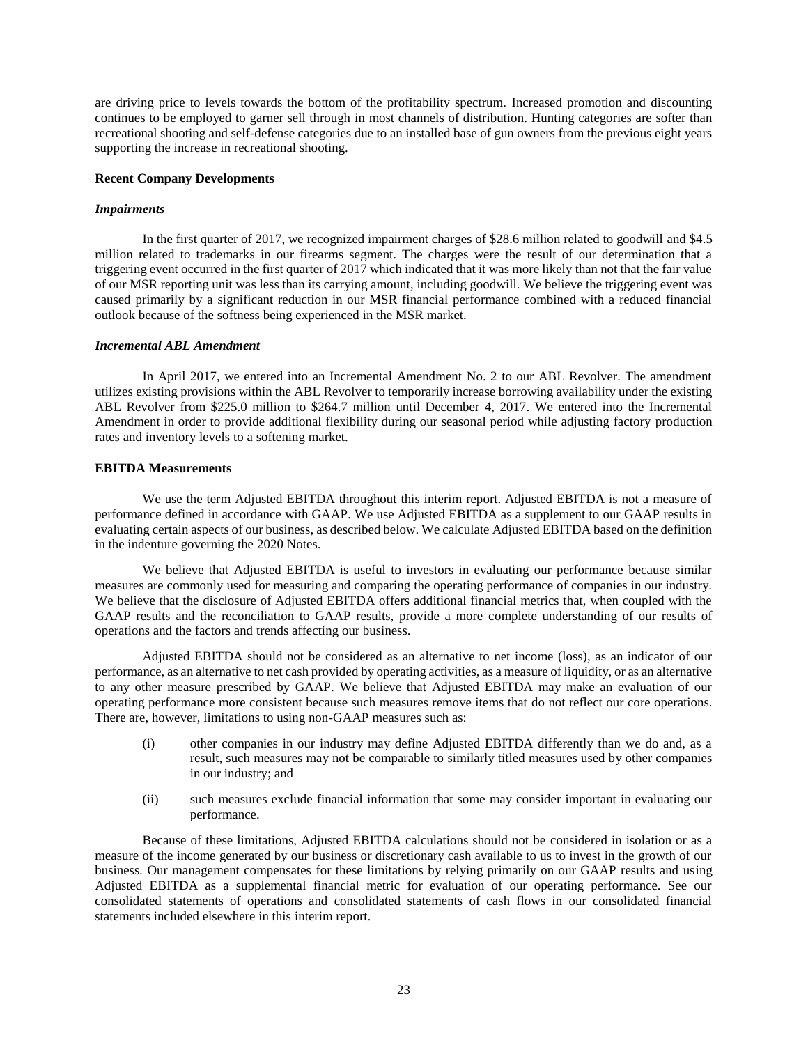are driving price to levels towards the bottom of the profitability spectrum. Increased promotion and discounting continues to be employed to garner sell through in most channels of distribution. Hunting categories are softer than recreational shooting and self-defense categories due to an installed base of gun owners from the previous eight years supporting the increase in recreational shooting.

**Recent Company Developments**

***Impairments***

In the first quarter of 2017, we recognized impairment charges of $28.6 million related to goodwill and $4.5 million related to trademarks in our firearms segment. The charges were the result of our determination that a triggering event occurred in the first quarter of 2017 which indicated that it was more likely than not that the fair value of our MSR reporting unit was less than its carrying amount, including goodwill. We believe the triggering event was caused primarily by a significant reduction in our MSR financial performance combined with a reduced financial outlook because of the softness being experienced in the MSR market.

***Incremental ABL Amendment***

In April 2017, we entered into an Incremental Amendment No. 2 to our ABL Revolver. The amendment utilizes existing provisions within the ABL Revolver to temporarily increase borrowing availability under the existing ABL Revolver from $225.0 million to $264.7 million until December 4, 2017. We entered into the Incremental Amendment in order to provide additional flexibility during our seasonal period while adjusting factory production rates and inventory levels to a softening market.

**EBITDA Measurements**

We use the term Adjusted EBITDA throughout this interim report. Adjusted EBITDA is not a measure of performance defined in accordance with GAAP. We use Adjusted EBITDA as a supplement to our GAAP results in evaluating certain aspects of our business, as described below. We calculate Adjusted EBITDA based on the definition in the indenture governing the 2020 Notes.

We believe that Adjusted EBITDA is useful to investors in evaluating our performance because similar measures are commonly used for measuring and comparing the operating performance of companies in our industry. We believe that the disclosure of Adjusted EBITDA offers additional financial metrics that, when coupled with the GAAP results and the reconciliation to GAAP results, provide a more complete understanding of our results of operations and the factors and trends affecting our business.

Adjusted EBITDA should not be considered as an alternative to net income (loss), as an indicator of our performance, as an alternative to net cash provided by operating activities, as a measure of liquidity, or as an alternative to any other measure prescribed by GAAP. We believe that Adjusted EBITDA may make an evaluation of our operating performance more consistent because such measures remove items that do not reflect our core operations. There are, however, limitations to using non-GAAP measures such as:

(i) other companies in our industry may define Adjusted EBITDA differently than we do and, as a result, such measures may not be comparable to similarly titled measures used by other companies in our industry; and

(ii) such measures exclude financial information that some may consider important in evaluating our performance.

Because of these limitations, Adjusted EBITDA calculations should not be considered in isolation or as a measure of the income generated by our business or discretionary cash available to us to invest in the growth of our business. Our management compensates for these limitations by relying primarily on our GAAP results and using Adjusted EBITDA as a supplemental financial metric for evaluation of our operating performance. See our consolidated statements of operations and consolidated statements of cash flows in our consolidated financial statements included elsewhere in this interim report.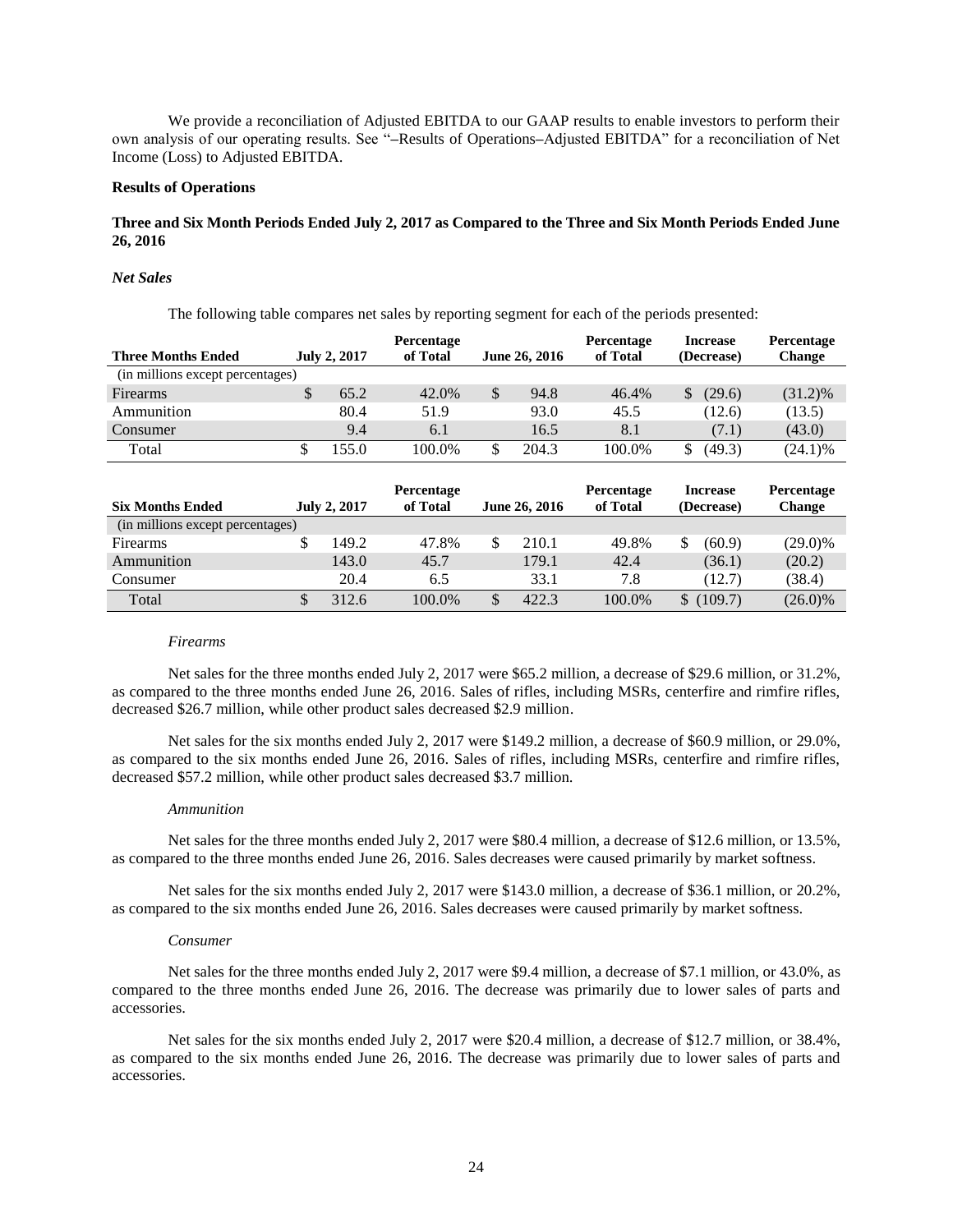We provide a reconciliation of Adjusted EBITDA to our GAAP results to enable investors to perform their own analysis of our operating results. See "–Results of Operations–Adjusted EBITDA" for a reconciliation of Net Income (Loss) to Adjusted EBITDA.

**Results of Operations**

**Three and Six Month Periods Ended July 2, 2017 as Compared to the Three and Six Month Periods Ended June 26, 2016**

***Net Sales***

The following table compares net sales by reporting segment for each of the periods presented:

| Three Months Ended | July 2, 2017 | Percentage of Total | June 26, 2016 | Percentage of Total | Increase (Decrease) | Percentage Change |
|---|---|---|---|---|---|---|
| (in millions except percentages) | | | | | | |
| Firearms | $ 65.2 | 42.0% | $ 94.8 | 46.4% | $ (29.6) | (31.2)% |
| Ammunition | 80.4 | 51.9 | 93.0 | 45.5 | (12.6) | (13.5) |
| Consumer | 9.4 | 6.1 | 16.5 | 8.1 | (7.1) | (43.0) |
| Total | $ 155.0 | 100.0% | $ 204.3 | 100.0% | $ (49.3) | (24.1)% |

| Six Months Ended | July 2, 2017 | Percentage of Total | June 26, 2016 | Percentage of Total | Increase (Decrease) | Percentage Change |
|---|---|---|---|---|---|---|
| (in millions except percentages) | | | | | | |
| Firearms | $ 149.2 | 47.8% | $ 210.1 | 49.8% | $ (60.9) | (29.0)% |
| Ammunition | 143.0 | 45.7 | 179.1 | 42.4 | (36.1) | (20.2) |
| Consumer | 20.4 | 6.5 | 33.1 | 7.8 | (12.7) | (38.4) |
| Total | $ 312.6 | 100.0% | $ 422.3 | 100.0% | $ (109.7) | (26.0)% |

*Firearms*

Net sales for the three months ended July 2, 2017 were $65.2 million, a decrease of $29.6 million, or 31.2%, as compared to the three months ended June 26, 2016. Sales of rifles, including MSRs, centerfire and rimfire rifles, decreased $26.7 million, while other product sales decreased $2.9 million.

Net sales for the six months ended July 2, 2017 were $149.2 million, a decrease of $60.9 million, or 29.0%, as compared to the six months ended June 26, 2016. Sales of rifles, including MSRs, centerfire and rimfire rifles, decreased $57.2 million, while other product sales decreased $3.7 million.

*Ammunition*

Net sales for the three months ended July 2, 2017 were $80.4 million, a decrease of $12.6 million, or 13.5%, as compared to the three months ended June 26, 2016. Sales decreases were caused primarily by market softness.

Net sales for the six months ended July 2, 2017 were $143.0 million, a decrease of $36.1 million, or 20.2%, as compared to the six months ended June 26, 2016. Sales decreases were caused primarily by market softness.

*Consumer*

Net sales for the three months ended July 2, 2017 were $9.4 million, a decrease of $7.1 million, or 43.0%, as compared to the three months ended June 26, 2016. The decrease was primarily due to lower sales of parts and accessories.

Net sales for the six months ended July 2, 2017 were $20.4 million, a decrease of $12.7 million, or 38.4%, as compared to the six months ended June 26, 2016. The decrease was primarily due to lower sales of parts and accessories.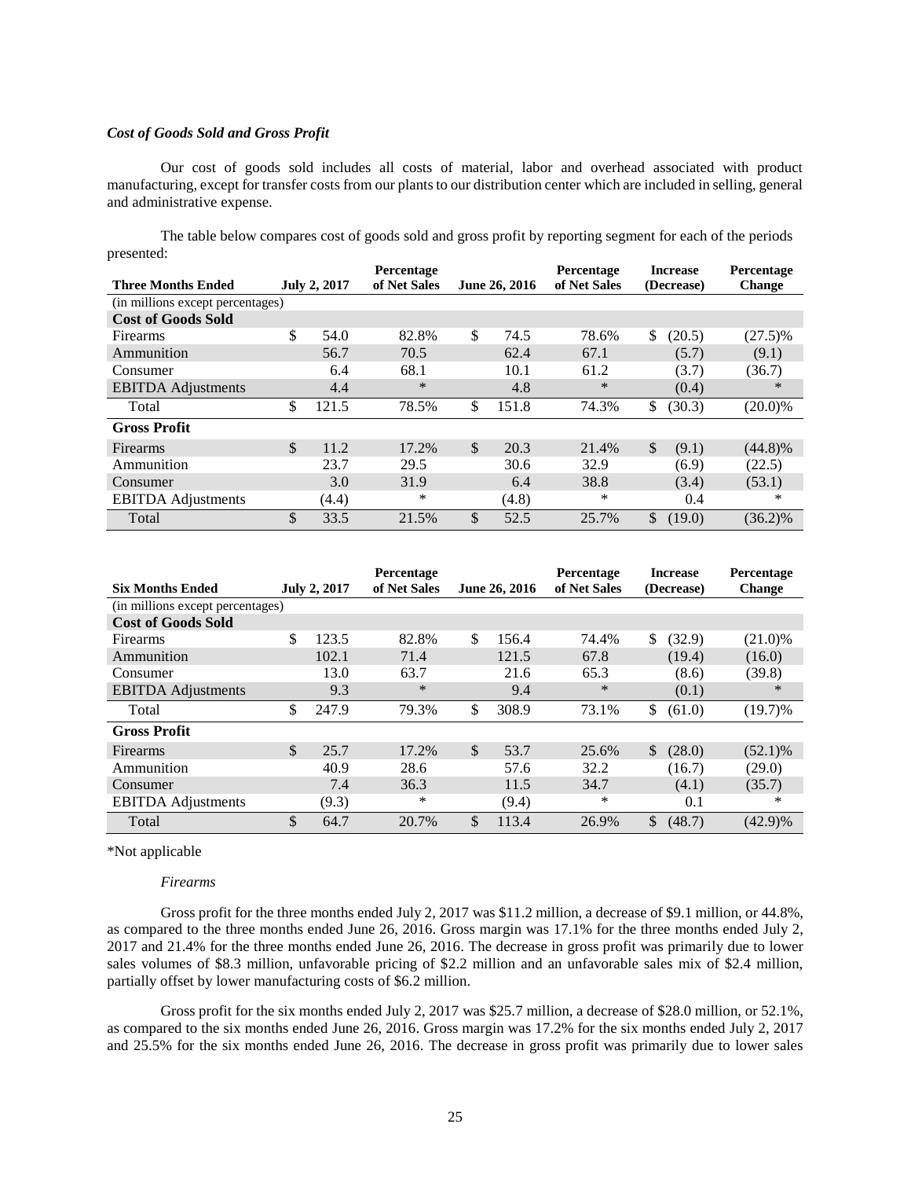### *Cost of Goods Sold and Gross Profit*

Our cost of goods sold includes all costs of material, labor and overhead associated with product manufacturing, except for transfer costs from our plants to our distribution center which are included in selling, general and administrative expense.

The table below compares cost of goods sold and gross profit by reporting segment for each of the periods presented:

| Three Months Ended | July 2, 2017 | Percentage of Net Sales | June 26, 2016 | Percentage of Net Sales | Increase (Decrease) | Percentage Change |
|---|---|---|---|---|---|---|
| (in millions except percentages) | | | | | | |
| **Cost of Goods Sold** | | | | | | |
| Firearms | $ 54.0 | 82.8% | $ 74.5 | 78.6% | $ (20.5) | (27.5)% |
| Ammunition | 56.7 | 70.5 | 62.4 | 67.1 | (5.7) | (9.1) |
| Consumer | 6.4 | 68.1 | 10.1 | 61.2 | (3.7) | (36.7) |
| EBITDA Adjustments | 4.4 | * | 4.8 | * | (0.4) | * |
| Total | $ 121.5 | 78.5% | $ 151.8 | 74.3% | $ (30.3) | (20.0)% |
| **Gross Profit** | | | | | | |
| Firearms | $ 11.2 | 17.2% | $ 20.3 | 21.4% | $ (9.1) | (44.8)% |
| Ammunition | 23.7 | 29.5 | 30.6 | 32.9 | (6.9) | (22.5) |
| Consumer | 3.0 | 31.9 | 6.4 | 38.8 | (3.4) | (53.1) |
| EBITDA Adjustments | (4.4) | * | (4.8) | * | 0.4 | * |
| Total | $ 33.5 | 21.5% | $ 52.5 | 25.7% | $ (19.0) | (36.2)% |

| Six Months Ended | July 2, 2017 | Percentage of Net Sales | June 26, 2016 | Percentage of Net Sales | Increase (Decrease) | Percentage Change |
|---|---|---|---|---|---|---|
| (in millions except percentages) | | | | | | |
| **Cost of Goods Sold** | | | | | | |
| Firearms | $ 123.5 | 82.8% | $ 156.4 | 74.4% | $ (32.9) | (21.0)% |
| Ammunition | 102.1 | 71.4 | 121.5 | 67.8 | (19.4) | (16.0) |
| Consumer | 13.0 | 63.7 | 21.6 | 65.3 | (8.6) | (39.8) |
| EBITDA Adjustments | 9.3 | * | 9.4 | * | (0.1) | * |
| Total | $ 247.9 | 79.3% | $ 308.9 | 73.1% | $ (61.0) | (19.7)% |
| **Gross Profit** | | | | | | |
| Firearms | $ 25.7 | 17.2% | $ 53.7 | 25.6% | $ (28.0) | (52.1)% |
| Ammunition | 40.9 | 28.6 | 57.6 | 32.2 | (16.7) | (29.0) |
| Consumer | 7.4 | 36.3 | 11.5 | 34.7 | (4.1) | (35.7) |
| EBITDA Adjustments | (9.3) | * | (9.4) | * | 0.1 | * |
| Total | $ 64.7 | 20.7% | $ 113.4 | 26.9% | $ (48.7) | (42.9)% |

*Not applicable

*Firearms*

Gross profit for the three months ended July 2, 2017 was $11.2 million, a decrease of $9.1 million, or 44.8%, as compared to the three months ended June 26, 2016. Gross margin was 17.1% for the three months ended July 2, 2017 and 21.4% for the three months ended June 26, 2016. The decrease in gross profit was primarily due to lower sales volumes of $8.3 million, unfavorable pricing of $2.2 million and an unfavorable sales mix of $2.4 million, partially offset by lower manufacturing costs of $6.2 million.

Gross profit for the six months ended July 2, 2017 was $25.7 million, a decrease of $28.0 million, or 52.1%, as compared to the six months ended June 26, 2016. Gross margin was 17.2% for the six months ended July 2, 2017 and 25.5% for the six months ended June 26, 2016. The decrease in gross profit was primarily due to lower sales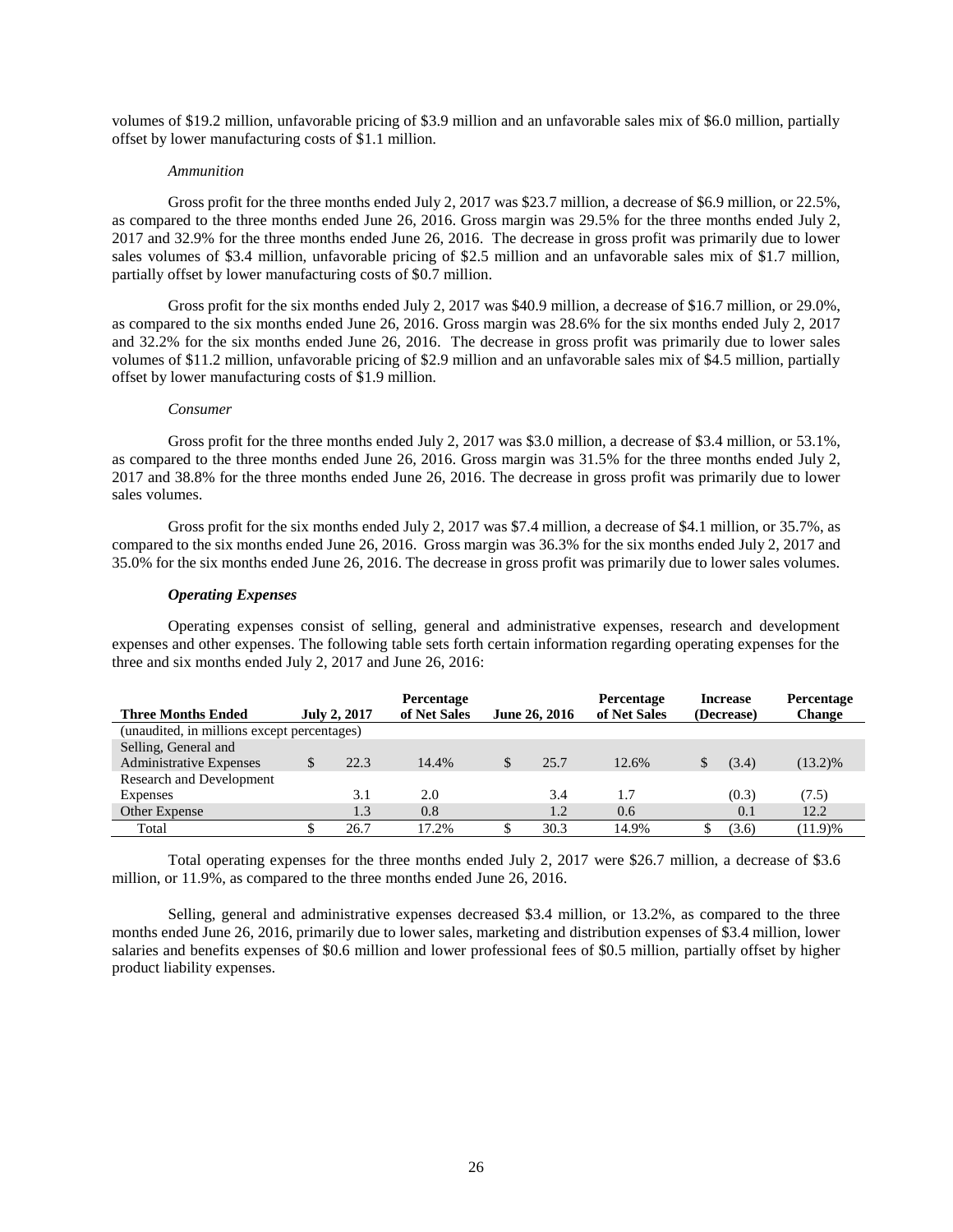volumes of $19.2 million, unfavorable pricing of $3.9 million and an unfavorable sales mix of $6.0 million, partially offset by lower manufacturing costs of $1.1 million.

*Ammunition*

Gross profit for the three months ended July 2, 2017 was $23.7 million, a decrease of $6.9 million, or 22.5%, as compared to the three months ended June 26, 2016. Gross margin was 29.5% for the three months ended July 2, 2017 and 32.9% for the three months ended June 26, 2016. The decrease in gross profit was primarily due to lower sales volumes of $3.4 million, unfavorable pricing of $2.5 million and an unfavorable sales mix of $1.7 million, partially offset by lower manufacturing costs of $0.7 million.

Gross profit for the six months ended July 2, 2017 was $40.9 million, a decrease of $16.7 million, or 29.0%, as compared to the six months ended June 26, 2016. Gross margin was 28.6% for the six months ended July 2, 2017 and 32.2% for the six months ended June 26, 2016. The decrease in gross profit was primarily due to lower sales volumes of $11.2 million, unfavorable pricing of $2.9 million and an unfavorable sales mix of $4.5 million, partially offset by lower manufacturing costs of $1.9 million.

*Consumer*

Gross profit for the three months ended July 2, 2017 was $3.0 million, a decrease of $3.4 million, or 53.1%, as compared to the three months ended June 26, 2016. Gross margin was 31.5% for the three months ended July 2, 2017 and 38.8% for the three months ended June 26, 2016. The decrease in gross profit was primarily due to lower sales volumes.

Gross profit for the six months ended July 2, 2017 was $7.4 million, a decrease of $4.1 million, or 35.7%, as compared to the six months ended June 26, 2016. Gross margin was 36.3% for the six months ended July 2, 2017 and 35.0% for the six months ended June 26, 2016. The decrease in gross profit was primarily due to lower sales volumes.

***Operating Expenses***

Operating expenses consist of selling, general and administrative expenses, research and development expenses and other expenses. The following table sets forth certain information regarding operating expenses for the three and six months ended July 2, 2017 and June 26, 2016:

| Three Months Ended | July 2, 2017 | Percentage of Net Sales | June 26, 2016 | Percentage of Net Sales | Increase (Decrease) | Percentage Change |
|---|---|---|---|---|---|---|
| (unaudited, in millions except percentages) | | | | | | |
| Selling, General and Administrative Expenses | $ 22.3 | 14.4% | $ 25.7 | 12.6% | $ (3.4) | (13.2)% |
| Research and Development Expenses | 3.1 | 2.0 | 3.4 | 1.7 | (0.3) | (7.5) |
| Other Expense | 1.3 | 0.8 | 1.2 | 0.6 | 0.1 | 12.2 |
| Total | $ 26.7 | 17.2% | $ 30.3 | 14.9% | $ (3.6) | (11.9)% |

Total operating expenses for the three months ended July 2, 2017 were $26.7 million, a decrease of $3.6 million, or 11.9%, as compared to the three months ended June 26, 2016.

Selling, general and administrative expenses decreased $3.4 million, or 13.2%, as compared to the three months ended June 26, 2016, primarily due to lower sales, marketing and distribution expenses of $3.4 million, lower salaries and benefits expenses of $0.6 million and lower professional fees of $0.5 million, partially offset by higher product liability expenses.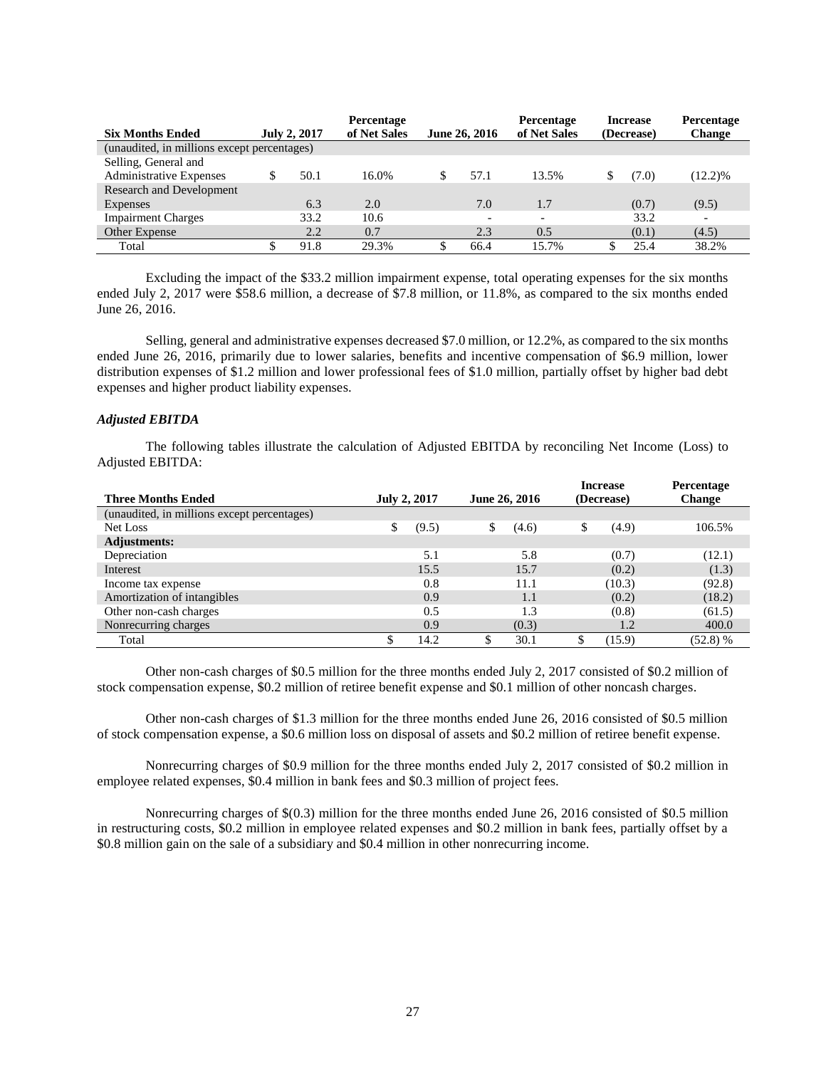| Six Months Ended | July 2, 2017 | Percentage of Net Sales | June 26, 2016 | Percentage of Net Sales | Increase (Decrease) | Percentage Change |
|---|---|---|---|---|---|---|
| (unaudited, in millions except percentages) | | | | | | |
| Selling, General and Administrative Expenses | $ 50.1 | 16.0% | $ 57.1 | 13.5% | $ (7.0) | (12.2)% |
| Research and Development Expenses | 6.3 | 2.0 | 7.0 | 1.7 | (0.7) | (9.5) |
| Impairment Charges | 33.2 | 10.6 | - | - | 33.2 | - |
| Other Expense | 2.2 | 0.7 | 2.3 | 0.5 | (0.1) | (4.5) |
| Total | $ 91.8 | 29.3% | $ 66.4 | 15.7% | $ 25.4 | 38.2% |

Excluding the impact of the $33.2 million impairment expense, total operating expenses for the six months ended July 2, 2017 were $58.6 million, a decrease of $7.8 million, or 11.8%, as compared to the six months ended June 26, 2016.

Selling, general and administrative expenses decreased $7.0 million, or 12.2%, as compared to the six months ended June 26, 2016, primarily due to lower salaries, benefits and incentive compensation of $6.9 million, lower distribution expenses of $1.2 million and lower professional fees of $1.0 million, partially offset by higher bad debt expenses and higher product liability expenses.

### *Adjusted EBITDA*

The following tables illustrate the calculation of Adjusted EBITDA by reconciling Net Income (Loss) to Adjusted EBITDA:

| Three Months Ended | July 2, 2017 | June 26, 2016 | Increase (Decrease) | Percentage Change |
|---|---|---|---|---|
| (unaudited, in millions except percentages) | | | | |
| Net Loss | $ (9.5) | $ (4.6) | $ (4.9) | 106.5% |
| **Adjustments:** | | | | |
| Depreciation | 5.1 | 5.8 | (0.7) | (12.1) |
| Interest | 15.5 | 15.7 | (0.2) | (1.3) |
| Income tax expense | 0.8 | 11.1 | (10.3) | (92.8) |
| Amortization of intangibles | 0.9 | 1.1 | (0.2) | (18.2) |
| Other non-cash charges | 0.5 | 1.3 | (0.8) | (61.5) |
| Nonrecurring charges | 0.9 | (0.3) | 1.2 | 400.0 |
| Total | $ 14.2 | $ 30.1 | $ (15.9) | (52.8) % |

Other non-cash charges of $0.5 million for the three months ended July 2, 2017 consisted of $0.2 million of stock compensation expense, $0.2 million of retiree benefit expense and $0.1 million of other noncash charges.

Other non-cash charges of $1.3 million for the three months ended June 26, 2016 consisted of $0.5 million of stock compensation expense, a $0.6 million loss on disposal of assets and $0.2 million of retiree benefit expense.

Nonrecurring charges of $0.9 million for the three months ended July 2, 2017 consisted of $0.2 million in employee related expenses, $0.4 million in bank fees and $0.3 million of project fees.

Nonrecurring charges of $(0.3) million for the three months ended June 26, 2016 consisted of $0.5 million in restructuring costs, $0.2 million in employee related expenses and $0.2 million in bank fees, partially offset by a $0.8 million gain on the sale of a subsidiary and $0.4 million in other nonrecurring income.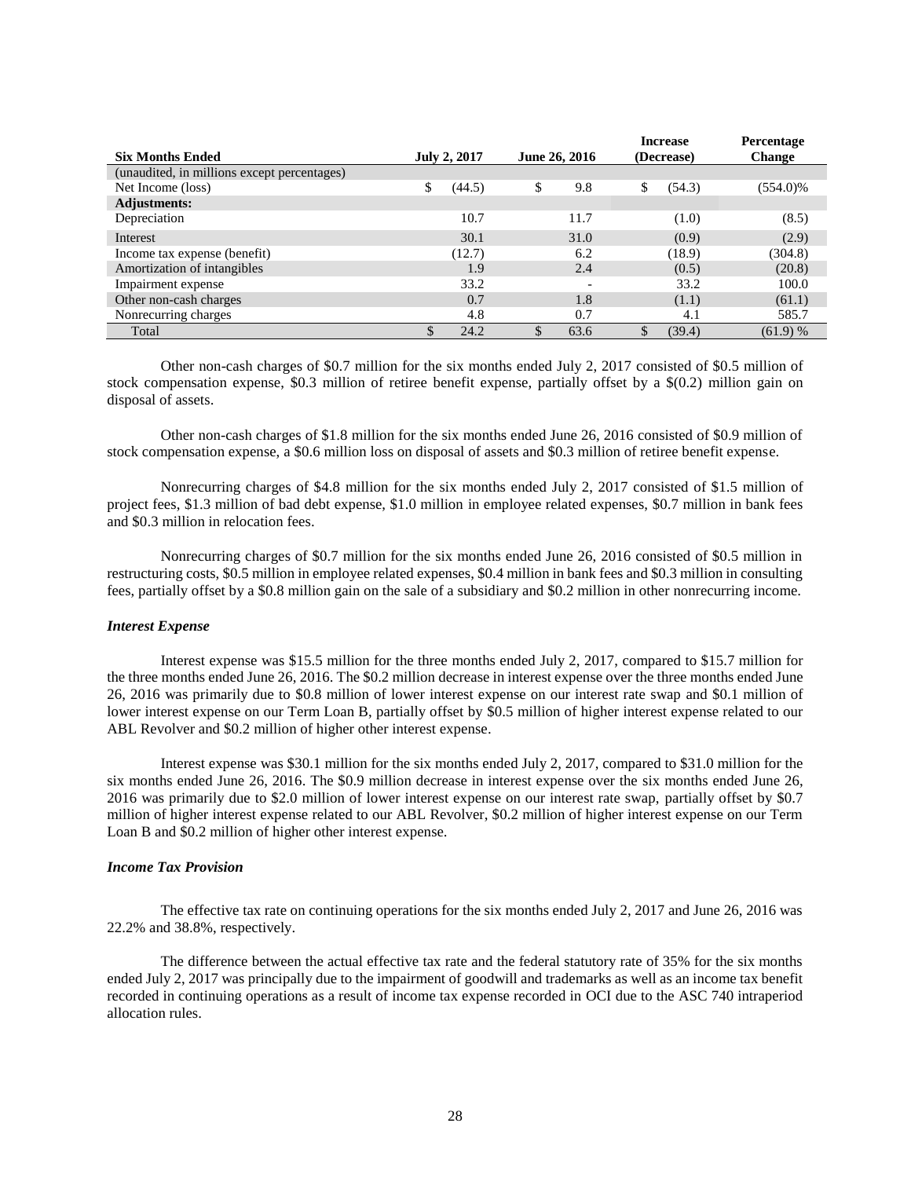| Six Months Ended | July 2, 2017 | June 26, 2016 | Increase (Decrease) | Percentage Change |
|---|---|---|---|---|
| (unaudited, in millions except percentages) | | | | |
| Net Income (loss) | $ (44.5) | $ 9.8 | $ (54.3) | (554.0)% |
| **Adjustments:** | | | | |
| Depreciation | 10.7 | 11.7 | (1.0) | (8.5) |
| Interest | 30.1 | 31.0 | (0.9) | (2.9) |
| Income tax expense (benefit) | (12.7) | 6.2 | (18.9) | (304.8) |
| Amortization of intangibles | 1.9 | 2.4 | (0.5) | (20.8) |
| Impairment expense | 33.2 | - | 33.2 | 100.0 |
| Other non-cash charges | 0.7 | 1.8 | (1.1) | (61.1) |
| Nonrecurring charges | 4.8 | 0.7 | 4.1 | 585.7 |
| Total | $ 24.2 | $ 63.6 | $ (39.4) | (61.9) % |

Other non-cash charges of $0.7 million for the six months ended July 2, 2017 consisted of $0.5 million of stock compensation expense, $0.3 million of retiree benefit expense, partially offset by a $(0.2) million gain on disposal of assets.

Other non-cash charges of $1.8 million for the six months ended June 26, 2016 consisted of $0.9 million of stock compensation expense, a $0.6 million loss on disposal of assets and $0.3 million of retiree benefit expense.

Nonrecurring charges of $4.8 million for the six months ended July 2, 2017 consisted of $1.5 million of project fees, $1.3 million of bad debt expense, $1.0 million in employee related expenses, $0.7 million in bank fees and $0.3 million in relocation fees.

Nonrecurring charges of $0.7 million for the six months ended June 26, 2016 consisted of $0.5 million in restructuring costs, $0.5 million in employee related expenses, $0.4 million in bank fees and $0.3 million in consulting fees, partially offset by a $0.8 million gain on the sale of a subsidiary and $0.2 million in other nonrecurring income.

***Interest Expense***

Interest expense was $15.5 million for the three months ended July 2, 2017, compared to $15.7 million for the three months ended June 26, 2016. The $0.2 million decrease in interest expense over the three months ended June 26, 2016 was primarily due to $0.8 million of lower interest expense on our interest rate swap and $0.1 million of lower interest expense on our Term Loan B, partially offset by $0.5 million of higher interest expense related to our ABL Revolver and $0.2 million of higher other interest expense.

Interest expense was $30.1 million for the six months ended July 2, 2017, compared to $31.0 million for the six months ended June 26, 2016. The $0.9 million decrease in interest expense over the six months ended June 26, 2016 was primarily due to $2.0 million of lower interest expense on our interest rate swap, partially offset by $0.7 million of higher interest expense related to our ABL Revolver, $0.2 million of higher interest expense on our Term Loan B and $0.2 million of higher other interest expense.

***Income Tax Provision***

The effective tax rate on continuing operations for the six months ended July 2, 2017 and June 26, 2016 was 22.2% and 38.8%, respectively.

The difference between the actual effective tax rate and the federal statutory rate of 35% for the six months ended July 2, 2017 was principally due to the impairment of goodwill and trademarks as well as an income tax benefit recorded in continuing operations as a result of income tax expense recorded in OCI due to the ASC 740 intraperiod allocation rules.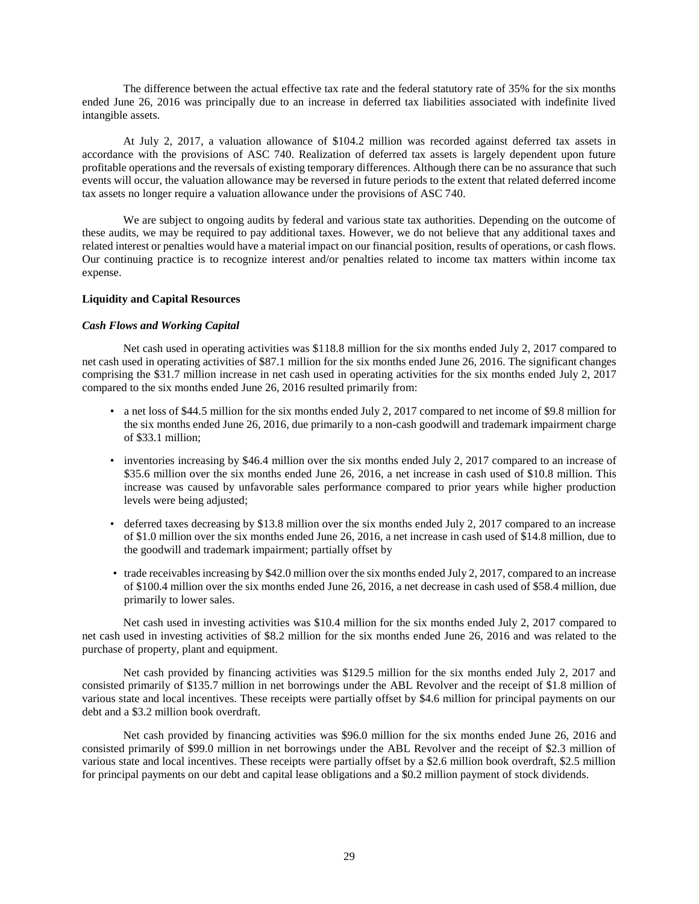The difference between the actual effective tax rate and the federal statutory rate of 35% for the six months ended June 26, 2016 was principally due to an increase in deferred tax liabilities associated with indefinite lived intangible assets.

At July 2, 2017, a valuation allowance of $104.2 million was recorded against deferred tax assets in accordance with the provisions of ASC 740. Realization of deferred tax assets is largely dependent upon future profitable operations and the reversals of existing temporary differences. Although there can be no assurance that such events will occur, the valuation allowance may be reversed in future periods to the extent that related deferred income tax assets no longer require a valuation allowance under the provisions of ASC 740.

We are subject to ongoing audits by federal and various state tax authorities. Depending on the outcome of these audits, we may be required to pay additional taxes. However, we do not believe that any additional taxes and related interest or penalties would have a material impact on our financial position, results of operations, or cash flows. Our continuing practice is to recognize interest and/or penalties related to income tax matters within income tax expense.

**Liquidity and Capital Resources**

***Cash Flows and Working Capital***

Net cash used in operating activities was $118.8 million for the six months ended July 2, 2017 compared to net cash used in operating activities of $87.1 million for the six months ended June 26, 2016. The significant changes comprising the $31.7 million increase in net cash used in operating activities for the six months ended July 2, 2017 compared to the six months ended June 26, 2016 resulted primarily from:

- a net loss of $44.5 million for the six months ended July 2, 2017 compared to net income of $9.8 million for the six months ended June 26, 2016, due primarily to a non-cash goodwill and trademark impairment charge of $33.1 million;
- inventories increasing by $46.4 million over the six months ended July 2, 2017 compared to an increase of $35.6 million over the six months ended June 26, 2016, a net increase in cash used of $10.8 million. This increase was caused by unfavorable sales performance compared to prior years while higher production levels were being adjusted;
- deferred taxes decreasing by $13.8 million over the six months ended July 2, 2017 compared to an increase of $1.0 million over the six months ended June 26, 2016, a net increase in cash used of $14.8 million, due to the goodwill and trademark impairment; partially offset by
- trade receivables increasing by $42.0 million over the six months ended July 2, 2017, compared to an increase of $100.4 million over the six months ended June 26, 2016, a net decrease in cash used of $58.4 million, due primarily to lower sales.

Net cash used in investing activities was $10.4 million for the six months ended July 2, 2017 compared to net cash used in investing activities of $8.2 million for the six months ended June 26, 2016 and was related to the purchase of property, plant and equipment.

Net cash provided by financing activities was $129.5 million for the six months ended July 2, 2017 and consisted primarily of $135.7 million in net borrowings under the ABL Revolver and the receipt of $1.8 million of various state and local incentives. These receipts were partially offset by $4.6 million for principal payments on our debt and a $3.2 million book overdraft.

Net cash provided by financing activities was $96.0 million for the six months ended June 26, 2016 and consisted primarily of $99.0 million in net borrowings under the ABL Revolver and the receipt of $2.3 million of various state and local incentives. These receipts were partially offset by a $2.6 million book overdraft, $2.5 million for principal payments on our debt and capital lease obligations and a $0.2 million payment of stock dividends.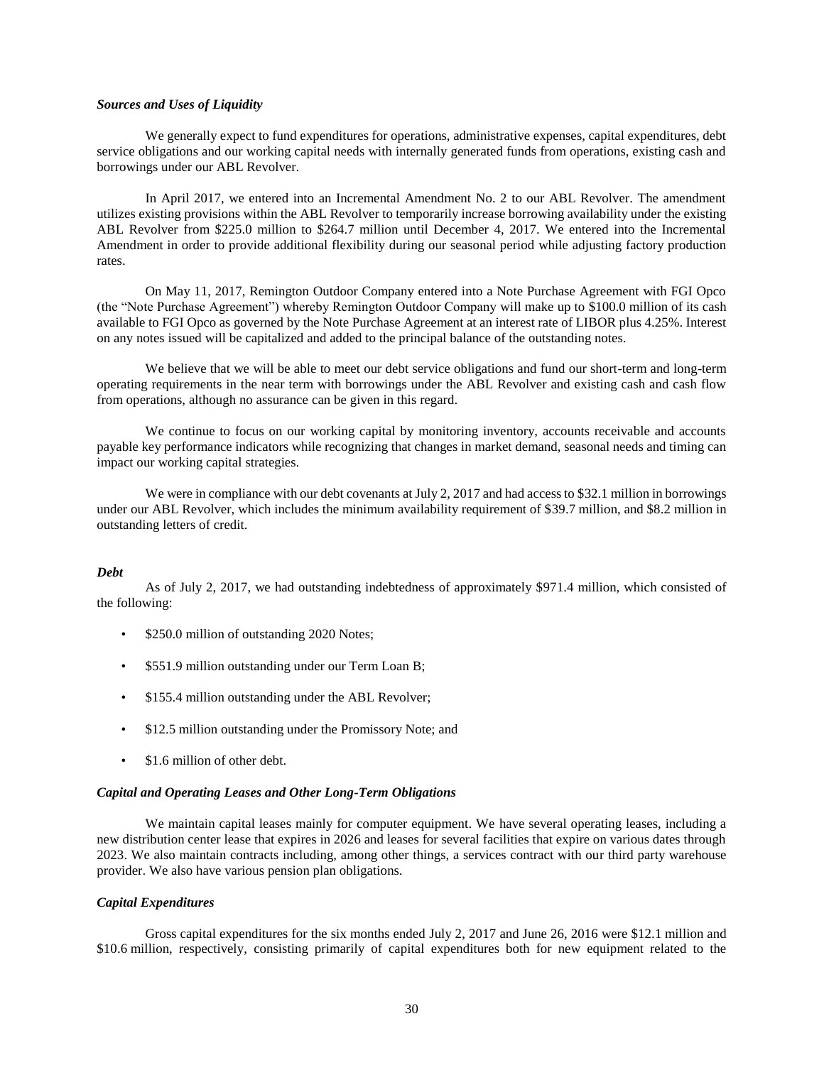***Sources and Uses of Liquidity***

We generally expect to fund expenditures for operations, administrative expenses, capital expenditures, debt service obligations and our working capital needs with internally generated funds from operations, existing cash and borrowings under our ABL Revolver.

In April 2017, we entered into an Incremental Amendment No. 2 to our ABL Revolver. The amendment utilizes existing provisions within the ABL Revolver to temporarily increase borrowing availability under the existing ABL Revolver from $225.0 million to $264.7 million until December 4, 2017. We entered into the Incremental Amendment in order to provide additional flexibility during our seasonal period while adjusting factory production rates.

On May 11, 2017, Remington Outdoor Company entered into a Note Purchase Agreement with FGI Opco (the "Note Purchase Agreement") whereby Remington Outdoor Company will make up to $100.0 million of its cash available to FGI Opco as governed by the Note Purchase Agreement at an interest rate of LIBOR plus 4.25%. Interest on any notes issued will be capitalized and added to the principal balance of the outstanding notes.

We believe that we will be able to meet our debt service obligations and fund our short-term and long-term operating requirements in the near term with borrowings under the ABL Revolver and existing cash and cash flow from operations, although no assurance can be given in this regard.

We continue to focus on our working capital by monitoring inventory, accounts receivable and accounts payable key performance indicators while recognizing that changes in market demand, seasonal needs and timing can impact our working capital strategies.

We were in compliance with our debt covenants at July 2, 2017 and had access to $32.1 million in borrowings under our ABL Revolver, which includes the minimum availability requirement of $39.7 million, and $8.2 million in outstanding letters of credit.

***Debt***

As of July 2, 2017, we had outstanding indebtedness of approximately $971.4 million, which consisted of the following:

- $250.0 million of outstanding 2020 Notes;
- $551.9 million outstanding under our Term Loan B;
- $155.4 million outstanding under the ABL Revolver;
- $12.5 million outstanding under the Promissory Note; and
- $1.6 million of other debt.

***Capital and Operating Leases and Other Long-Term Obligations***

We maintain capital leases mainly for computer equipment. We have several operating leases, including a new distribution center lease that expires in 2026 and leases for several facilities that expire on various dates through 2023. We also maintain contracts including, among other things, a services contract with our third party warehouse provider. We also have various pension plan obligations.

***Capital Expenditures***

Gross capital expenditures for the six months ended July 2, 2017 and June 26, 2016 were $12.1 million and $10.6 million, respectively, consisting primarily of capital expenditures both for new equipment related to the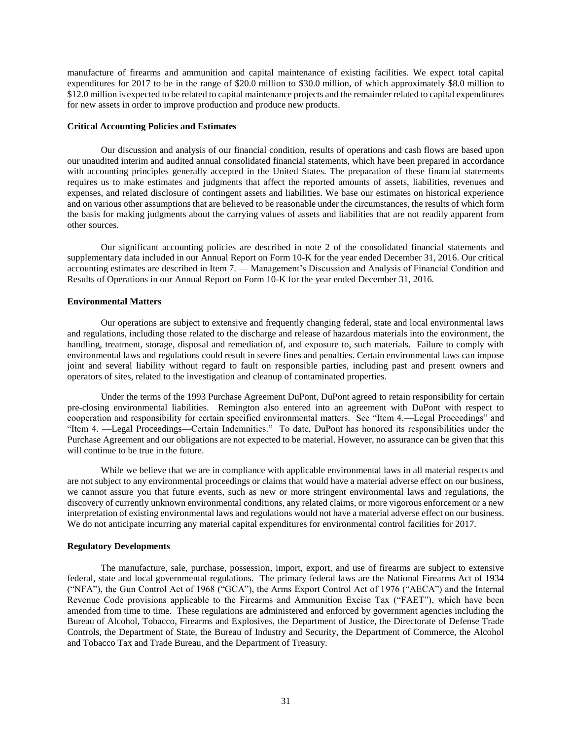manufacture of firearms and ammunition and capital maintenance of existing facilities. We expect total capital expenditures for 2017 to be in the range of $20.0 million to $30.0 million, of which approximately $8.0 million to $12.0 million is expected to be related to capital maintenance projects and the remainder related to capital expenditures for new assets in order to improve production and produce new products.

**Critical Accounting Policies and Estimates**

Our discussion and analysis of our financial condition, results of operations and cash flows are based upon our unaudited interim and audited annual consolidated financial statements, which have been prepared in accordance with accounting principles generally accepted in the United States. The preparation of these financial statements requires us to make estimates and judgments that affect the reported amounts of assets, liabilities, revenues and expenses, and related disclosure of contingent assets and liabilities. We base our estimates on historical experience and on various other assumptions that are believed to be reasonable under the circumstances, the results of which form the basis for making judgments about the carrying values of assets and liabilities that are not readily apparent from other sources.

Our significant accounting policies are described in note 2 of the consolidated financial statements and supplementary data included in our Annual Report on Form 10-K for the year ended December 31, 2016. Our critical accounting estimates are described in Item 7. — Management's Discussion and Analysis of Financial Condition and Results of Operations in our Annual Report on Form 10-K for the year ended December 31, 2016.

**Environmental Matters**

Our operations are subject to extensive and frequently changing federal, state and local environmental laws and regulations, including those related to the discharge and release of hazardous materials into the environment, the handling, treatment, storage, disposal and remediation of, and exposure to, such materials. Failure to comply with environmental laws and regulations could result in severe fines and penalties. Certain environmental laws can impose joint and several liability without regard to fault on responsible parties, including past and present owners and operators of sites, related to the investigation and cleanup of contaminated properties.

Under the terms of the 1993 Purchase Agreement DuPont, DuPont agreed to retain responsibility for certain pre-closing environmental liabilities. Remington also entered into an agreement with DuPont with respect to cooperation and responsibility for certain specified environmental matters. See "Item 4.—Legal Proceedings" and "Item 4. —Legal Proceedings—Certain Indemnities." To date, DuPont has honored its responsibilities under the Purchase Agreement and our obligations are not expected to be material. However, no assurance can be given that this will continue to be true in the future.

While we believe that we are in compliance with applicable environmental laws in all material respects and are not subject to any environmental proceedings or claims that would have a material adverse effect on our business, we cannot assure you that future events, such as new or more stringent environmental laws and regulations, the discovery of currently unknown environmental conditions, any related claims, or more vigorous enforcement or a new interpretation of existing environmental laws and regulations would not have a material adverse effect on our business. We do not anticipate incurring any material capital expenditures for environmental control facilities for 2017.

**Regulatory Developments**

The manufacture, sale, purchase, possession, import, export, and use of firearms are subject to extensive federal, state and local governmental regulations. The primary federal laws are the National Firearms Act of 1934 ("NFA"), the Gun Control Act of 1968 ("GCA"), the Arms Export Control Act of 1976 ("AECA") and the Internal Revenue Code provisions applicable to the Firearms and Ammunition Excise Tax ("FAET"), which have been amended from time to time. These regulations are administered and enforced by government agencies including the Bureau of Alcohol, Tobacco, Firearms and Explosives, the Department of Justice, the Directorate of Defense Trade Controls, the Department of State, the Bureau of Industry and Security, the Department of Commerce, the Alcohol and Tobacco Tax and Trade Bureau, and the Department of Treasury.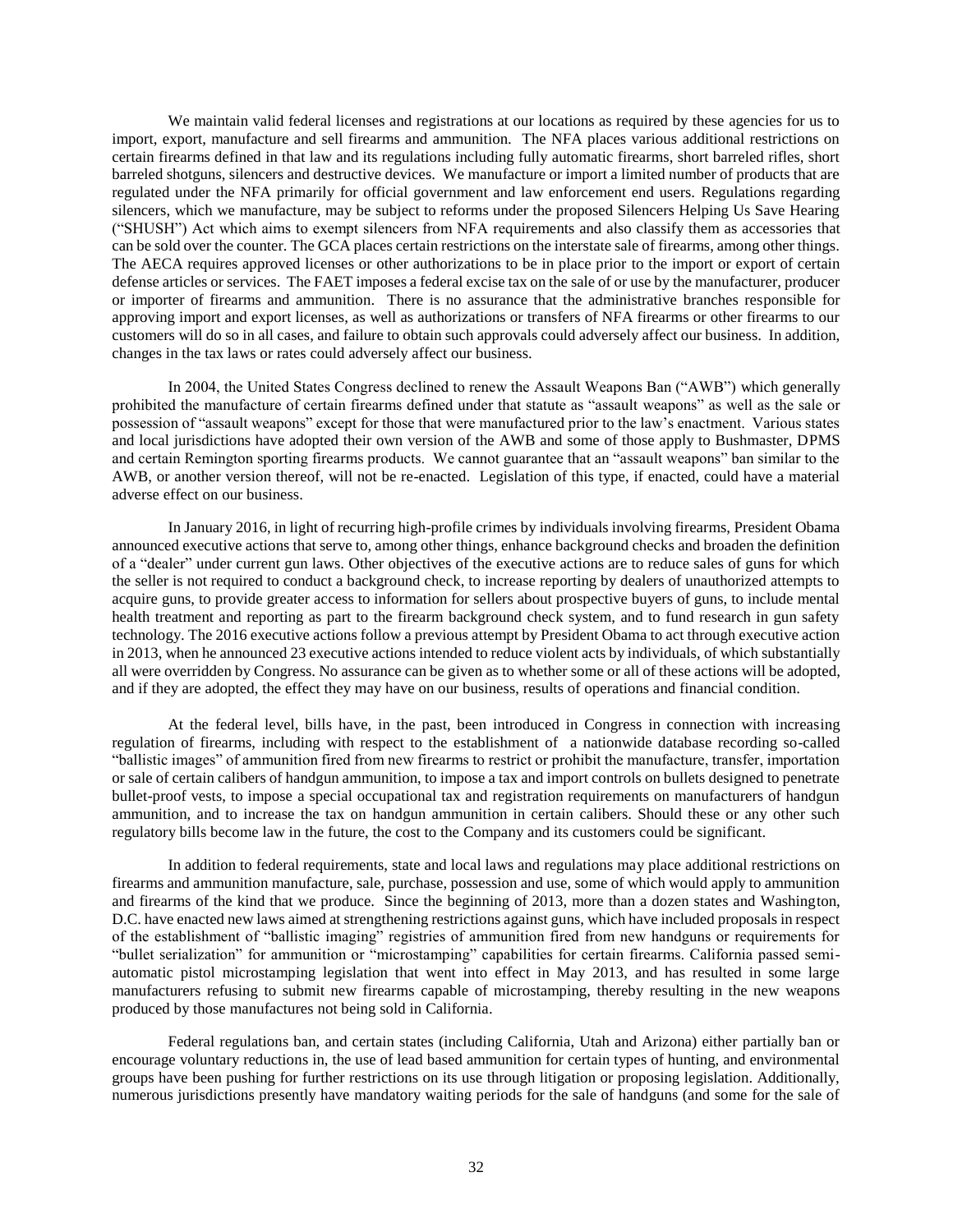We maintain valid federal licenses and registrations at our locations as required by these agencies for us to import, export, manufacture and sell firearms and ammunition. The NFA places various additional restrictions on certain firearms defined in that law and its regulations including fully automatic firearms, short barreled rifles, short barreled shotguns, silencers and destructive devices. We manufacture or import a limited number of products that are regulated under the NFA primarily for official government and law enforcement end users. Regulations regarding silencers, which we manufacture, may be subject to reforms under the proposed Silencers Helping Us Save Hearing ("SHUSH") Act which aims to exempt silencers from NFA requirements and also classify them as accessories that can be sold over the counter. The GCA places certain restrictions on the interstate sale of firearms, among other things. The AECA requires approved licenses or other authorizations to be in place prior to the import or export of certain defense articles or services. The FAET imposes a federal excise tax on the sale of or use by the manufacturer, producer or importer of firearms and ammunition. There is no assurance that the administrative branches responsible for approving import and export licenses, as well as authorizations or transfers of NFA firearms or other firearms to our customers will do so in all cases, and failure to obtain such approvals could adversely affect our business. In addition, changes in the tax laws or rates could adversely affect our business.

In 2004, the United States Congress declined to renew the Assault Weapons Ban ("AWB") which generally prohibited the manufacture of certain firearms defined under that statute as "assault weapons" as well as the sale or possession of "assault weapons" except for those that were manufactured prior to the law's enactment. Various states and local jurisdictions have adopted their own version of the AWB and some of those apply to Bushmaster, DPMS and certain Remington sporting firearms products. We cannot guarantee that an "assault weapons" ban similar to the AWB, or another version thereof, will not be re-enacted. Legislation of this type, if enacted, could have a material adverse effect on our business.

In January 2016, in light of recurring high-profile crimes by individuals involving firearms, President Obama announced executive actions that serve to, among other things, enhance background checks and broaden the definition of a "dealer" under current gun laws. Other objectives of the executive actions are to reduce sales of guns for which the seller is not required to conduct a background check, to increase reporting by dealers of unauthorized attempts to acquire guns, to provide greater access to information for sellers about prospective buyers of guns, to include mental health treatment and reporting as part to the firearm background check system, and to fund research in gun safety technology. The 2016 executive actions follow a previous attempt by President Obama to act through executive action in 2013, when he announced 23 executive actions intended to reduce violent acts by individuals, of which substantially all were overridden by Congress. No assurance can be given as to whether some or all of these actions will be adopted, and if they are adopted, the effect they may have on our business, results of operations and financial condition.

At the federal level, bills have, in the past, been introduced in Congress in connection with increasing regulation of firearms, including with respect to the establishment of a nationwide database recording so-called "ballistic images" of ammunition fired from new firearms to restrict or prohibit the manufacture, transfer, importation or sale of certain calibers of handgun ammunition, to impose a tax and import controls on bullets designed to penetrate bullet-proof vests, to impose a special occupational tax and registration requirements on manufacturers of handgun ammunition, and to increase the tax on handgun ammunition in certain calibers. Should these or any other such regulatory bills become law in the future, the cost to the Company and its customers could be significant.

In addition to federal requirements, state and local laws and regulations may place additional restrictions on firearms and ammunition manufacture, sale, purchase, possession and use, some of which would apply to ammunition and firearms of the kind that we produce. Since the beginning of 2013, more than a dozen states and Washington, D.C. have enacted new laws aimed at strengthening restrictions against guns, which have included proposals in respect of the establishment of "ballistic imaging" registries of ammunition fired from new handguns or requirements for "bullet serialization" for ammunition or "microstamping" capabilities for certain firearms. California passed semi-automatic pistol microstamping legislation that went into effect in May 2013, and has resulted in some large manufacturers refusing to submit new firearms capable of microstamping, thereby resulting in the new weapons produced by those manufactures not being sold in California.

Federal regulations ban, and certain states (including California, Utah and Arizona) either partially ban or encourage voluntary reductions in, the use of lead based ammunition for certain types of hunting, and environmental groups have been pushing for further restrictions on its use through litigation or proposing legislation. Additionally, numerous jurisdictions presently have mandatory waiting periods for the sale of handguns (and some for the sale of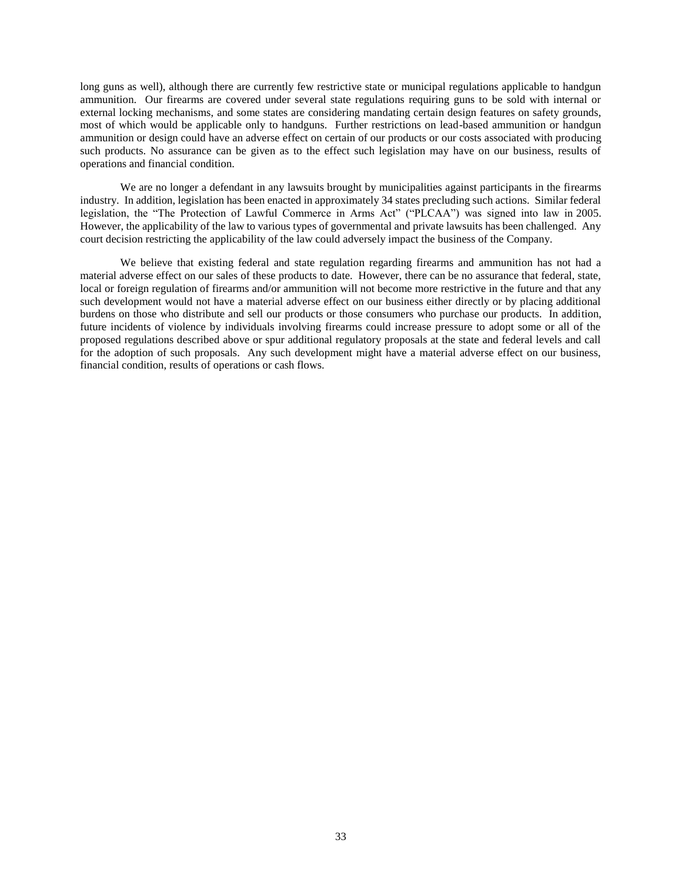long guns as well), although there are currently few restrictive state or municipal regulations applicable to handgun ammunition. Our firearms are covered under several state regulations requiring guns to be sold with internal or external locking mechanisms, and some states are considering mandating certain design features on safety grounds, most of which would be applicable only to handguns. Further restrictions on lead-based ammunition or handgun ammunition or design could have an adverse effect on certain of our products or our costs associated with producing such products. No assurance can be given as to the effect such legislation may have on our business, results of operations and financial condition.

We are no longer a defendant in any lawsuits brought by municipalities against participants in the firearms industry. In addition, legislation has been enacted in approximately 34 states precluding such actions. Similar federal legislation, the "The Protection of Lawful Commerce in Arms Act" ("PLCAA") was signed into law in 2005. However, the applicability of the law to various types of governmental and private lawsuits has been challenged. Any court decision restricting the applicability of the law could adversely impact the business of the Company.

We believe that existing federal and state regulation regarding firearms and ammunition has not had a material adverse effect on our sales of these products to date. However, there can be no assurance that federal, state, local or foreign regulation of firearms and/or ammunition will not become more restrictive in the future and that any such development would not have a material adverse effect on our business either directly or by placing additional burdens on those who distribute and sell our products or those consumers who purchase our products. In addition, future incidents of violence by individuals involving firearms could increase pressure to adopt some or all of the proposed regulations described above or spur additional regulatory proposals at the state and federal levels and call for the adoption of such proposals. Any such development might have a material adverse effect on our business, financial condition, results of operations or cash flows.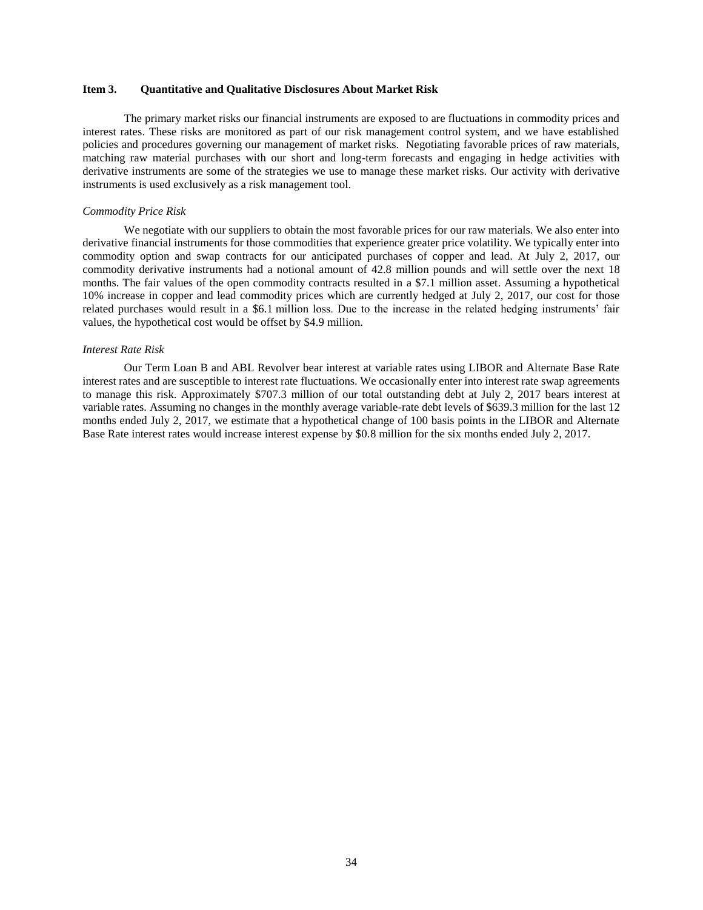### Item 3. Quantitative and Qualitative Disclosures About Market Risk

The primary market risks our financial instruments are exposed to are fluctuations in commodity prices and interest rates. These risks are monitored as part of our risk management control system, and we have established policies and procedures governing our management of market risks. Negotiating favorable prices of raw materials, matching raw material purchases with our short and long-term forecasts and engaging in hedge activities with derivative instruments are some of the strategies we use to manage these market risks. Our activity with derivative instruments is used exclusively as a risk management tool.

*Commodity Price Risk*

We negotiate with our suppliers to obtain the most favorable prices for our raw materials. We also enter into derivative financial instruments for those commodities that experience greater price volatility. We typically enter into commodity option and swap contracts for our anticipated purchases of copper and lead. At July 2, 2017, our commodity derivative instruments had a notional amount of 42.8 million pounds and will settle over the next 18 months. The fair values of the open commodity contracts resulted in a $7.1 million asset. Assuming a hypothetical 10% increase in copper and lead commodity prices which are currently hedged at July 2, 2017, our cost for those related purchases would result in a $6.1 million loss. Due to the increase in the related hedging instruments' fair values, the hypothetical cost would be offset by $4.9 million.

*Interest Rate Risk*

Our Term Loan B and ABL Revolver bear interest at variable rates using LIBOR and Alternate Base Rate interest rates and are susceptible to interest rate fluctuations. We occasionally enter into interest rate swap agreements to manage this risk. Approximately $707.3 million of our total outstanding debt at July 2, 2017 bears interest at variable rates. Assuming no changes in the monthly average variable-rate debt levels of $639.3 million for the last 12 months ended July 2, 2017, we estimate that a hypothetical change of 100 basis points in the LIBOR and Alternate Base Rate interest rates would increase interest expense by $0.8 million for the six months ended July 2, 2017.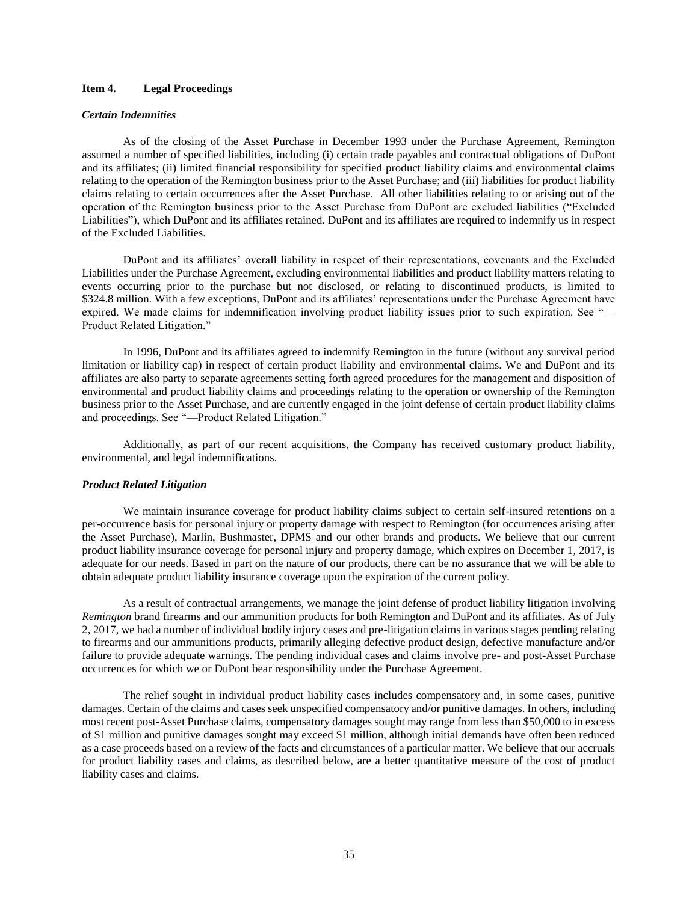### Item 4. Legal Proceedings

***Certain Indemnities***

As of the closing of the Asset Purchase in December 1993 under the Purchase Agreement, Remington assumed a number of specified liabilities, including (i) certain trade payables and contractual obligations of DuPont and its affiliates; (ii) limited financial responsibility for specified product liability claims and environmental claims relating to the operation of the Remington business prior to the Asset Purchase; and (iii) liabilities for product liability claims relating to certain occurrences after the Asset Purchase. All other liabilities relating to or arising out of the operation of the Remington business prior to the Asset Purchase from DuPont are excluded liabilities ("Excluded Liabilities"), which DuPont and its affiliates retained. DuPont and its affiliates are required to indemnify us in respect of the Excluded Liabilities.

DuPont and its affiliates' overall liability in respect of their representations, covenants and the Excluded Liabilities under the Purchase Agreement, excluding environmental liabilities and product liability matters relating to events occurring prior to the purchase but not disclosed, or relating to discontinued products, is limited to $324.8 million. With a few exceptions, DuPont and its affiliates' representations under the Purchase Agreement have expired. We made claims for indemnification involving product liability issues prior to such expiration. See "—Product Related Litigation."

In 1996, DuPont and its affiliates agreed to indemnify Remington in the future (without any survival period limitation or liability cap) in respect of certain product liability and environmental claims. We and DuPont and its affiliates are also party to separate agreements setting forth agreed procedures for the management and disposition of environmental and product liability claims and proceedings relating to the operation or ownership of the Remington business prior to the Asset Purchase, and are currently engaged in the joint defense of certain product liability claims and proceedings. See "—Product Related Litigation."

Additionally, as part of our recent acquisitions, the Company has received customary product liability, environmental, and legal indemnifications.

***Product Related Litigation***

We maintain insurance coverage for product liability claims subject to certain self-insured retentions on a per-occurrence basis for personal injury or property damage with respect to Remington (for occurrences arising after the Asset Purchase), Marlin, Bushmaster, DPMS and our other brands and products. We believe that our current product liability insurance coverage for personal injury and property damage, which expires on December 1, 2017, is adequate for our needs. Based in part on the nature of our products, there can be no assurance that we will be able to obtain adequate product liability insurance coverage upon the expiration of the current policy.

As a result of contractual arrangements, we manage the joint defense of product liability litigation involving *Remington* brand firearms and our ammunition products for both Remington and DuPont and its affiliates. As of July 2, 2017, we had a number of individual bodily injury cases and pre-litigation claims in various stages pending relating to firearms and our ammunitions products, primarily alleging defective product design, defective manufacture and/or failure to provide adequate warnings. The pending individual cases and claims involve pre- and post-Asset Purchase occurrences for which we or DuPont bear responsibility under the Purchase Agreement.

The relief sought in individual product liability cases includes compensatory and, in some cases, punitive damages. Certain of the claims and cases seek unspecified compensatory and/or punitive damages. In others, including most recent post-Asset Purchase claims, compensatory damages sought may range from less than $50,000 to in excess of $1 million and punitive damages sought may exceed $1 million, although initial demands have often been reduced as a case proceeds based on a review of the facts and circumstances of a particular matter. We believe that our accruals for product liability cases and claims, as described below, are a better quantitative measure of the cost of product liability cases and claims.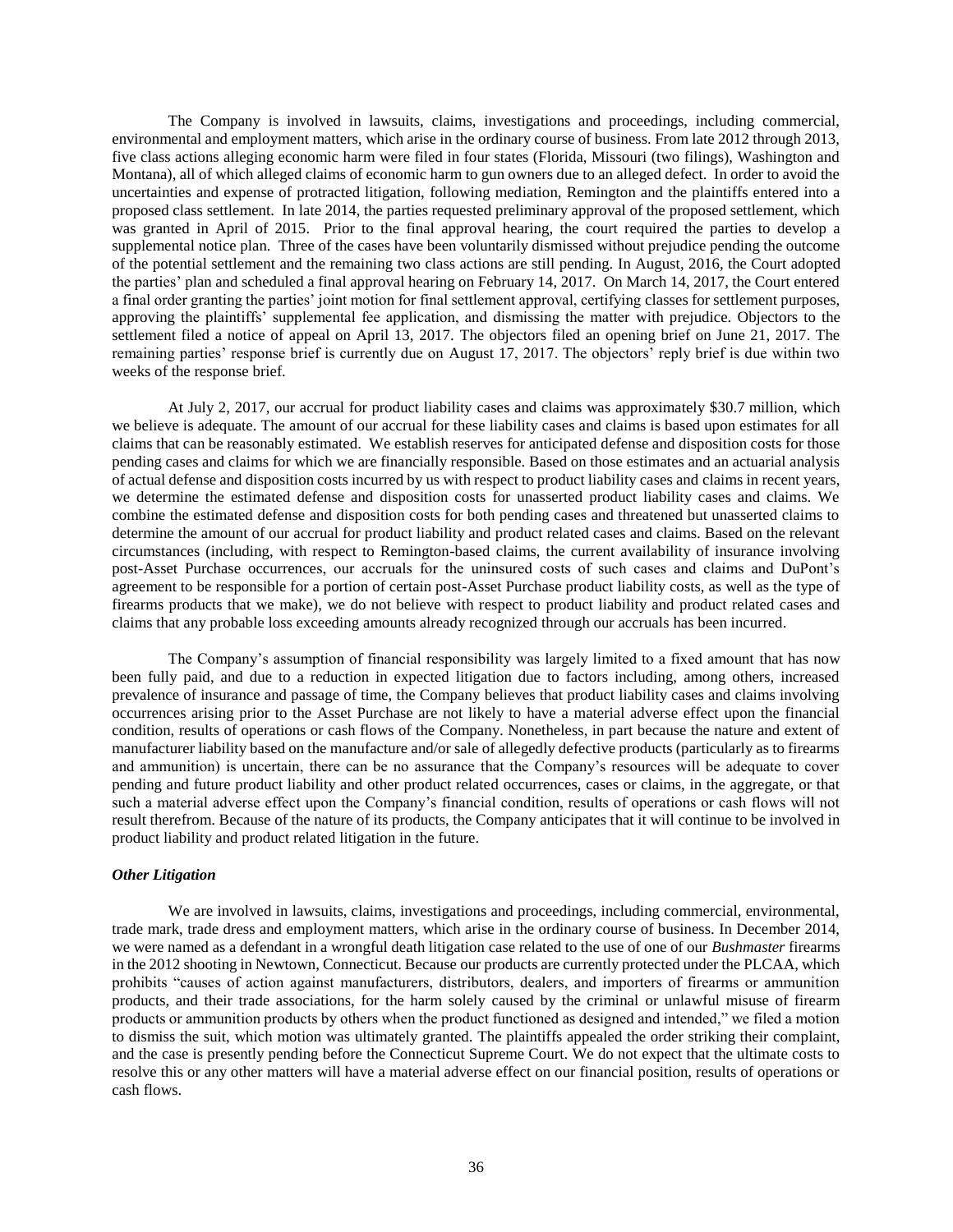The Company is involved in lawsuits, claims, investigations and proceedings, including commercial, environmental and employment matters, which arise in the ordinary course of business. From late 2012 through 2013, five class actions alleging economic harm were filed in four states (Florida, Missouri (two filings), Washington and Montana), all of which alleged claims of economic harm to gun owners due to an alleged defect. In order to avoid the uncertainties and expense of protracted litigation, following mediation, Remington and the plaintiffs entered into a proposed class settlement. In late 2014, the parties requested preliminary approval of the proposed settlement, which was granted in April of 2015. Prior to the final approval hearing, the court required the parties to develop a supplemental notice plan. Three of the cases have been voluntarily dismissed without prejudice pending the outcome of the potential settlement and the remaining two class actions are still pending. In August, 2016, the Court adopted the parties' plan and scheduled a final approval hearing on February 14, 2017. On March 14, 2017, the Court entered a final order granting the parties' joint motion for final settlement approval, certifying classes for settlement purposes, approving the plaintiffs' supplemental fee application, and dismissing the matter with prejudice. Objectors to the settlement filed a notice of appeal on April 13, 2017. The objectors filed an opening brief on June 21, 2017. The remaining parties' response brief is currently due on August 17, 2017. The objectors' reply brief is due within two weeks of the response brief.

At July 2, 2017, our accrual for product liability cases and claims was approximately $30.7 million, which we believe is adequate. The amount of our accrual for these liability cases and claims is based upon estimates for all claims that can be reasonably estimated. We establish reserves for anticipated defense and disposition costs for those pending cases and claims for which we are financially responsible. Based on those estimates and an actuarial analysis of actual defense and disposition costs incurred by us with respect to product liability cases and claims in recent years, we determine the estimated defense and disposition costs for unasserted product liability cases and claims. We combine the estimated defense and disposition costs for both pending cases and threatened but unasserted claims to determine the amount of our accrual for product liability and product related cases and claims. Based on the relevant circumstances (including, with respect to Remington-based claims, the current availability of insurance involving post-Asset Purchase occurrences, our accruals for the uninsured costs of such cases and claims and DuPont's agreement to be responsible for a portion of certain post-Asset Purchase product liability costs, as well as the type of firearms products that we make), we do not believe with respect to product liability and product related cases and claims that any probable loss exceeding amounts already recognized through our accruals has been incurred.

The Company's assumption of financial responsibility was largely limited to a fixed amount that has now been fully paid, and due to a reduction in expected litigation due to factors including, among others, increased prevalence of insurance and passage of time, the Company believes that product liability cases and claims involving occurrences arising prior to the Asset Purchase are not likely to have a material adverse effect upon the financial condition, results of operations or cash flows of the Company. Nonetheless, in part because the nature and extent of manufacturer liability based on the manufacture and/or sale of allegedly defective products (particularly as to firearms and ammunition) is uncertain, there can be no assurance that the Company's resources will be adequate to cover pending and future product liability and other product related occurrences, cases or claims, in the aggregate, or that such a material adverse effect upon the Company's financial condition, results of operations or cash flows will not result therefrom. Because of the nature of its products, the Company anticipates that it will continue to be involved in product liability and product related litigation in the future.

***Other Litigation***

We are involved in lawsuits, claims, investigations and proceedings, including commercial, environmental, trade mark, trade dress and employment matters, which arise in the ordinary course of business. In December 2014, we were named as a defendant in a wrongful death litigation case related to the use of one of our *Bushmaster* firearms in the 2012 shooting in Newtown, Connecticut. Because our products are currently protected under the PLCAA, which prohibits "causes of action against manufacturers, distributors, dealers, and importers of firearms or ammunition products, and their trade associations, for the harm solely caused by the criminal or unlawful misuse of firearm products or ammunition products by others when the product functioned as designed and intended," we filed a motion to dismiss the suit, which motion was ultimately granted. The plaintiffs appealed the order striking their complaint, and the case is presently pending before the Connecticut Supreme Court. We do not expect that the ultimate costs to resolve this or any other matters will have a material adverse effect on our financial position, results of operations or cash flows.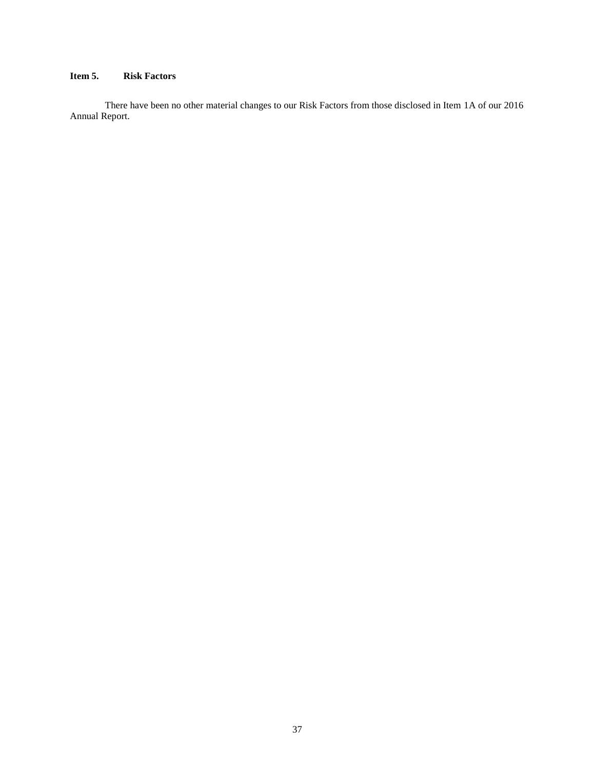**Item 5. Risk Factors**

There have been no other material changes to our Risk Factors from those disclosed in Item 1A of our 2016 Annual Report.